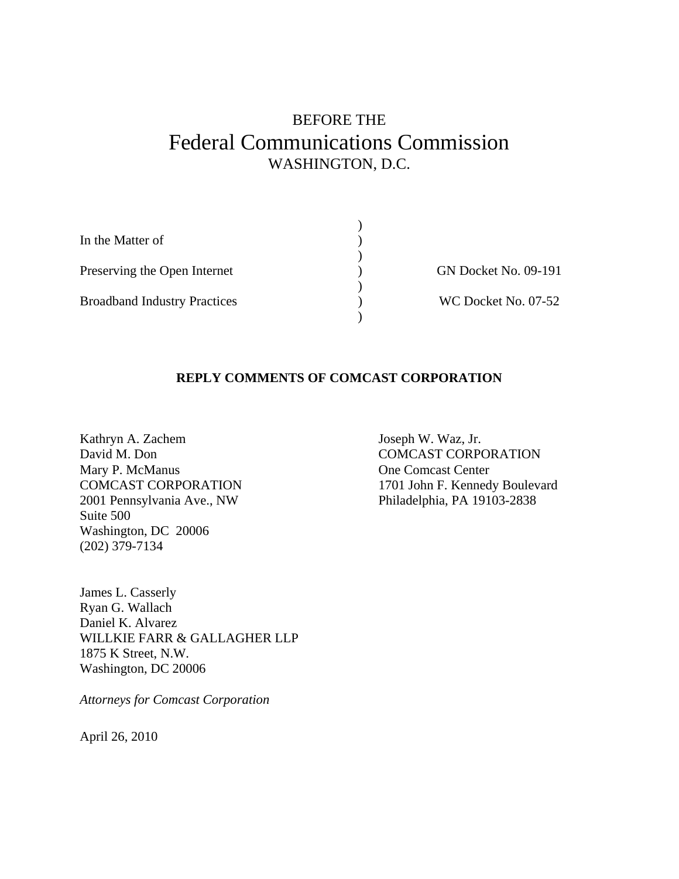BEFORE THE

# Federal Communications Commission

WASHINGTON, D.C.

| | | |
|---|---|---|
| In the Matter of | ) | |
| | ) | |
| Preserving the Open Internet | ) | GN Docket No. 09-191 |
| | ) | |
| Broadband Industry Practices | ) | WC Docket No. 07-52 |
| | ) | |

**REPLY COMMENTS OF COMCAST CORPORATION**

Kathryn A. Zachem
David M. Don
Mary P. McManus
COMCAST CORPORATION
2001 Pennsylvania Ave., NW
Suite 500
Washington, DC 20006
(202) 379-7134

Joseph W. Waz, Jr.
COMCAST CORPORATION
One Comcast Center
1701 John F. Kennedy Boulevard
Philadelphia, PA 19103-2838

James L. Casserly
Ryan G. Wallach
Daniel K. Alvarez
WILLKIE FARR & GALLAGHER LLP
1875 K Street, N.W.
Washington, DC 20006

*Attorneys for Comcast Corporation*

April 26, 2010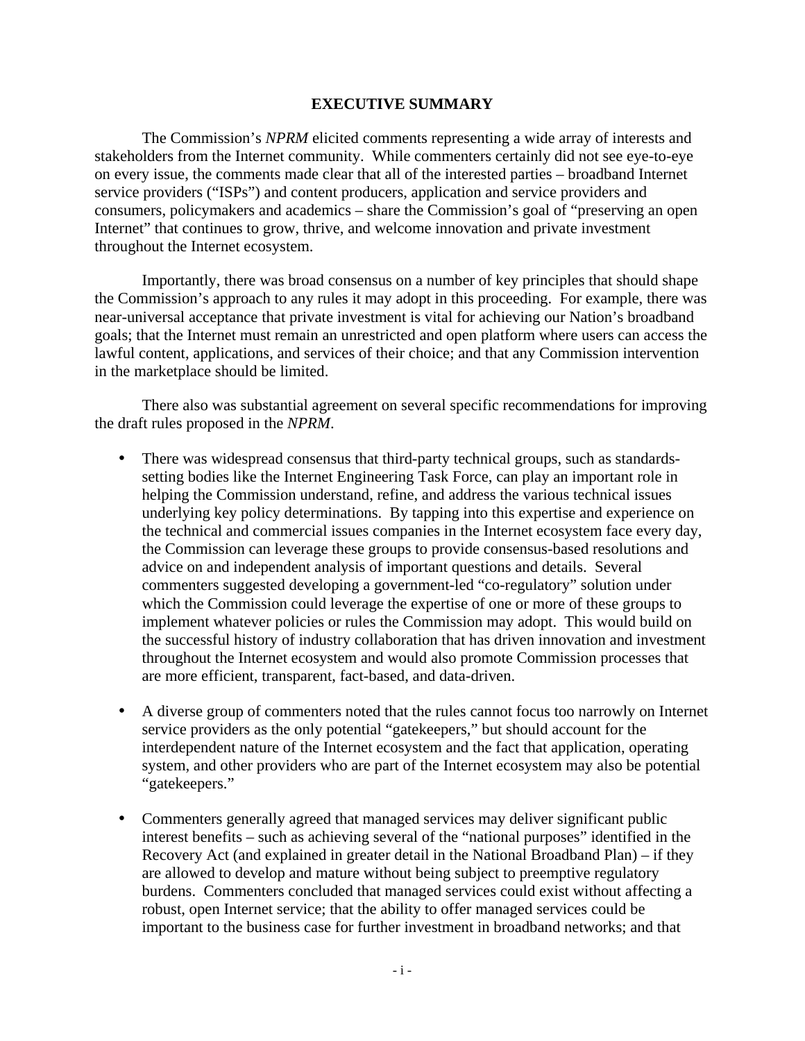## EXECUTIVE SUMMARY

The Commission's *NPRM* elicited comments representing a wide array of interests and stakeholders from the Internet community. While commenters certainly did not see eye-to-eye on every issue, the comments made clear that all of the interested parties – broadband Internet service providers ("ISPs") and content producers, application and service providers and consumers, policymakers and academics – share the Commission's goal of "preserving an open Internet" that continues to grow, thrive, and welcome innovation and private investment throughout the Internet ecosystem.

Importantly, there was broad consensus on a number of key principles that should shape the Commission's approach to any rules it may adopt in this proceeding. For example, there was near-universal acceptance that private investment is vital for achieving our Nation's broadband goals; that the Internet must remain an unrestricted and open platform where users can access the lawful content, applications, and services of their choice; and that any Commission intervention in the marketplace should be limited.

There also was substantial agreement on several specific recommendations for improving the draft rules proposed in the *NPRM*.

- There was widespread consensus that third-party technical groups, such as standards-setting bodies like the Internet Engineering Task Force, can play an important role in helping the Commission understand, refine, and address the various technical issues underlying key policy determinations. By tapping into this expertise and experience on the technical and commercial issues companies in the Internet ecosystem face every day, the Commission can leverage these groups to provide consensus-based resolutions and advice on and independent analysis of important questions and details. Several commenters suggested developing a government-led "co-regulatory" solution under which the Commission could leverage the expertise of one or more of these groups to implement whatever policies or rules the Commission may adopt. This would build on the successful history of industry collaboration that has driven innovation and investment throughout the Internet ecosystem and would also promote Commission processes that are more efficient, transparent, fact-based, and data-driven.

- A diverse group of commenters noted that the rules cannot focus too narrowly on Internet service providers as the only potential "gatekeepers," but should account for the interdependent nature of the Internet ecosystem and the fact that application, operating system, and other providers who are part of the Internet ecosystem may also be potential "gatekeepers."

- Commenters generally agreed that managed services may deliver significant public interest benefits – such as achieving several of the "national purposes" identified in the Recovery Act (and explained in greater detail in the National Broadband Plan) – if they are allowed to develop and mature without being subject to preemptive regulatory burdens. Commenters concluded that managed services could exist without affecting a robust, open Internet service; that the ability to offer managed services could be important to the business case for further investment in broadband networks; and that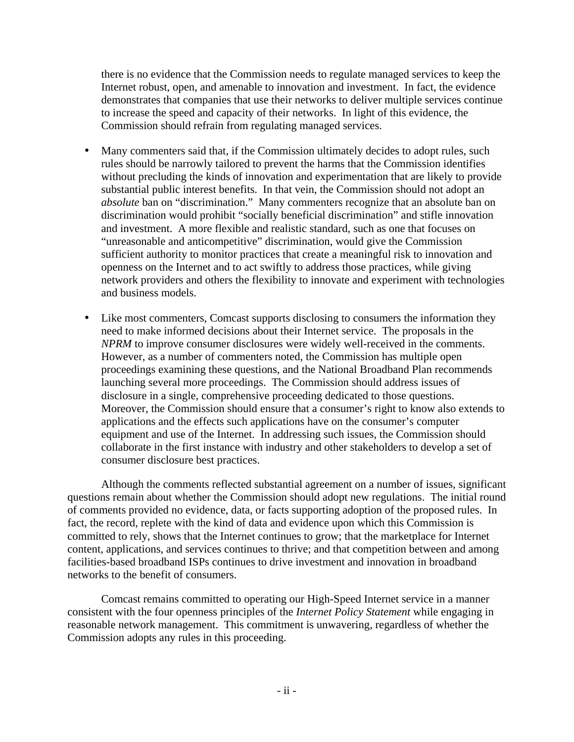there is no evidence that the Commission needs to regulate managed services to keep the Internet robust, open, and amenable to innovation and investment. In fact, the evidence demonstrates that companies that use their networks to deliver multiple services continue to increase the speed and capacity of their networks. In light of this evidence, the Commission should refrain from regulating managed services.

- Many commenters said that, if the Commission ultimately decides to adopt rules, such rules should be narrowly tailored to prevent the harms that the Commission identifies without precluding the kinds of innovation and experimentation that are likely to provide substantial public interest benefits. In that vein, the Commission should not adopt an *absolute* ban on "discrimination." Many commenters recognize that an absolute ban on discrimination would prohibit "socially beneficial discrimination" and stifle innovation and investment. A more flexible and realistic standard, such as one that focuses on "unreasonable and anticompetitive" discrimination, would give the Commission sufficient authority to monitor practices that create a meaningful risk to innovation and openness on the Internet and to act swiftly to address those practices, while giving network providers and others the flexibility to innovate and experiment with technologies and business models.

- Like most commenters, Comcast supports disclosing to consumers the information they need to make informed decisions about their Internet service. The proposals in the *NPRM* to improve consumer disclosures were widely well-received in the comments. However, as a number of commenters noted, the Commission has multiple open proceedings examining these questions, and the National Broadband Plan recommends launching several more proceedings. The Commission should address issues of disclosure in a single, comprehensive proceeding dedicated to those questions. Moreover, the Commission should ensure that a consumer's right to know also extends to applications and the effects such applications have on the consumer's computer equipment and use of the Internet. In addressing such issues, the Commission should collaborate in the first instance with industry and other stakeholders to develop a set of consumer disclosure best practices.

Although the comments reflected substantial agreement on a number of issues, significant questions remain about whether the Commission should adopt new regulations. The initial round of comments provided no evidence, data, or facts supporting adoption of the proposed rules. In fact, the record, replete with the kind of data and evidence upon which this Commission is committed to rely, shows that the Internet continues to grow; that the marketplace for Internet content, applications, and services continues to thrive; and that competition between and among facilities-based broadband ISPs continues to drive investment and innovation in broadband networks to the benefit of consumers.

Comcast remains committed to operating our High-Speed Internet service in a manner consistent with the four openness principles of the *Internet Policy Statement* while engaging in reasonable network management. This commitment is unwavering, regardless of whether the Commission adopts any rules in this proceeding.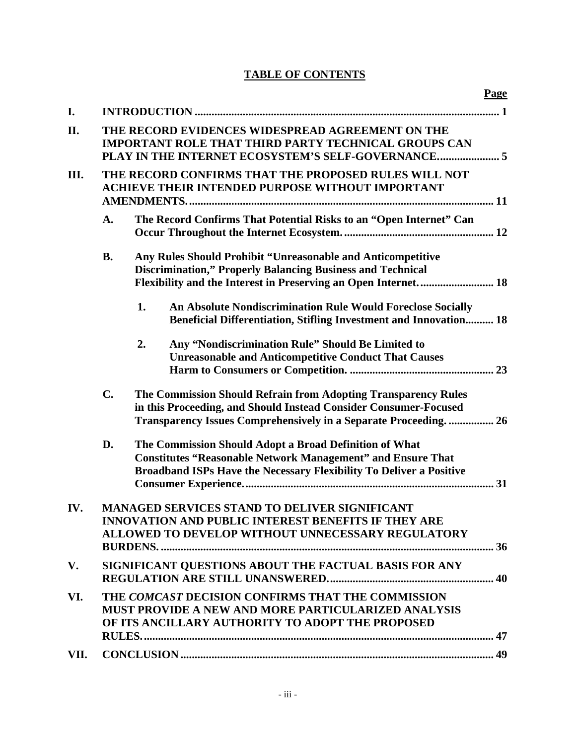**TABLE OF CONTENTS**

**Page**

**I. INTRODUCTION** .......... 1

**II. THE RECORD EVIDENCES WIDESPREAD AGREEMENT ON THE IMPORTANT ROLE THAT THIRD PARTY TECHNICAL GROUPS CAN PLAY IN THE INTERNET ECOSYSTEM'S SELF-GOVERNANCE.** .......... 5

**III. THE RECORD CONFIRMS THAT THE PROPOSED RULES WILL NOT ACHIEVE THEIR INTENDED PURPOSE WITHOUT IMPORTANT AMENDMENTS.** .......... 11

- **A. The Record Confirms That Potential Risks to an "Open Internet" Can Occur Throughout the Internet Ecosystem.** .......... 12
- **B. Any Rules Should Prohibit "Unreasonable and Anticompetitive Discrimination," Properly Balancing Business and Technical Flexibility and the Interest in Preserving an Open Internet.** .......... 18
  - **1. An Absolute Nondiscrimination Rule Would Foreclose Socially Beneficial Differentiation, Stifling Investment and Innovation** .......... 18
  - **2. Any "Nondiscrimination Rule" Should Be Limited to Unreasonable and Anticompetitive Conduct That Causes Harm to Consumers or Competition.** .......... 23
- **C. The Commission Should Refrain from Adopting Transparency Rules in this Proceeding, and Should Instead Consider Consumer-Focused Transparency Issues Comprehensively in a Separate Proceeding.** .......... 26
- **D. The Commission Should Adopt a Broad Definition of What Constitutes "Reasonable Network Management" and Ensure That Broadband ISPs Have the Necessary Flexibility To Deliver a Positive Consumer Experience.** .......... 31

**IV. MANAGED SERVICES STAND TO DELIVER SIGNIFICANT INNOVATION AND PUBLIC INTEREST BENEFITS IF THEY ARE ALLOWED TO DEVELOP WITHOUT UNNECESSARY REGULATORY BURDENS.** .......... 36

**V. SIGNIFICANT QUESTIONS ABOUT THE FACTUAL BASIS FOR ANY REGULATION ARE STILL UNANSWERED.** .......... 40

**VI. THE *COMCAST* DECISION CONFIRMS THAT THE COMMISSION MUST PROVIDE A NEW AND MORE PARTICULARIZED ANALYSIS OF ITS ANCILLARY AUTHORITY TO ADOPT THE PROPOSED RULES.** .......... 47

**VII. CONCLUSION** .......... 49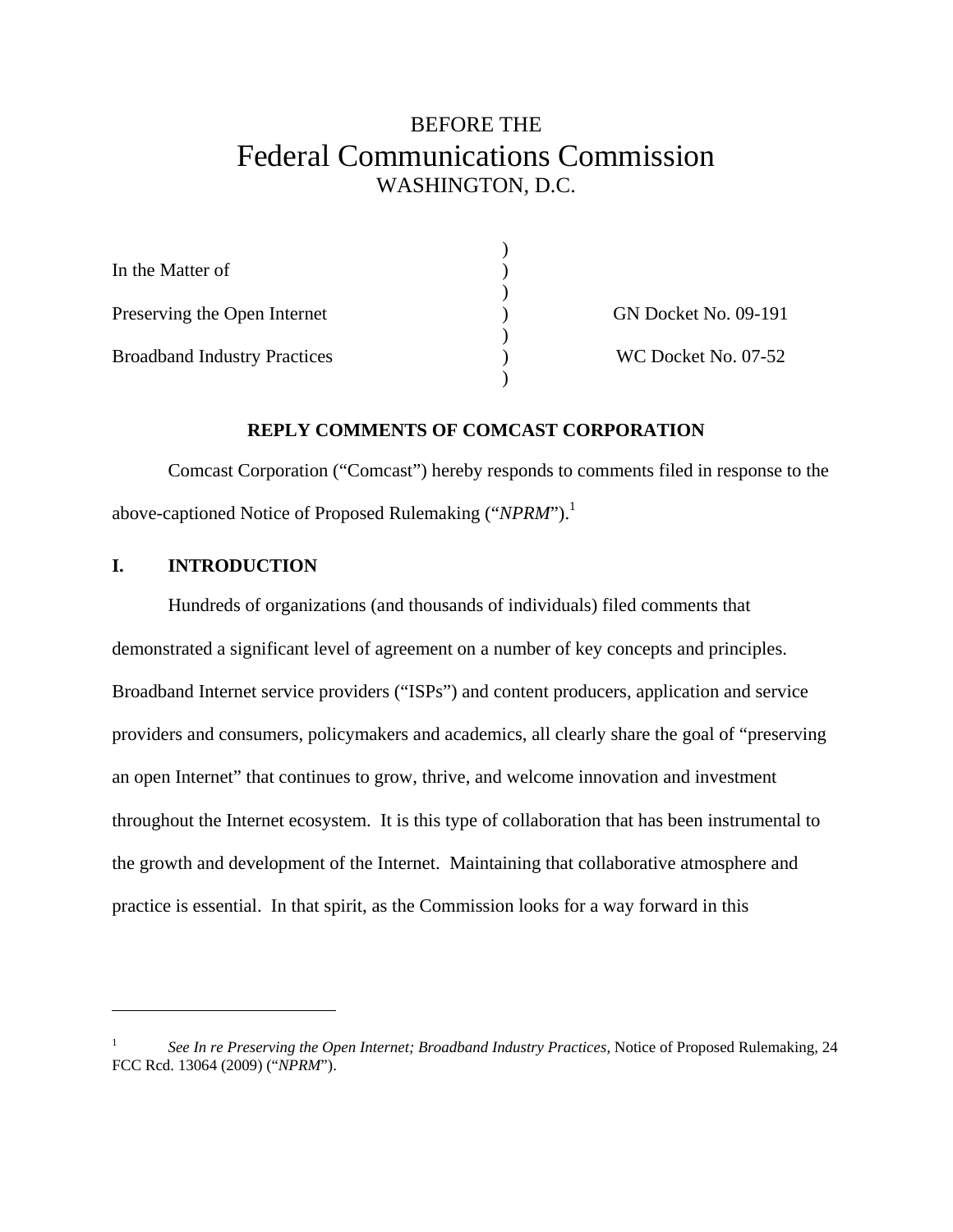BEFORE THE

# Federal Communications Commission

WASHINGTON, D.C.

| | | |
|---|---|---|
| In the Matter of | ) | |
| Preserving the Open Internet | ) | GN Docket No. 09-191 |
| Broadband Industry Practices | ) | WC Docket No. 07-52 |

**REPLY COMMENTS OF COMCAST CORPORATION**

Comcast Corporation ("Comcast") hereby responds to comments filed in response to the above-captioned Notice of Proposed Rulemaking ("*NPRM*").[1]

## I. INTRODUCTION

Hundreds of organizations (and thousands of individuals) filed comments that demonstrated a significant level of agreement on a number of key concepts and principles. Broadband Internet service providers ("ISPs") and content producers, application and service providers and consumers, policymakers and academics, all clearly share the goal of "preserving an open Internet" that continues to grow, thrive, and welcome innovation and investment throughout the Internet ecosystem. It is this type of collaboration that has been instrumental to the growth and development of the Internet. Maintaining that collaborative atmosphere and practice is essential. In that spirit, as the Commission looks for a way forward in this

---

[1] *See In re Preserving the Open Internet; Broadband Industry Practices*, Notice of Proposed Rulemaking, 24 FCC Rcd. 13064 (2009) ("*NPRM*").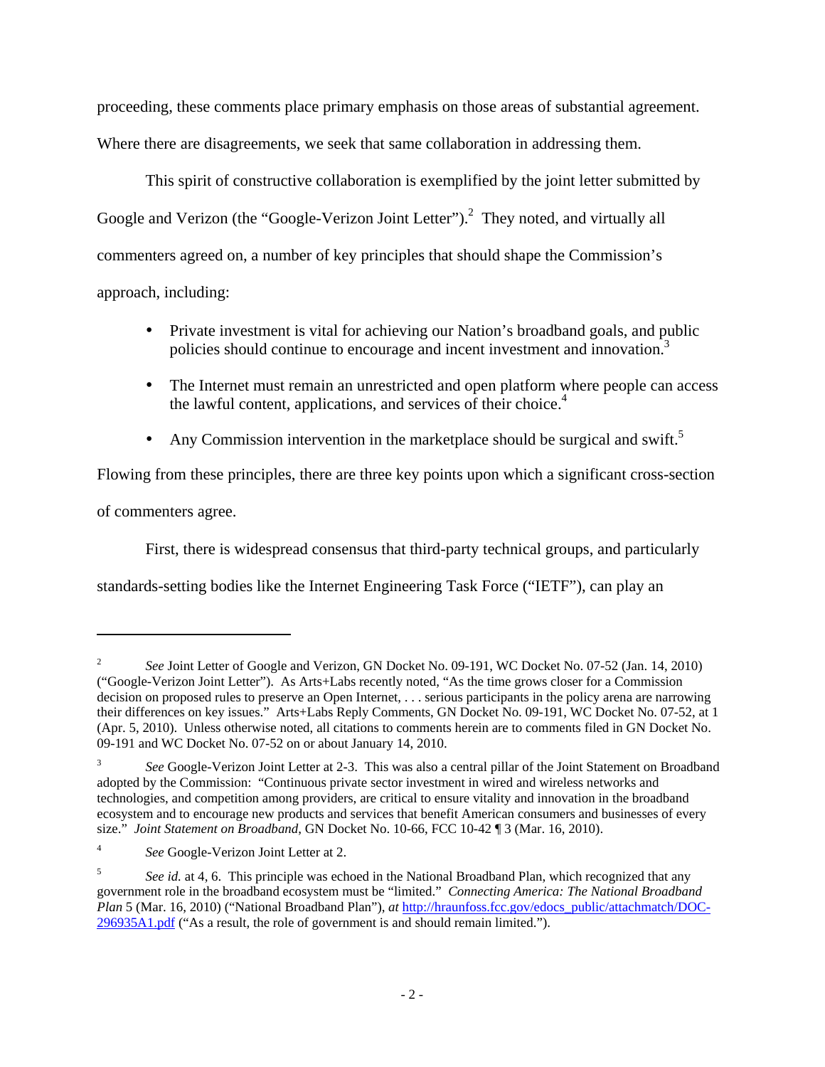proceeding, these comments place primary emphasis on those areas of substantial agreement. Where there are disagreements, we seek that same collaboration in addressing them.

This spirit of constructive collaboration is exemplified by the joint letter submitted by Google and Verizon (the "Google-Verizon Joint Letter").[2] They noted, and virtually all commenters agreed on, a number of key principles that should shape the Commission's approach, including:

- Private investment is vital for achieving our Nation's broadband goals, and public policies should continue to encourage and incent investment and innovation.[3]
- The Internet must remain an unrestricted and open platform where people can access the lawful content, applications, and services of their choice.[4]
- Any Commission intervention in the marketplace should be surgical and swift.[5]

Flowing from these principles, there are three key points upon which a significant cross-section of commenters agree.

First, there is widespread consensus that third-party technical groups, and particularly standards-setting bodies like the Internet Engineering Task Force ("IETF"), can play an

---

[2] *See* Joint Letter of Google and Verizon, GN Docket No. 09-191, WC Docket No. 07-52 (Jan. 14, 2010) ("Google-Verizon Joint Letter"). As Arts+Labs recently noted, "As the time grows closer for a Commission decision on proposed rules to preserve an Open Internet, . . . serious participants in the policy arena are narrowing their differences on key issues." Arts+Labs Reply Comments, GN Docket No. 09-191, WC Docket No. 07-52, at 1 (Apr. 5, 2010). Unless otherwise noted, all citations to comments herein are to comments filed in GN Docket No. 09-191 and WC Docket No. 07-52 on or about January 14, 2010.

[3] *See* Google-Verizon Joint Letter at 2-3. This was also a central pillar of the Joint Statement on Broadband adopted by the Commission: "Continuous private sector investment in wired and wireless networks and technologies, and competition among providers, are critical to ensure vitality and innovation in the broadband ecosystem and to encourage new products and services that benefit American consumers and businesses of every size." *Joint Statement on Broadband*, GN Docket No. 10-66, FCC 10-42 ¶ 3 (Mar. 16, 2010).

[4] *See* Google-Verizon Joint Letter at 2.

[5] *See id.* at 4, 6. This principle was echoed in the National Broadband Plan, which recognized that any government role in the broadband ecosystem must be "limited." *Connecting America: The National Broadband Plan* 5 (Mar. 16, 2010) ("National Broadband Plan"), *at* http://hraunfoss.fcc.gov/edocs_public/attachmatch/DOC-296935A1.pdf ("As a result, the role of government is and should remain limited.").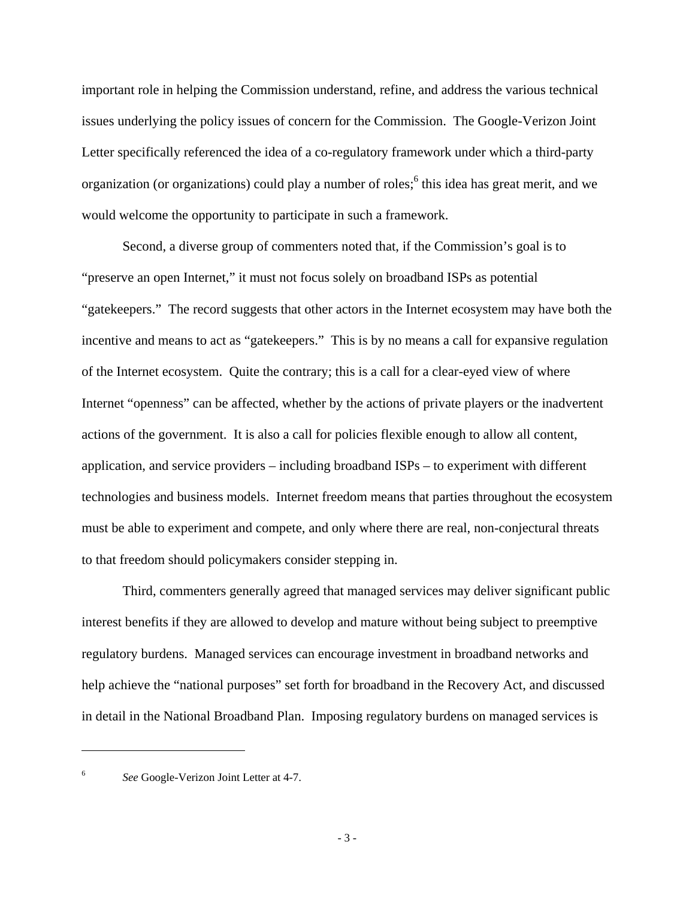important role in helping the Commission understand, refine, and address the various technical issues underlying the policy issues of concern for the Commission. The Google-Verizon Joint Letter specifically referenced the idea of a co-regulatory framework under which a third-party organization (or organizations) could play a number of roles;[6] this idea has great merit, and we would welcome the opportunity to participate in such a framework.

Second, a diverse group of commenters noted that, if the Commission's goal is to "preserve an open Internet," it must not focus solely on broadband ISPs as potential "gatekeepers." The record suggests that other actors in the Internet ecosystem may have both the incentive and means to act as "gatekeepers." This is by no means a call for expansive regulation of the Internet ecosystem. Quite the contrary; this is a call for a clear-eyed view of where Internet "openness" can be affected, whether by the actions of private players or the inadvertent actions of the government. It is also a call for policies flexible enough to allow all content, application, and service providers – including broadband ISPs – to experiment with different technologies and business models. Internet freedom means that parties throughout the ecosystem must be able to experiment and compete, and only where there are real, non-conjectural threats to that freedom should policymakers consider stepping in.

Third, commenters generally agreed that managed services may deliver significant public interest benefits if they are allowed to develop and mature without being subject to preemptive regulatory burdens. Managed services can encourage investment in broadband networks and help achieve the "national purposes" set forth for broadband in the Recovery Act, and discussed in detail in the National Broadband Plan. Imposing regulatory burdens on managed services is

---

[6] *See* Google-Verizon Joint Letter at 4-7.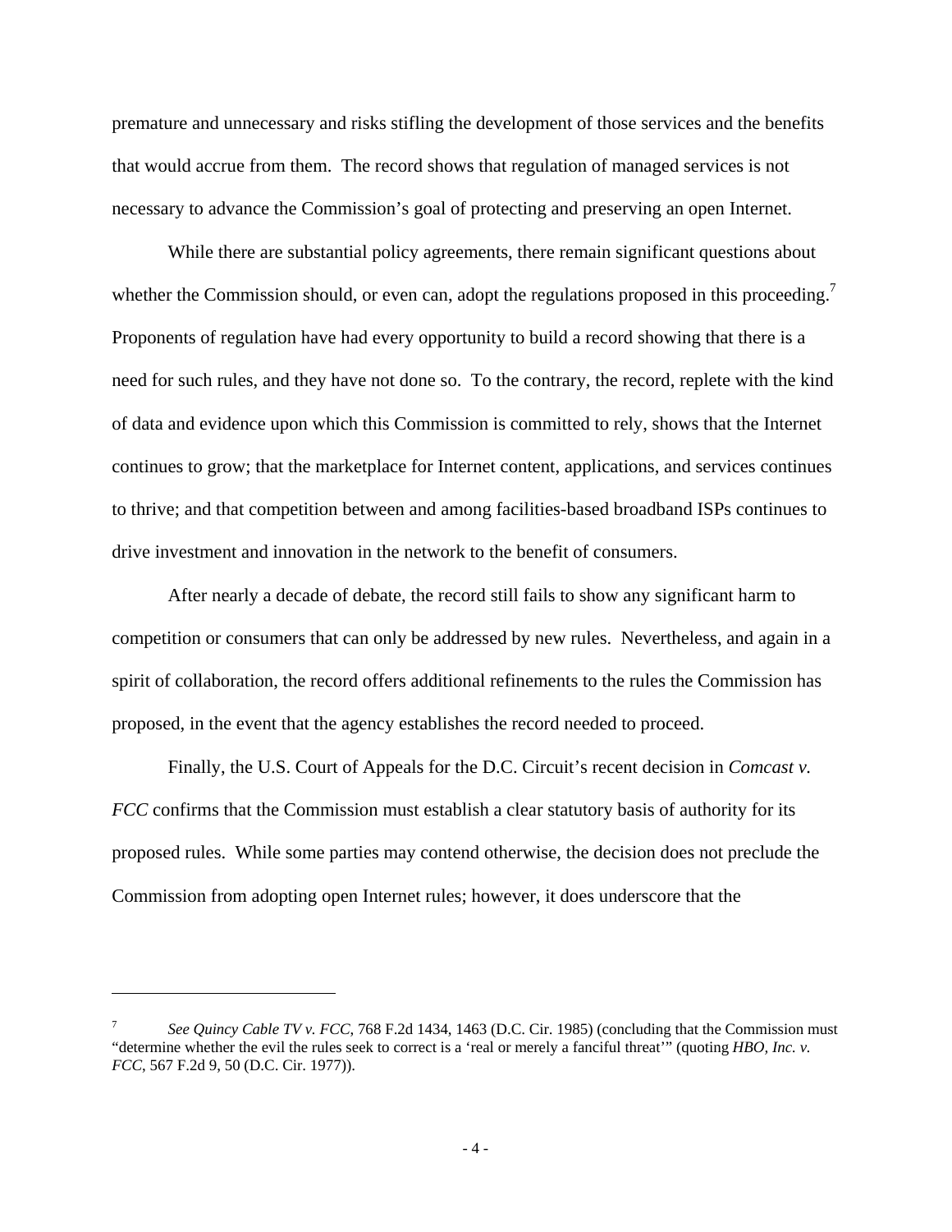premature and unnecessary and risks stifling the development of those services and the benefits that would accrue from them. The record shows that regulation of managed services is not necessary to advance the Commission's goal of protecting and preserving an open Internet.

While there are substantial policy agreements, there remain significant questions about whether the Commission should, or even can, adopt the regulations proposed in this proceeding.[7] Proponents of regulation have had every opportunity to build a record showing that there is a need for such rules, and they have not done so. To the contrary, the record, replete with the kind of data and evidence upon which this Commission is committed to rely, shows that the Internet continues to grow; that the marketplace for Internet content, applications, and services continues to thrive; and that competition between and among facilities-based broadband ISPs continues to drive investment and innovation in the network to the benefit of consumers.

After nearly a decade of debate, the record still fails to show any significant harm to competition or consumers that can only be addressed by new rules. Nevertheless, and again in a spirit of collaboration, the record offers additional refinements to the rules the Commission has proposed, in the event that the agency establishes the record needed to proceed.

Finally, the U.S. Court of Appeals for the D.C. Circuit's recent decision in *Comcast v. FCC* confirms that the Commission must establish a clear statutory basis of authority for its proposed rules. While some parties may contend otherwise, the decision does not preclude the Commission from adopting open Internet rules; however, it does underscore that the

---

[7] *See Quincy Cable TV v. FCC*, 768 F.2d 1434, 1463 (D.C. Cir. 1985) (concluding that the Commission must "determine whether the evil the rules seek to correct is a 'real or merely a fanciful threat'" (quoting *HBO, Inc. v. FCC*, 567 F.2d 9, 50 (D.C. Cir. 1977)).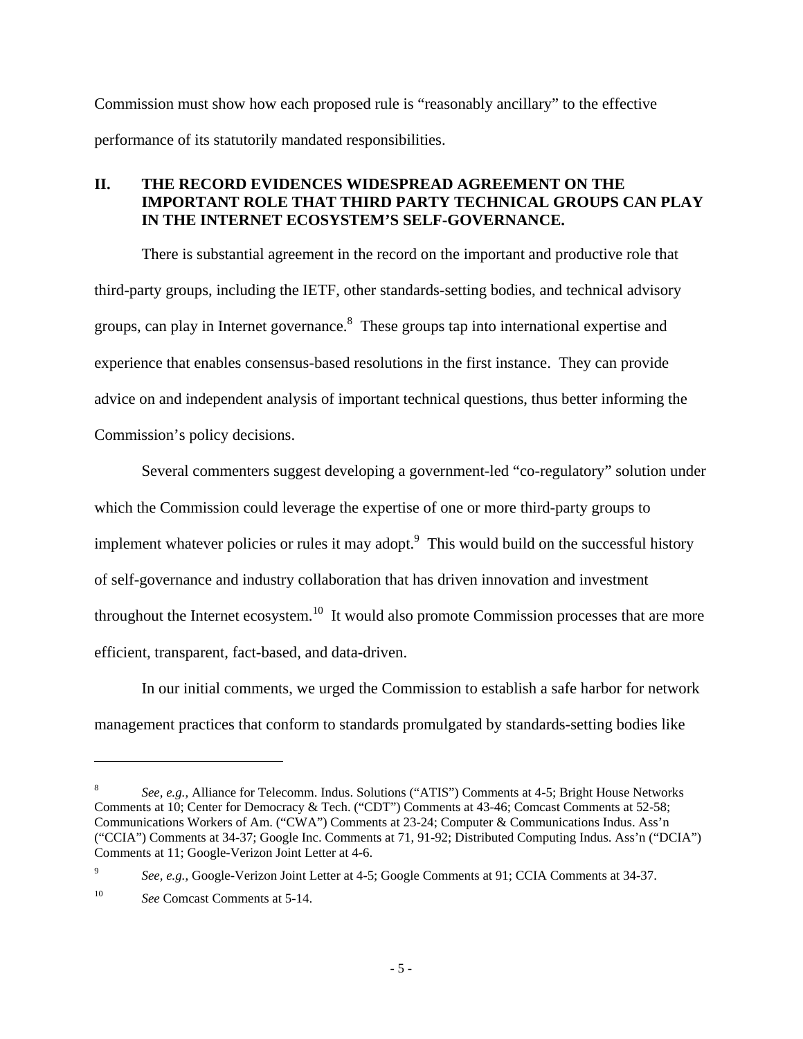Commission must show how each proposed rule is "reasonably ancillary" to the effective performance of its statutorily mandated responsibilities.

## II. THE RECORD EVIDENCES WIDESPREAD AGREEMENT ON THE IMPORTANT ROLE THAT THIRD PARTY TECHNICAL GROUPS CAN PLAY IN THE INTERNET ECOSYSTEM'S SELF-GOVERNANCE.

There is substantial agreement in the record on the important and productive role that third-party groups, including the IETF, other standards-setting bodies, and technical advisory groups, can play in Internet governance.[8] These groups tap into international expertise and experience that enables consensus-based resolutions in the first instance. They can provide advice on and independent analysis of important technical questions, thus better informing the Commission's policy decisions.

Several commenters suggest developing a government-led "co-regulatory" solution under which the Commission could leverage the expertise of one or more third-party groups to implement whatever policies or rules it may adopt.[9] This would build on the successful history of self-governance and industry collaboration that has driven innovation and investment throughout the Internet ecosystem.[10] It would also promote Commission processes that are more efficient, transparent, fact-based, and data-driven.

In our initial comments, we urged the Commission to establish a safe harbor for network management practices that conform to standards promulgated by standards-setting bodies like

---

[8] *See, e.g.*, Alliance for Telecomm. Indus. Solutions ("ATIS") Comments at 4-5; Bright House Networks Comments at 10; Center for Democracy & Tech. ("CDT") Comments at 43-46; Comcast Comments at 52-58; Communications Workers of Am. ("CWA") Comments at 23-24; Computer & Communications Indus. Ass'n ("CCIA") Comments at 34-37; Google Inc. Comments at 71, 91-92; Distributed Computing Indus. Ass'n ("DCIA") Comments at 11; Google-Verizon Joint Letter at 4-6.

[9] *See, e.g.*, Google-Verizon Joint Letter at 4-5; Google Comments at 91; CCIA Comments at 34-37.

[10] *See* Comcast Comments at 5-14.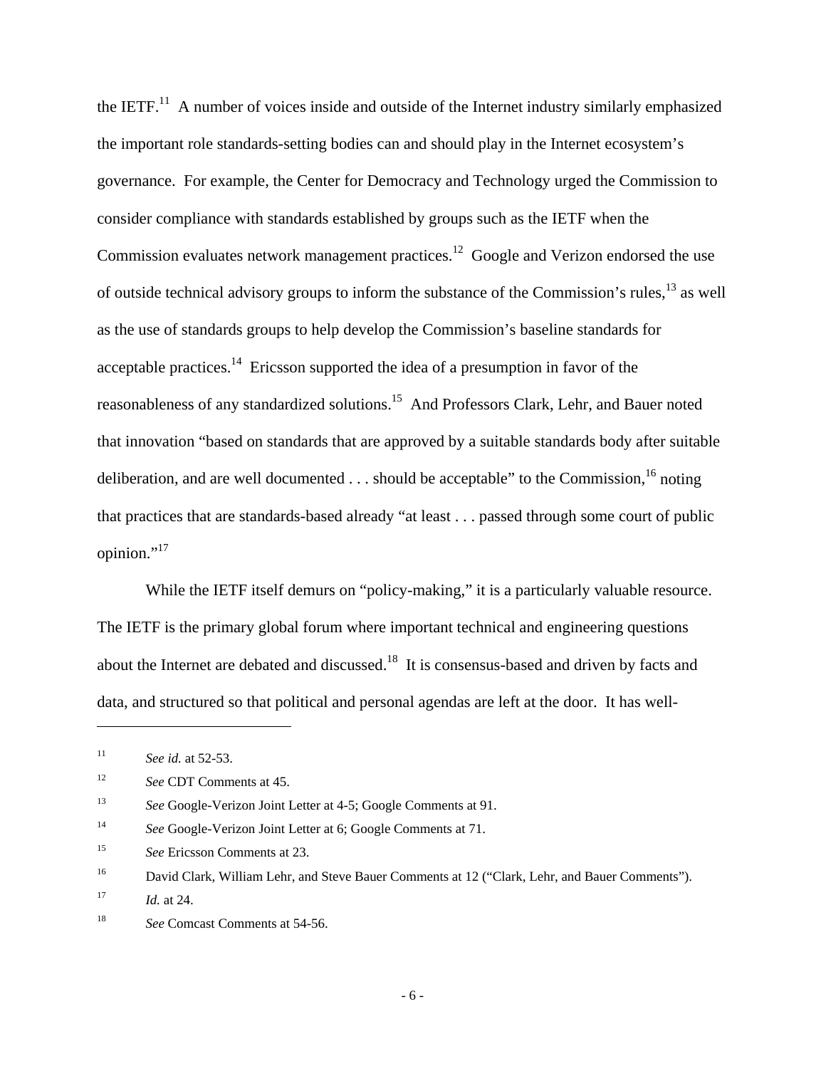the IETF.[11] A number of voices inside and outside of the Internet industry similarly emphasized the important role standards-setting bodies can and should play in the Internet ecosystem's governance. For example, the Center for Democracy and Technology urged the Commission to consider compliance with standards established by groups such as the IETF when the Commission evaluates network management practices.[12] Google and Verizon endorsed the use of outside technical advisory groups to inform the substance of the Commission's rules,[13] as well as the use of standards groups to help develop the Commission's baseline standards for acceptable practices.[14] Ericsson supported the idea of a presumption in favor of the reasonableness of any standardized solutions.[15] And Professors Clark, Lehr, and Bauer noted that innovation "based on standards that are approved by a suitable standards body after suitable deliberation, and are well documented . . . should be acceptable" to the Commission,[16] noting that practices that are standards-based already "at least . . . passed through some court of public opinion."[17]

While the IETF itself demurs on "policy-making," it is a particularly valuable resource. The IETF is the primary global forum where important technical and engineering questions about the Internet are debated and discussed.[18] It is consensus-based and driven by facts and data, and structured so that political and personal agendas are left at the door. It has well-

---

[11] *See id.* at 52-53.

[12] *See* CDT Comments at 45.

[13] *See* Google-Verizon Joint Letter at 4-5; Google Comments at 91.

[14] *See* Google-Verizon Joint Letter at 6; Google Comments at 71.

[15] *See* Ericsson Comments at 23.

[16] David Clark, William Lehr, and Steve Bauer Comments at 12 ("Clark, Lehr, and Bauer Comments").

[17] *Id.* at 24.

[18] *See* Comcast Comments at 54-56.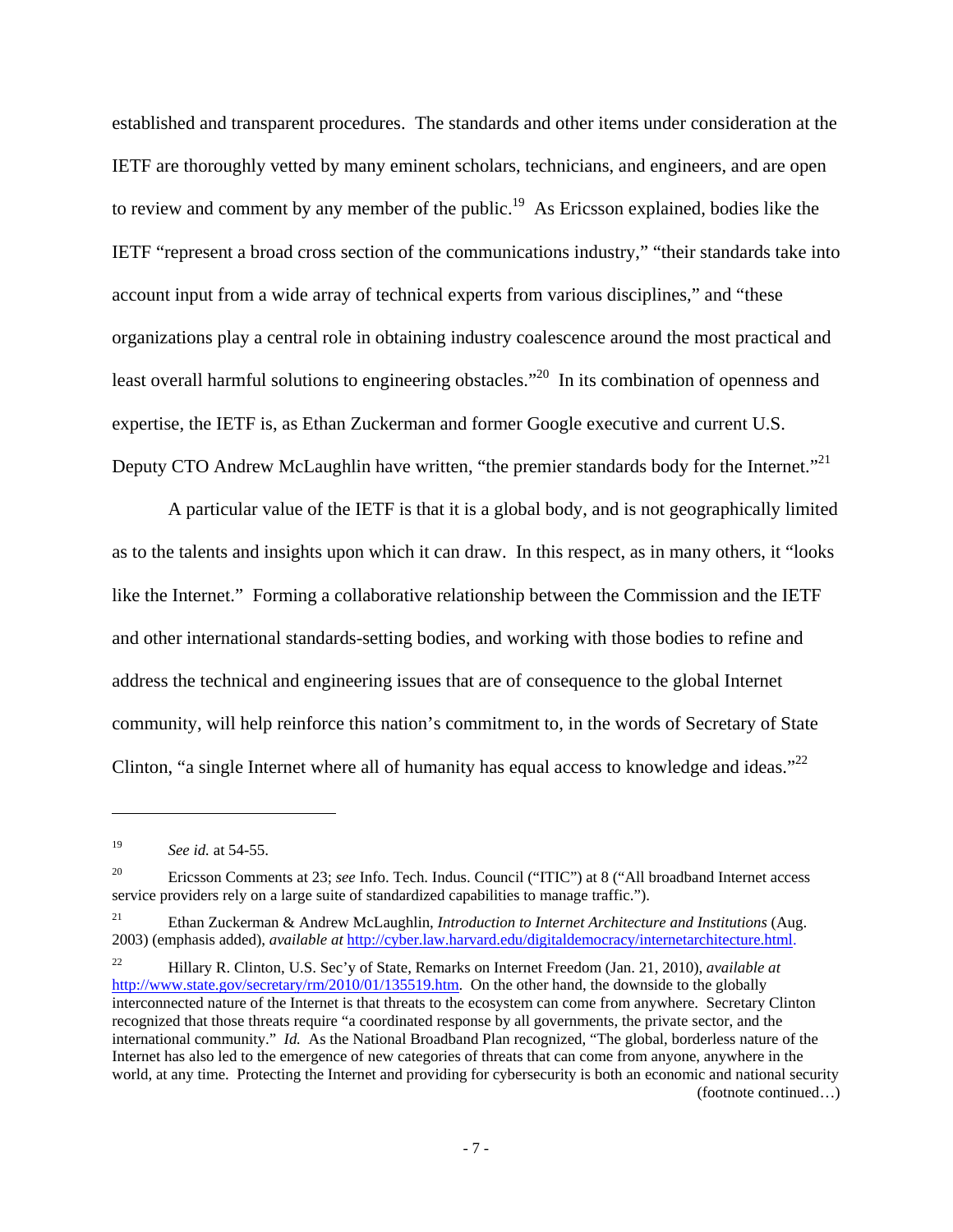established and transparent procedures. The standards and other items under consideration at the IETF are thoroughly vetted by many eminent scholars, technicians, and engineers, and are open to review and comment by any member of the public.[19] As Ericsson explained, bodies like the IETF "represent a broad cross section of the communications industry," "their standards take into account input from a wide array of technical experts from various disciplines," and "these organizations play a central role in obtaining industry coalescence around the most practical and least overall harmful solutions to engineering obstacles."[20] In its combination of openness and expertise, the IETF is, as Ethan Zuckerman and former Google executive and current U.S. Deputy CTO Andrew McLaughlin have written, "the premier standards body for the Internet."[21]

A particular value of the IETF is that it is a global body, and is not geographically limited as to the talents and insights upon which it can draw. In this respect, as in many others, it "looks like the Internet." Forming a collaborative relationship between the Commission and the IETF and other international standards-setting bodies, and working with those bodies to refine and address the technical and engineering issues that are of consequence to the global Internet community, will help reinforce this nation's commitment to, in the words of Secretary of State Clinton, "a single Internet where all of humanity has equal access to knowledge and ideas."[22]

---

[19] *See id.* at 54-55.

[20] Ericsson Comments at 23; *see* Info. Tech. Indus. Council ("ITIC") at 8 ("All broadband Internet access service providers rely on a large suite of standardized capabilities to manage traffic.").

[21] Ethan Zuckerman & Andrew McLaughlin, *Introduction to Internet Architecture and Institutions* (Aug. 2003) (emphasis added), *available at* http://cyber.law.harvard.edu/digitaldemocracy/internetarchitecture.html.

[22] Hillary R. Clinton, U.S. Sec'y of State, Remarks on Internet Freedom (Jan. 21, 2010), *available at* http://www.state.gov/secretary/rm/2010/01/135519.htm. On the other hand, the downside to the globally interconnected nature of the Internet is that threats to the ecosystem can come from anywhere. Secretary Clinton recognized that those threats require "a coordinated response by all governments, the private sector, and the international community." *Id.* As the National Broadband Plan recognized, "The global, borderless nature of the Internet has also led to the emergence of new categories of threats that can come from anyone, anywhere in the world, at any time. Protecting the Internet and providing for cybersecurity is both an economic and national security (footnote continued…)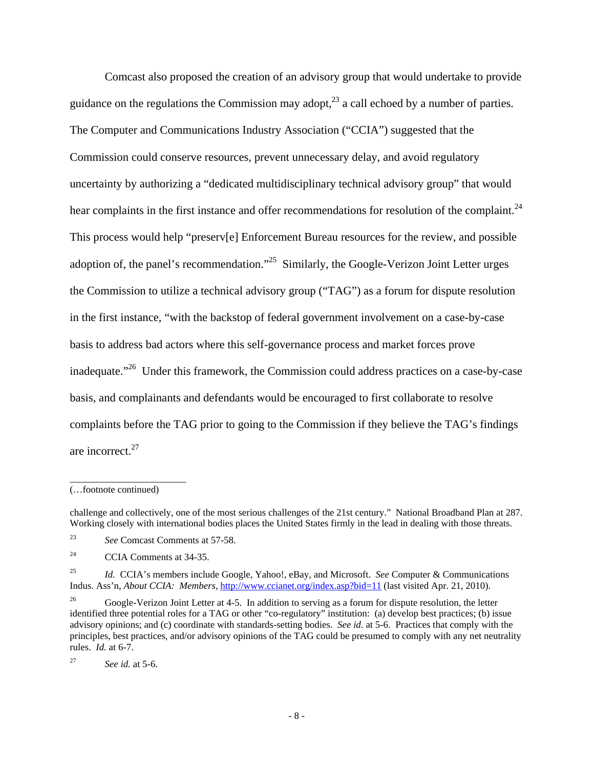Comcast also proposed the creation of an advisory group that would undertake to provide guidance on the regulations the Commission may adopt,[23] a call echoed by a number of parties. The Computer and Communications Industry Association ("CCIA") suggested that the Commission could conserve resources, prevent unnecessary delay, and avoid regulatory uncertainty by authorizing a "dedicated multidisciplinary technical advisory group" that would hear complaints in the first instance and offer recommendations for resolution of the complaint.[24] This process would help "preserv[e] Enforcement Bureau resources for the review, and possible adoption of, the panel's recommendation."[25] Similarly, the Google-Verizon Joint Letter urges the Commission to utilize a technical advisory group ("TAG") as a forum for dispute resolution in the first instance, "with the backstop of federal government involvement on a case-by-case basis to address bad actors where this self-governance process and market forces prove inadequate."[26] Under this framework, the Commission could address practices on a case-by-case basis, and complainants and defendants would be encouraged to first collaborate to resolve complaints before the TAG prior to going to the Commission if they believe the TAG's findings are incorrect.[27]

---

(…footnote continued)

challenge and collectively, one of the most serious challenges of the 21st century." National Broadband Plan at 287. Working closely with international bodies places the United States firmly in the lead in dealing with those threats.

[23] *See* Comcast Comments at 57-58.

[24] CCIA Comments at 34-35.

[25] *Id.* CCIA's members include Google, Yahoo!, eBay, and Microsoft. *See* Computer & Communications Indus. Ass'n, *About CCIA: Members*, http://www.ccianet.org/index.asp?bid=11 (last visited Apr. 21, 2010).

[26] Google-Verizon Joint Letter at 4-5. In addition to serving as a forum for dispute resolution, the letter identified three potential roles for a TAG or other "co-regulatory" institution: (a) develop best practices; (b) issue advisory opinions; and (c) coordinate with standards-setting bodies. *See id.* at 5-6. Practices that comply with the principles, best practices, and/or advisory opinions of the TAG could be presumed to comply with any net neutrality rules. *Id.* at 6-7.

[27] *See id.* at 5-6.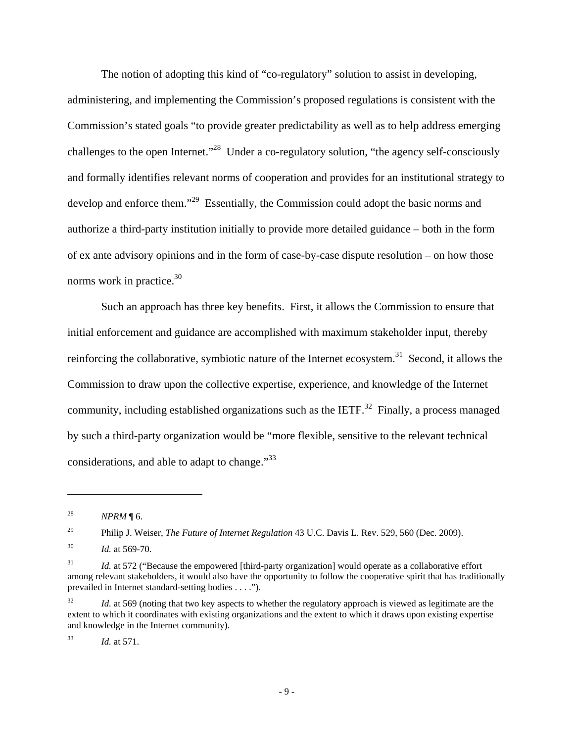The notion of adopting this kind of "co-regulatory" solution to assist in developing, administering, and implementing the Commission's proposed regulations is consistent with the Commission's stated goals "to provide greater predictability as well as to help address emerging challenges to the open Internet."[28] Under a co-regulatory solution, "the agency self-consciously and formally identifies relevant norms of cooperation and provides for an institutional strategy to develop and enforce them."[29] Essentially, the Commission could adopt the basic norms and authorize a third-party institution initially to provide more detailed guidance – both in the form of ex ante advisory opinions and in the form of case-by-case dispute resolution – on how those norms work in practice.[30]

Such an approach has three key benefits. First, it allows the Commission to ensure that initial enforcement and guidance are accomplished with maximum stakeholder input, thereby reinforcing the collaborative, symbiotic nature of the Internet ecosystem.[31] Second, it allows the Commission to draw upon the collective expertise, experience, and knowledge of the Internet community, including established organizations such as the IETF.[32] Finally, a process managed by such a third-party organization would be "more flexible, sensitive to the relevant technical considerations, and able to adapt to change."[33]

---

[28] *NPRM* ¶ 6.

[29] Philip J. Weiser, *The Future of Internet Regulation* 43 U.C. Davis L. Rev. 529, 560 (Dec. 2009).

[30] *Id.* at 569-70.

[31] *Id.* at 572 ("Because the empowered [third-party organization] would operate as a collaborative effort among relevant stakeholders, it would also have the opportunity to follow the cooperative spirit that has traditionally prevailed in Internet standard-setting bodies . . . .").

[32] *Id.* at 569 (noting that two key aspects to whether the regulatory approach is viewed as legitimate are the extent to which it coordinates with existing organizations and the extent to which it draws upon existing expertise and knowledge in the Internet community).

[33] *Id.* at 571.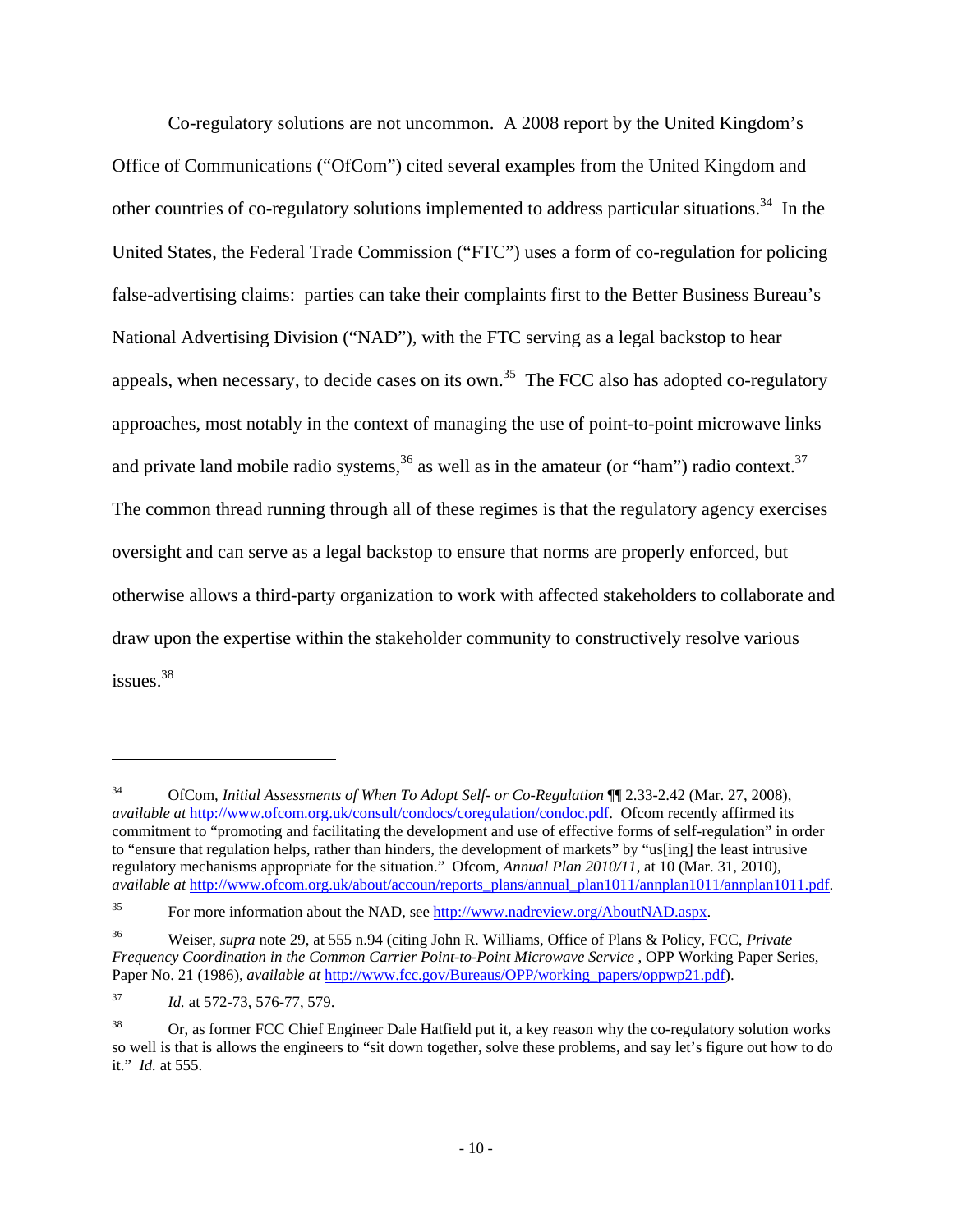Co-regulatory solutions are not uncommon. A 2008 report by the United Kingdom's Office of Communications ("OfCom") cited several examples from the United Kingdom and other countries of co-regulatory solutions implemented to address particular situations.[34] In the United States, the Federal Trade Commission ("FTC") uses a form of co-regulation for policing false-advertising claims: parties can take their complaints first to the Better Business Bureau's National Advertising Division ("NAD"), with the FTC serving as a legal backstop to hear appeals, when necessary, to decide cases on its own.[35] The FCC also has adopted co-regulatory approaches, most notably in the context of managing the use of point-to-point microwave links and private land mobile radio systems,[36] as well as in the amateur (or "ham") radio context.[37] The common thread running through all of these regimes is that the regulatory agency exercises oversight and can serve as a legal backstop to ensure that norms are properly enforced, but otherwise allows a third-party organization to work with affected stakeholders to collaborate and draw upon the expertise within the stakeholder community to constructively resolve various issues.[38]

---

[34] OfCom, *Initial Assessments of When To Adopt Self- or Co-Regulation* ¶¶ 2.33-2.42 (Mar. 27, 2008), *available at* http://www.ofcom.org.uk/consult/condocs/coregulation/condoc.pdf. Ofcom recently affirmed its commitment to "promoting and facilitating the development and use of effective forms of self-regulation" in order to "ensure that regulation helps, rather than hinders, the development of markets" by "us[ing] the least intrusive regulatory mechanisms appropriate for the situation." Ofcom, *Annual Plan 2010/11*, at 10 (Mar. 31, 2010), *available at* http://www.ofcom.org.uk/about/accoun/reports_plans/annual_plan1011/annplan1011/annplan1011.pdf.

[35] For more information about the NAD, see http://www.nadreview.org/AboutNAD.aspx.

[36] Weiser, *supra* note 29, at 555 n.94 (citing John R. Williams, Office of Plans & Policy, FCC, *Private Frequency Coordination in the Common Carrier Point-to-Point Microwave Service* , OPP Working Paper Series, Paper No. 21 (1986), *available at* http://www.fcc.gov/Bureaus/OPP/working_papers/oppwp21.pdf).

[37] *Id.* at 572-73, 576-77, 579.

[38] Or, as former FCC Chief Engineer Dale Hatfield put it, a key reason why the co-regulatory solution works so well is that is allows the engineers to "sit down together, solve these problems, and say let's figure out how to do it." *Id.* at 555.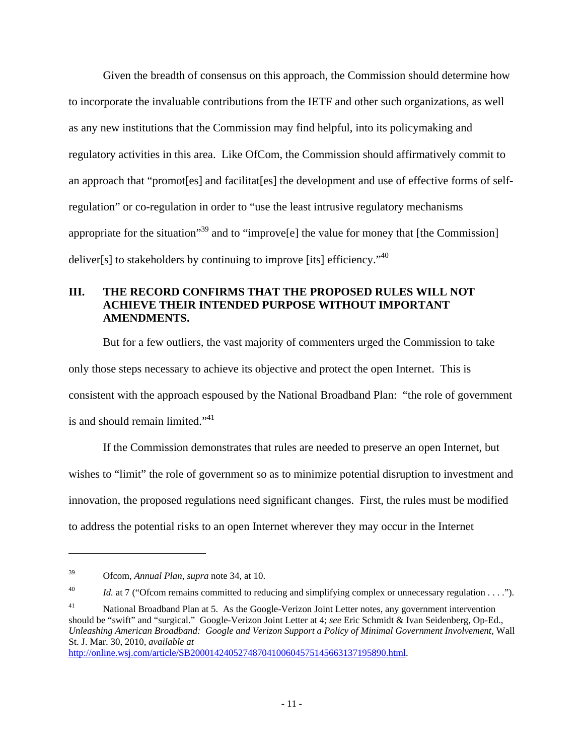Given the breadth of consensus on this approach, the Commission should determine how to incorporate the invaluable contributions from the IETF and other such organizations, as well as any new institutions that the Commission may find helpful, into its policymaking and regulatory activities in this area. Like OfCom, the Commission should affirmatively commit to an approach that "promot[es] and facilitat[es] the development and use of effective forms of self-regulation" or co-regulation in order to "use the least intrusive regulatory mechanisms appropriate for the situation"[39] and to "improve[e] the value for money that [the Commission] deliver[s] to stakeholders by continuing to improve [its] efficiency."[40]

## III. THE RECORD CONFIRMS THAT THE PROPOSED RULES WILL NOT ACHIEVE THEIR INTENDED PURPOSE WITHOUT IMPORTANT AMENDMENTS.

But for a few outliers, the vast majority of commenters urged the Commission to take only those steps necessary to achieve its objective and protect the open Internet. This is consistent with the approach espoused by the National Broadband Plan: "the role of government is and should remain limited."[41]

If the Commission demonstrates that rules are needed to preserve an open Internet, but wishes to "limit" the role of government so as to minimize potential disruption to investment and innovation, the proposed regulations need significant changes. First, the rules must be modified to address the potential risks to an open Internet wherever they may occur in the Internet

---

[39] Ofcom, *Annual Plan*, *supra* note 34, at 10.

[40] *Id.* at 7 ("Ofcom remains committed to reducing and simplifying complex or unnecessary regulation . . . .").

[41] National Broadband Plan at 5. As the Google-Verizon Joint Letter notes, any government intervention should be "swift" and "surgical." Google-Verizon Joint Letter at 4; *see* Eric Schmidt & Ivan Seidenberg, Op-Ed., *Unleashing American Broadband: Google and Verizon Support a Policy of Minimal Government Involvement*, Wall St. J. Mar. 30, 2010, *available at* http://online.wsj.com/article/SB20001424052748704100604575145663137195890.html.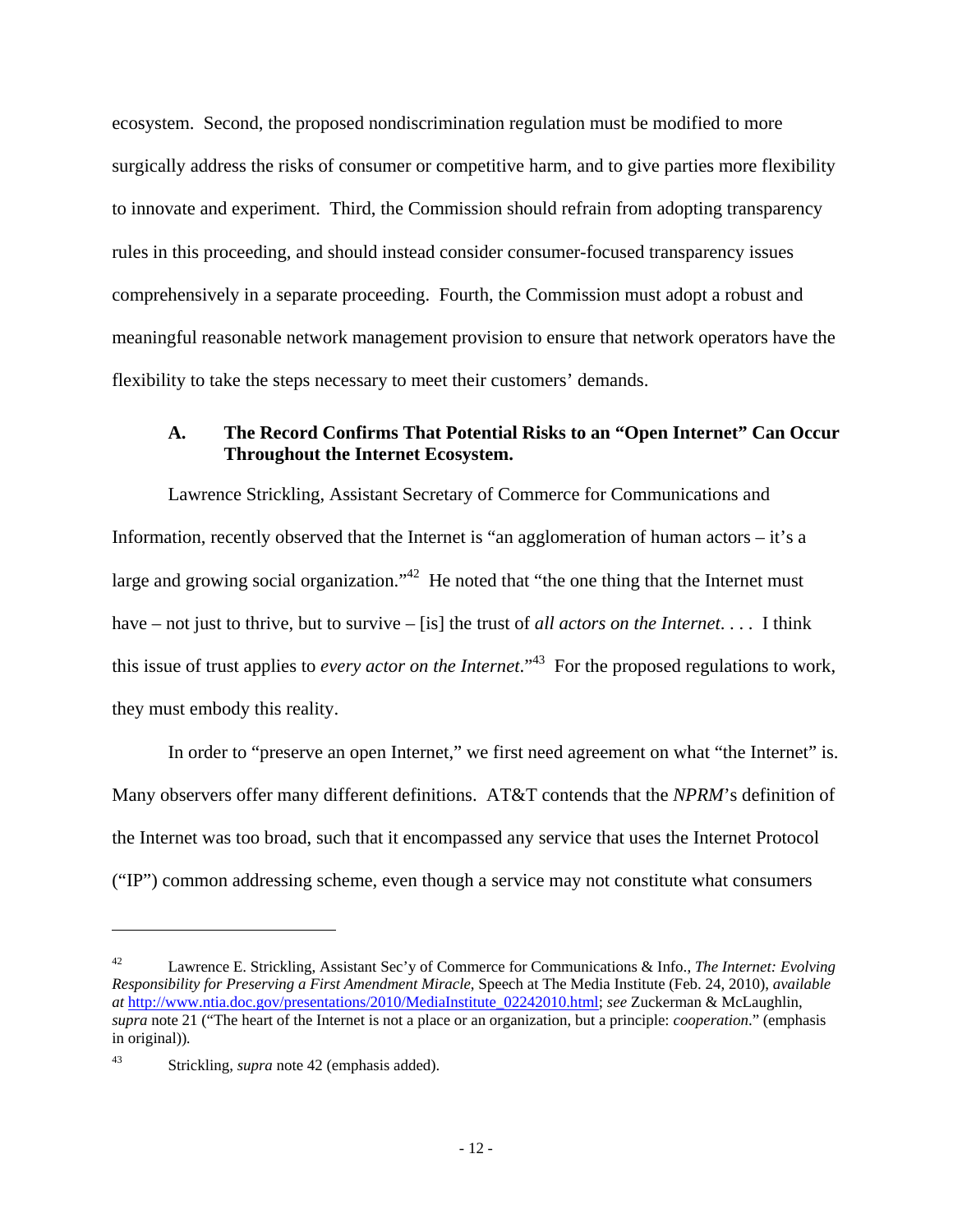ecosystem. Second, the proposed nondiscrimination regulation must be modified to more surgically address the risks of consumer or competitive harm, and to give parties more flexibility to innovate and experiment. Third, the Commission should refrain from adopting transparency rules in this proceeding, and should instead consider consumer-focused transparency issues comprehensively in a separate proceeding. Fourth, the Commission must adopt a robust and meaningful reasonable network management provision to ensure that network operators have the flexibility to take the steps necessary to meet their customers' demands.

### A. The Record Confirms That Potential Risks to an "Open Internet" Can Occur Throughout the Internet Ecosystem.

Lawrence Strickling, Assistant Secretary of Commerce for Communications and Information, recently observed that the Internet is "an agglomeration of human actors – it's a large and growing social organization."[42] He noted that "the one thing that the Internet must have – not just to thrive, but to survive – [is] the trust of *all actors on the Internet*. . . . I think this issue of trust applies to *every actor on the Internet*."[43] For the proposed regulations to work, they must embody this reality.

In order to "preserve an open Internet," we first need agreement on what "the Internet" is. Many observers offer many different definitions. AT&T contends that the *NPRM*'s definition of the Internet was too broad, such that it encompassed any service that uses the Internet Protocol ("IP") common addressing scheme, even though a service may not constitute what consumers

---

[42] Lawrence E. Strickling, Assistant Sec'y of Commerce for Communications & Info., *The Internet: Evolving Responsibility for Preserving a First Amendment Miracle*, Speech at The Media Institute (Feb. 24, 2010), *available at* http://www.ntia.doc.gov/presentations/2010/MediaInstitute_02242010.html; *see* Zuckerman & McLaughlin, *supra* note 21 ("The heart of the Internet is not a place or an organization, but a principle: *cooperation*." (emphasis in original)).

[43] Strickling, *supra* note 42 (emphasis added).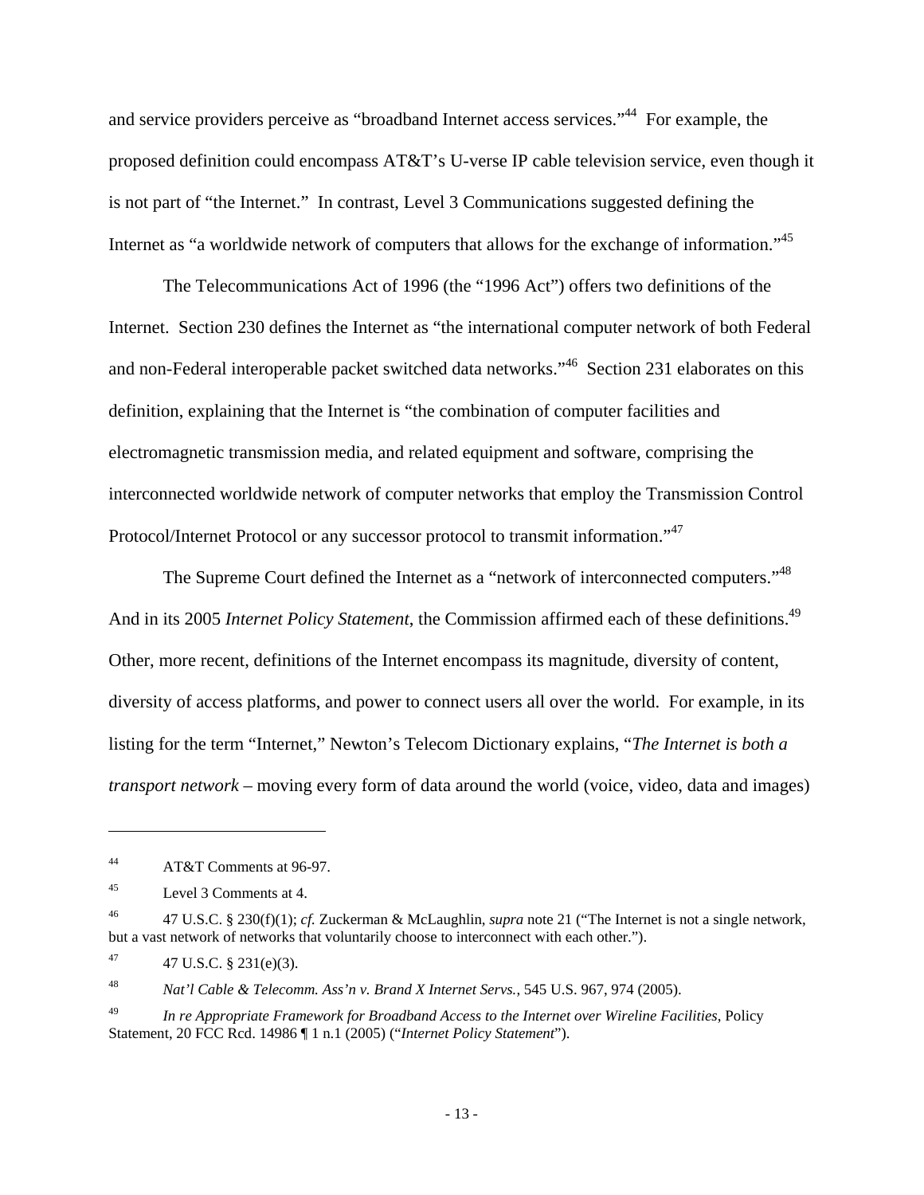and service providers perceive as "broadband Internet access services."[44] For example, the proposed definition could encompass AT&T's U-verse IP cable television service, even though it is not part of "the Internet." In contrast, Level 3 Communications suggested defining the Internet as "a worldwide network of computers that allows for the exchange of information."[45]

The Telecommunications Act of 1996 (the "1996 Act") offers two definitions of the Internet. Section 230 defines the Internet as "the international computer network of both Federal and non-Federal interoperable packet switched data networks."[46] Section 231 elaborates on this definition, explaining that the Internet is "the combination of computer facilities and electromagnetic transmission media, and related equipment and software, comprising the interconnected worldwide network of computer networks that employ the Transmission Control Protocol/Internet Protocol or any successor protocol to transmit information."[47]

The Supreme Court defined the Internet as a "network of interconnected computers."[48] And in its 2005 *Internet Policy Statement*, the Commission affirmed each of these definitions.[49] Other, more recent, definitions of the Internet encompass its magnitude, diversity of content, diversity of access platforms, and power to connect users all over the world. For example, in its listing for the term "Internet," Newton's Telecom Dictionary explains, "*The Internet is both a transport network* – moving every form of data around the world (voice, video, data and images)

---

[44] AT&T Comments at 96-97.

[45] Level 3 Comments at 4.

[46] 47 U.S.C. § 230(f)(1); *cf.* Zuckerman & McLaughlin, *supra* note 21 ("The Internet is not a single network, but a vast network of networks that voluntarily choose to interconnect with each other.").

[47] 47 U.S.C. § 231(e)(3).

[48] *Nat'l Cable & Telecomm. Ass'n v. Brand X Internet Servs.*, 545 U.S. 967, 974 (2005).

[49] *In re Appropriate Framework for Broadband Access to the Internet over Wireline Facilities*, Policy Statement, 20 FCC Rcd. 14986 ¶ 1 n.1 (2005) ("*Internet Policy Statement*").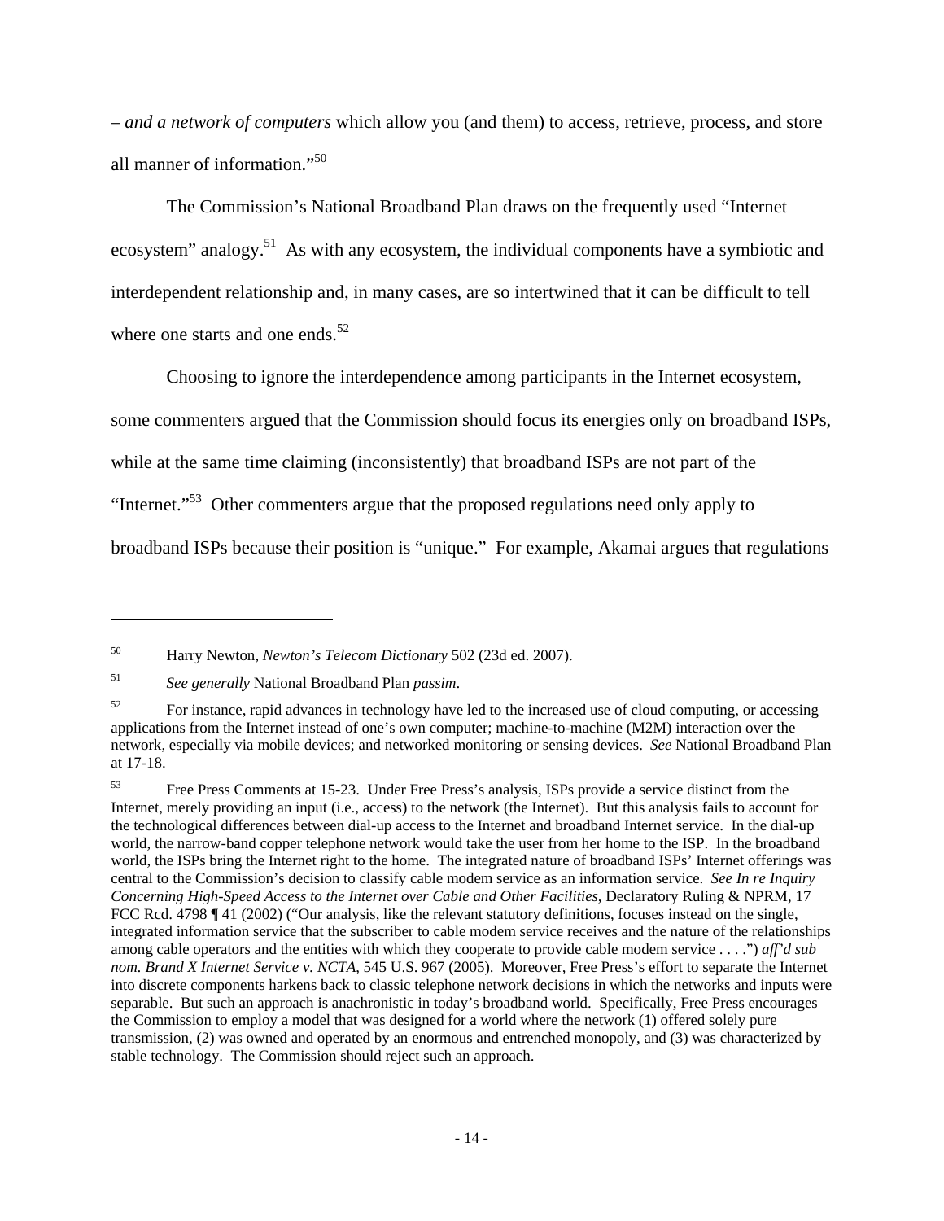– *and a network of computers* which allow you (and them) to access, retrieve, process, and store all manner of information."[50]

The Commission's National Broadband Plan draws on the frequently used "Internet ecosystem" analogy.[51] As with any ecosystem, the individual components have a symbiotic and interdependent relationship and, in many cases, are so intertwined that it can be difficult to tell where one starts and one ends.[52]

Choosing to ignore the interdependence among participants in the Internet ecosystem, some commenters argued that the Commission should focus its energies only on broadband ISPs, while at the same time claiming (inconsistently) that broadband ISPs are not part of the "Internet."[53] Other commenters argue that the proposed regulations need only apply to broadband ISPs because their position is "unique." For example, Akamai argues that regulations

---

[50] Harry Newton, *Newton's Telecom Dictionary* 502 (23d ed. 2007).

[51] *See generally* National Broadband Plan *passim*.

[52] For instance, rapid advances in technology have led to the increased use of cloud computing, or accessing applications from the Internet instead of one's own computer; machine-to-machine (M2M) interaction over the network, especially via mobile devices; and networked monitoring or sensing devices. *See* National Broadband Plan at 17-18.

[53] Free Press Comments at 15-23. Under Free Press's analysis, ISPs provide a service distinct from the Internet, merely providing an input (i.e., access) to the network (the Internet). But this analysis fails to account for the technological differences between dial-up access to the Internet and broadband Internet service. In the dial-up world, the narrow-band copper telephone network would take the user from her home to the ISP. In the broadband world, the ISPs bring the Internet right to the home. The integrated nature of broadband ISPs' Internet offerings was central to the Commission's decision to classify cable modem service as an information service. *See In re Inquiry Concerning High-Speed Access to the Internet over Cable and Other Facilities*, Declaratory Ruling & NPRM, 17 FCC Rcd. 4798 ¶ 41 (2002) ("Our analysis, like the relevant statutory definitions, focuses instead on the single, integrated information service that the subscriber to cable modem service receives and the nature of the relationships among cable operators and the entities with which they cooperate to provide cable modem service . . . .") *aff'd sub nom. Brand X Internet Service v. NCTA*, 545 U.S. 967 (2005). Moreover, Free Press's effort to separate the Internet into discrete components harkens back to classic telephone network decisions in which the networks and inputs were separable. But such an approach is anachronistic in today's broadband world. Specifically, Free Press encourages the Commission to employ a model that was designed for a world where the network (1) offered solely pure transmission, (2) was owned and operated by an enormous and entrenched monopoly, and (3) was characterized by stable technology. The Commission should reject such an approach.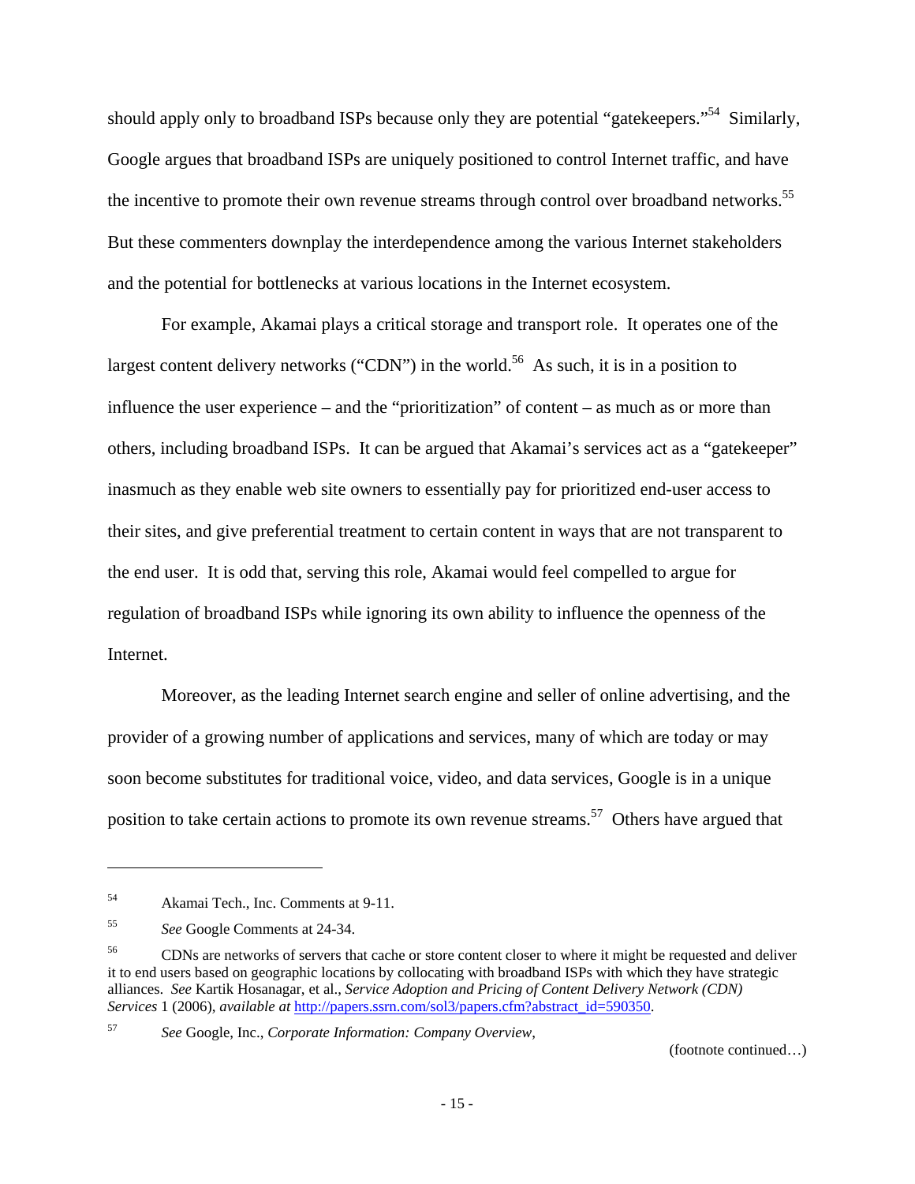should apply only to broadband ISPs because only they are potential "gatekeepers."[54] Similarly, Google argues that broadband ISPs are uniquely positioned to control Internet traffic, and have the incentive to promote their own revenue streams through control over broadband networks.[55] But these commenters downplay the interdependence among the various Internet stakeholders and the potential for bottlenecks at various locations in the Internet ecosystem.

For example, Akamai plays a critical storage and transport role. It operates one of the largest content delivery networks ("CDN") in the world.[56] As such, it is in a position to influence the user experience – and the "prioritization" of content – as much as or more than others, including broadband ISPs. It can be argued that Akamai's services act as a "gatekeeper" inasmuch as they enable web site owners to essentially pay for prioritized end-user access to their sites, and give preferential treatment to certain content in ways that are not transparent to the end user. It is odd that, serving this role, Akamai would feel compelled to argue for regulation of broadband ISPs while ignoring its own ability to influence the openness of the Internet.

Moreover, as the leading Internet search engine and seller of online advertising, and the provider of a growing number of applications and services, many of which are today or may soon become substitutes for traditional voice, video, and data services, Google is in a unique position to take certain actions to promote its own revenue streams.[57] Others have argued that

---

[54] Akamai Tech., Inc. Comments at 9-11.

[55] *See* Google Comments at 24-34.

[56] CDNs are networks of servers that cache or store content closer to where it might be requested and deliver it to end users based on geographic locations by collocating with broadband ISPs with which they have strategic alliances. *See* Kartik Hosanagar, et al., *Service Adoption and Pricing of Content Delivery Network (CDN) Services* 1 (2006), *available at* http://papers.ssrn.com/sol3/papers.cfm?abstract_id=590350.

[57] *See* Google, Inc., *Corporate Information: Company Overview*,

(footnote continued…)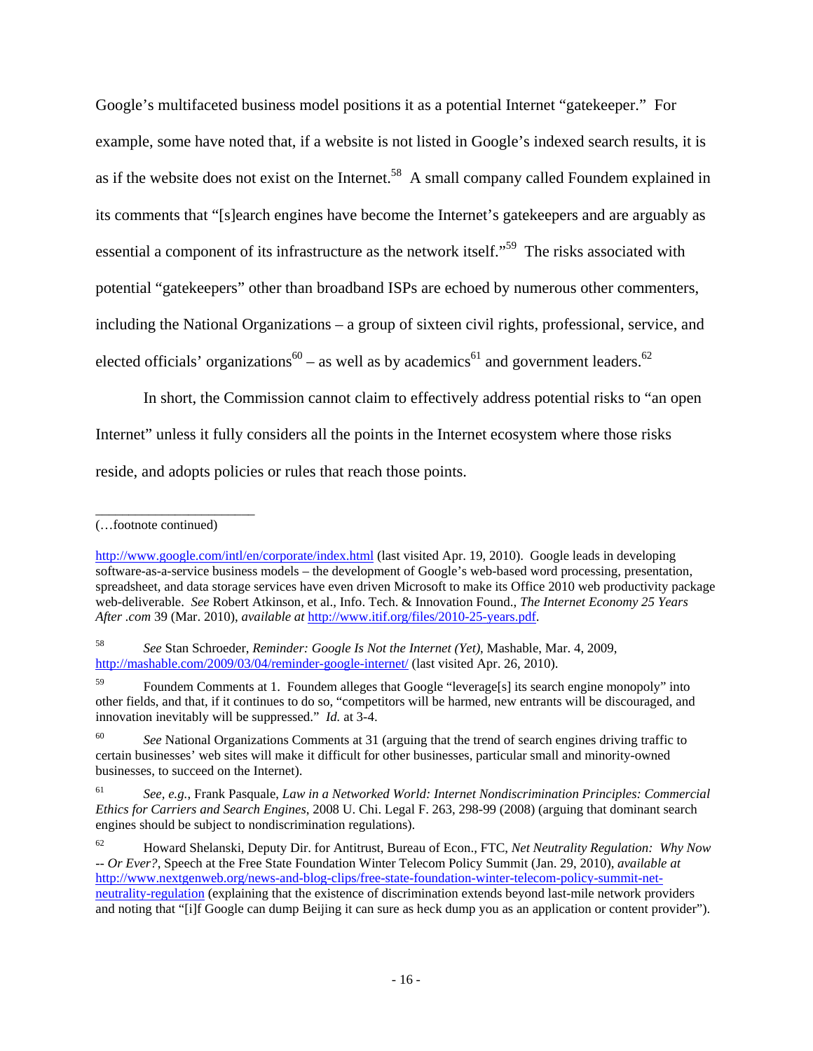Google's multifaceted business model positions it as a potential Internet "gatekeeper." For example, some have noted that, if a website is not listed in Google's indexed search results, it is as if the website does not exist on the Internet.[58] A small company called Foundem explained in its comments that "[s]earch engines have become the Internet's gatekeepers and are arguably as essential a component of its infrastructure as the network itself."[59] The risks associated with potential "gatekeepers" other than broadband ISPs are echoed by numerous other commenters, including the National Organizations – a group of sixteen civil rights, professional, service, and elected officials' organizations[60] – as well as by academics[61] and government leaders.[62]

In short, the Commission cannot claim to effectively address potential risks to "an open Internet" unless it fully considers all the points in the Internet ecosystem where those risks reside, and adopts policies or rules that reach those points.

---

(…footnote continued)

http://www.google.com/intl/en/corporate/index.html (last visited Apr. 19, 2010). Google leads in developing software-as-a-service business models – the development of Google's web-based word processing, presentation, spreadsheet, and data storage services have even driven Microsoft to make its Office 2010 web productivity package web-deliverable. *See* Robert Atkinson, et al., Info. Tech. & Innovation Found., *The Internet Economy 25 Years After .com* 39 (Mar. 2010), *available at* http://www.itif.org/files/2010-25-years.pdf.

[58] *See* Stan Schroeder, *Reminder: Google Is Not the Internet (Yet)*, Mashable, Mar. 4, 2009, http://mashable.com/2009/03/04/reminder-google-internet/ (last visited Apr. 26, 2010).

[59] Foundem Comments at 1. Foundem alleges that Google "leverage[s] its search engine monopoly" into other fields, and that, if it continues to do so, "competitors will be harmed, new entrants will be discouraged, and innovation inevitably will be suppressed." *Id.* at 3-4.

[60] *See* National Organizations Comments at 31 (arguing that the trend of search engines driving traffic to certain businesses' web sites will make it difficult for other businesses, particular small and minority-owned businesses, to succeed on the Internet).

[61] *See, e.g.*, Frank Pasquale, *Law in a Networked World: Internet Nondiscrimination Principles: Commercial Ethics for Carriers and Search Engines*, 2008 U. Chi. Legal F. 263, 298-99 (2008) (arguing that dominant search engines should be subject to nondiscrimination regulations).

[62] Howard Shelanski, Deputy Dir. for Antitrust, Bureau of Econ., FTC, *Net Neutrality Regulation: Why Now -- Or Ever?*, Speech at the Free State Foundation Winter Telecom Policy Summit (Jan. 29, 2010), *available at* http://www.nextgenweb.org/news-and-blog-clips/free-state-foundation-winter-telecom-policy-summit-net-neutrality-regulation (explaining that the existence of discrimination extends beyond last-mile network providers and noting that "[i]f Google can dump Beijing it can sure as heck dump you as an application or content provider").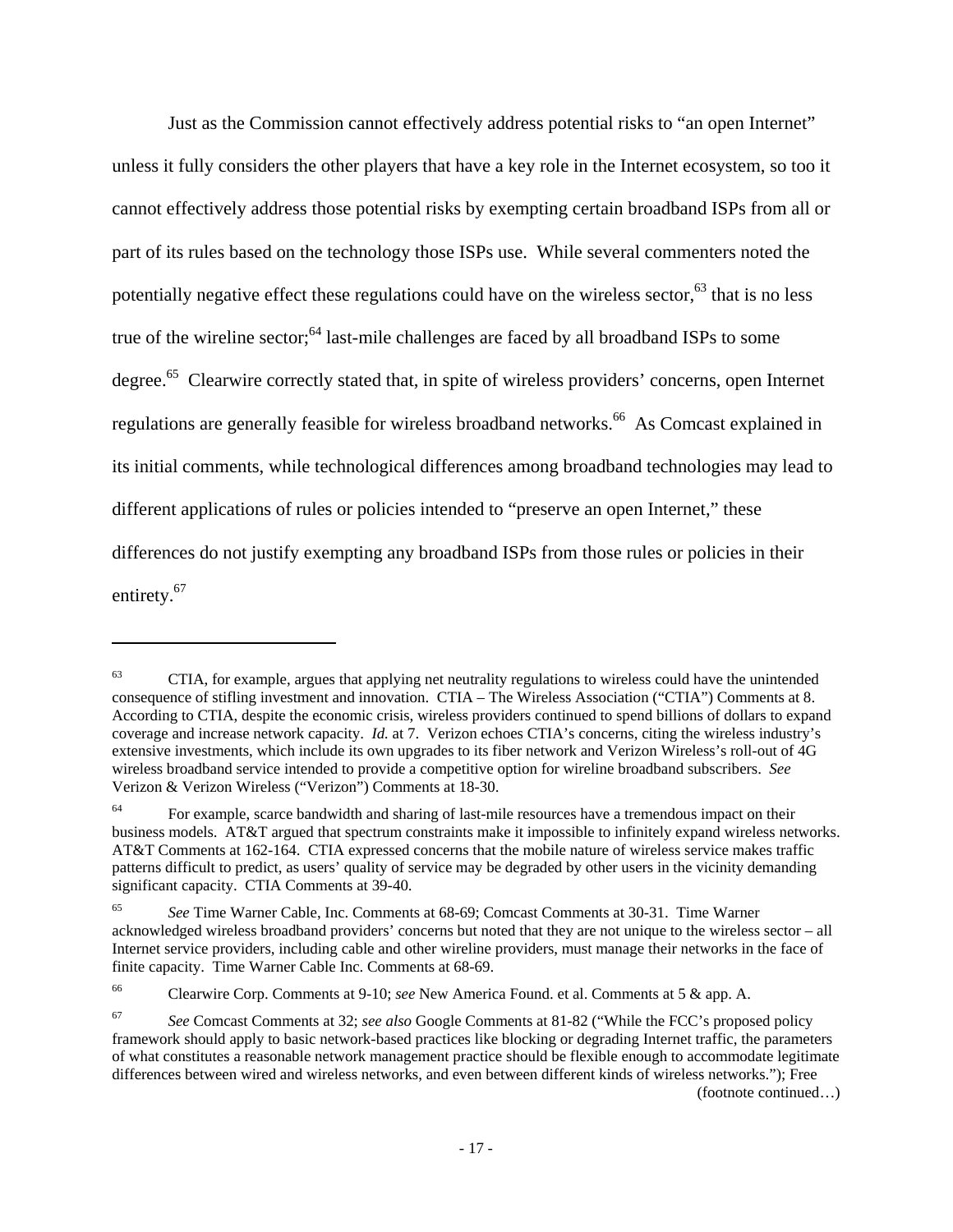Just as the Commission cannot effectively address potential risks to "an open Internet" unless it fully considers the other players that have a key role in the Internet ecosystem, so too it cannot effectively address those potential risks by exempting certain broadband ISPs from all or part of its rules based on the technology those ISPs use. While several commenters noted the potentially negative effect these regulations could have on the wireless sector,[63] that is no less true of the wireline sector;[64] last-mile challenges are faced by all broadband ISPs to some degree.[65] Clearwire correctly stated that, in spite of wireless providers' concerns, open Internet regulations are generally feasible for wireless broadband networks.[66] As Comcast explained in its initial comments, while technological differences among broadband technologies may lead to different applications of rules or policies intended to "preserve an open Internet," these differences do not justify exempting any broadband ISPs from those rules or policies in their entirety.[67]

---

[63] CTIA, for example, argues that applying net neutrality regulations to wireless could have the unintended consequence of stifling investment and innovation. CTIA – The Wireless Association ("CTIA") Comments at 8. According to CTIA, despite the economic crisis, wireless providers continued to spend billions of dollars to expand coverage and increase network capacity. *Id.* at 7. Verizon echoes CTIA's concerns, citing the wireless industry's extensive investments, which include its own upgrades to its fiber network and Verizon Wireless's roll-out of 4G wireless broadband service intended to provide a competitive option for wireline broadband subscribers. *See* Verizon & Verizon Wireless ("Verizon") Comments at 18-30.

[64] For example, scarce bandwidth and sharing of last-mile resources have a tremendous impact on their business models. AT&T argued that spectrum constraints make it impossible to infinitely expand wireless networks. AT&T Comments at 162-164. CTIA expressed concerns that the mobile nature of wireless service makes traffic patterns difficult to predict, as users' quality of service may be degraded by other users in the vicinity demanding significant capacity. CTIA Comments at 39-40.

[65] *See* Time Warner Cable, Inc. Comments at 68-69; Comcast Comments at 30-31. Time Warner acknowledged wireless broadband providers' concerns but noted that they are not unique to the wireless sector – all Internet service providers, including cable and other wireline providers, must manage their networks in the face of finite capacity. Time Warner Cable Inc. Comments at 68-69.

[66] Clearwire Corp. Comments at 9-10; *see* New America Found. et al. Comments at 5 & app. A.

[67] *See* Comcast Comments at 32; *see also* Google Comments at 81-82 ("While the FCC's proposed policy framework should apply to basic network-based practices like blocking or degrading Internet traffic, the parameters of what constitutes a reasonable network management practice should be flexible enough to accommodate legitimate differences between wired and wireless networks, and even between different kinds of wireless networks."); Free

(footnote continued…)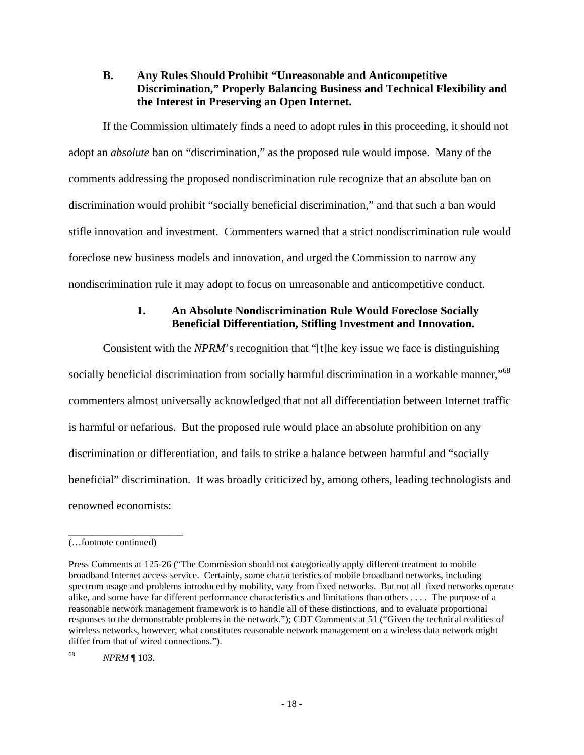### B. Any Rules Should Prohibit "Unreasonable and Anticompetitive Discrimination," Properly Balancing Business and Technical Flexibility and the Interest in Preserving an Open Internet.

If the Commission ultimately finds a need to adopt rules in this proceeding, it should not adopt an *absolute* ban on "discrimination," as the proposed rule would impose. Many of the comments addressing the proposed nondiscrimination rule recognize that an absolute ban on discrimination would prohibit "socially beneficial discrimination," and that such a ban would stifle innovation and investment. Commenters warned that a strict nondiscrimination rule would foreclose new business models and innovation, and urged the Commission to narrow any nondiscrimination rule it may adopt to focus on unreasonable and anticompetitive conduct.

#### 1. An Absolute Nondiscrimination Rule Would Foreclose Socially Beneficial Differentiation, Stifling Investment and Innovation.

Consistent with the *NPRM*'s recognition that "[t]he key issue we face is distinguishing socially beneficial discrimination from socially harmful discrimination in a workable manner,"[68] commenters almost universally acknowledged that not all differentiation between Internet traffic is harmful or nefarious. But the proposed rule would place an absolute prohibition on any discrimination or differentiation, and fails to strike a balance between harmful and "socially beneficial" discrimination. It was broadly criticized by, among others, leading technologists and renowned economists:

---

(…footnote continued)

Press Comments at 125-26 ("The Commission should not categorically apply different treatment to mobile broadband Internet access service. Certainly, some characteristics of mobile broadband networks, including spectrum usage and problems introduced by mobility, vary from fixed networks. But not all fixed networks operate alike, and some have far different performance characteristics and limitations than others . . . . The purpose of a reasonable network management framework is to handle all of these distinctions, and to evaluate proportional responses to the demonstrable problems in the network."); CDT Comments at 51 ("Given the technical realities of wireless networks, however, what constitutes reasonable network management on a wireless data network might differ from that of wired connections.").

[68] *NPRM* ¶ 103.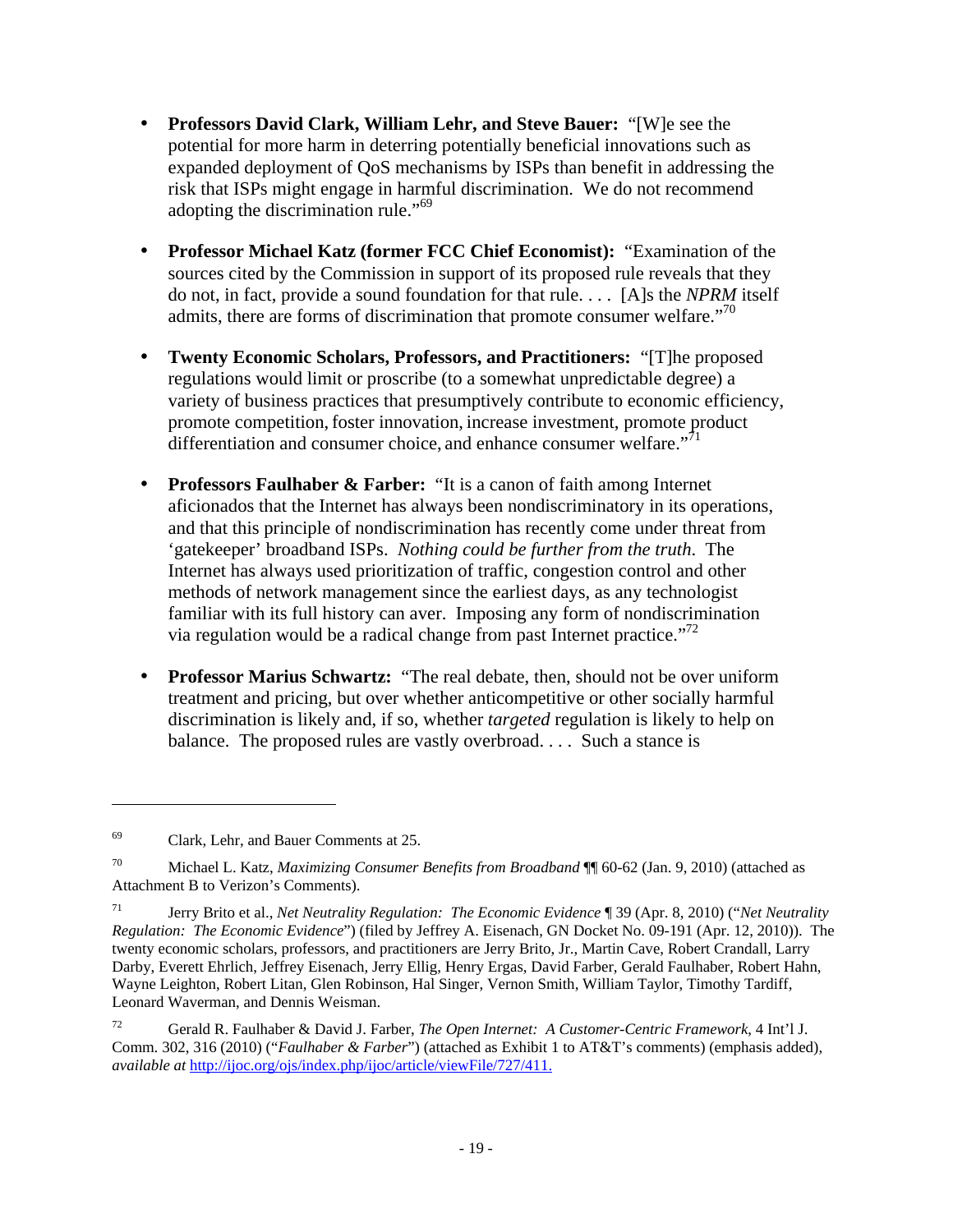- **Professors David Clark, William Lehr, and Steve Bauer:** "[W]e see the potential for more harm in deterring potentially beneficial innovations such as expanded deployment of QoS mechanisms by ISPs than benefit in addressing the risk that ISPs might engage in harmful discrimination. We do not recommend adopting the discrimination rule."[69]

- **Professor Michael Katz (former FCC Chief Economist):** "Examination of the sources cited by the Commission in support of its proposed rule reveals that they do not, in fact, provide a sound foundation for that rule. . . . [A]s the *NPRM* itself admits, there are forms of discrimination that promote consumer welfare."[70]

- **Twenty Economic Scholars, Professors, and Practitioners:** "[T]he proposed regulations would limit or proscribe (to a somewhat unpredictable degree) a variety of business practices that presumptively contribute to economic efficiency, promote competition, foster innovation, increase investment, promote product differentiation and consumer choice, and enhance consumer welfare."[71]

- **Professors Faulhaber & Farber:** "It is a canon of faith among Internet aficionados that the Internet has always been nondiscriminatory in its operations, and that this principle of nondiscrimination has recently come under threat from 'gatekeeper' broadband ISPs. *Nothing could be further from the truth*. The Internet has always used prioritization of traffic, congestion control and other methods of network management since the earliest days, as any technologist familiar with its full history can aver. Imposing any form of nondiscrimination via regulation would be a radical change from past Internet practice."[72]

- **Professor Marius Schwartz:** "The real debate, then, should not be over uniform treatment and pricing, but over whether anticompetitive or other socially harmful discrimination is likely and, if so, whether *targeted* regulation is likely to help on balance. The proposed rules are vastly overbroad. . . . Such a stance is

---

[69] Clark, Lehr, and Bauer Comments at 25.

[70] Michael L. Katz, *Maximizing Consumer Benefits from Broadband* ¶¶ 60-62 (Jan. 9, 2010) (attached as Attachment B to Verizon's Comments).

[71] Jerry Brito et al., *Net Neutrality Regulation: The Economic Evidence* ¶ 39 (Apr. 8, 2010) ("*Net Neutrality Regulation: The Economic Evidence*") (filed by Jeffrey A. Eisenach, GN Docket No. 09-191 (Apr. 12, 2010)). The twenty economic scholars, professors, and practitioners are Jerry Brito, Jr., Martin Cave, Robert Crandall, Larry Darby, Everett Ehrlich, Jeffrey Eisenach, Jerry Ellig, Henry Ergas, David Farber, Gerald Faulhaber, Robert Hahn, Wayne Leighton, Robert Litan, Glen Robinson, Hal Singer, Vernon Smith, William Taylor, Timothy Tardiff, Leonard Waverman, and Dennis Weisman.

[72] Gerald R. Faulhaber & David J. Farber, *The Open Internet: A Customer-Centric Framework*, 4 Int'l J. Comm. 302, 316 (2010) ("*Faulhaber & Farber*") (attached as Exhibit 1 to AT&T's comments) (emphasis added), *available at* http://ijoc.org/ojs/index.php/ijoc/article/viewFile/727/411.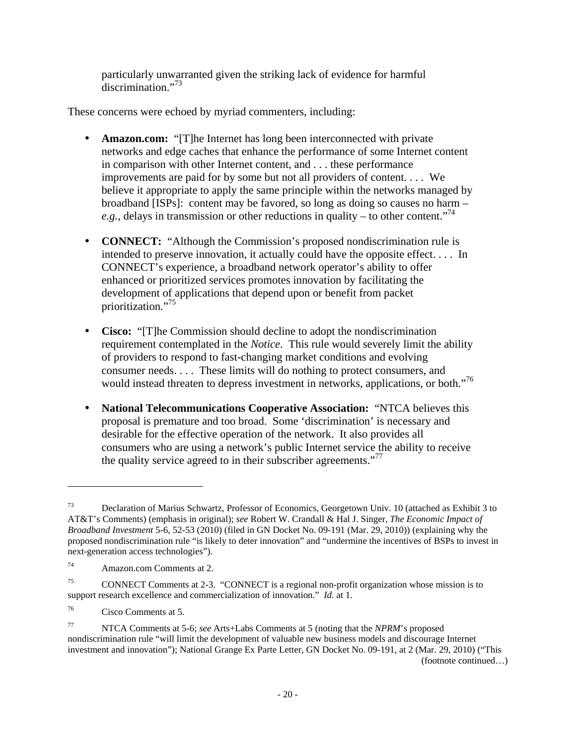particularly unwarranted given the striking lack of evidence for harmful discrimination."[73]

These concerns were echoed by myriad commenters, including:

- **Amazon.com:** "[T]he Internet has long been interconnected with private networks and edge caches that enhance the performance of some Internet content in comparison with other Internet content, and . . . these performance improvements are paid for by some but not all providers of content. . . . We believe it appropriate to apply the same principle within the networks managed by broadband [ISPs]: content may be favored, so long as doing so causes no harm – *e.g.*, delays in transmission or other reductions in quality – to other content."[74]

- **CONNECT:** "Although the Commission's proposed nondiscrimination rule is intended to preserve innovation, it actually could have the opposite effect. . . . In CONNECT's experience, a broadband network operator's ability to offer enhanced or prioritized services promotes innovation by facilitating the development of applications that depend upon or benefit from packet prioritization."[75]

- **Cisco:** "[T]he Commission should decline to adopt the nondiscrimination requirement contemplated in the *Notice*. This rule would severely limit the ability of providers to respond to fast-changing market conditions and evolving consumer needs. . . . These limits will do nothing to protect consumers, and would instead threaten to depress investment in networks, applications, or both."[76]

- **National Telecommunications Cooperative Association:** "NTCA believes this proposal is premature and too broad. Some 'discrimination' is necessary and desirable for the effective operation of the network. It also provides all consumers who are using a network's public Internet service the ability to receive the quality service agreed to in their subscriber agreements."[77]

---

[73] Declaration of Marius Schwartz, Professor of Economics, Georgetown Univ. 10 (attached as Exhibit 3 to AT&T's Comments) (emphasis in original); *see* Robert W. Crandall & Hal J. Singer, *The Economic Impact of Broadband Investment* 5-6, 52-53 (2010) (filed in GN Docket No. 09-191 (Mar. 29, 2010)) (explaining why the proposed nondiscrimination rule "is likely to deter innovation" and "undermine the incentives of BSPs to invest in next-generation access technologies").

[74] Amazon.com Comments at 2.

[75] CONNECT Comments at 2-3. "CONNECT is a regional non-profit organization whose mission is to support research excellence and commercialization of innovation." *Id.* at 1.

[76] Cisco Comments at 5.

[77] NTCA Comments at 5-6; *see* Arts+Labs Comments at 5 (noting that the *NPRM*'s proposed nondiscrimination rule "will limit the development of valuable new business models and discourage Internet investment and innovation"); National Grange Ex Parte Letter, GN Docket No. 09-191, at 2 (Mar. 29, 2010) ("This

(footnote continued…)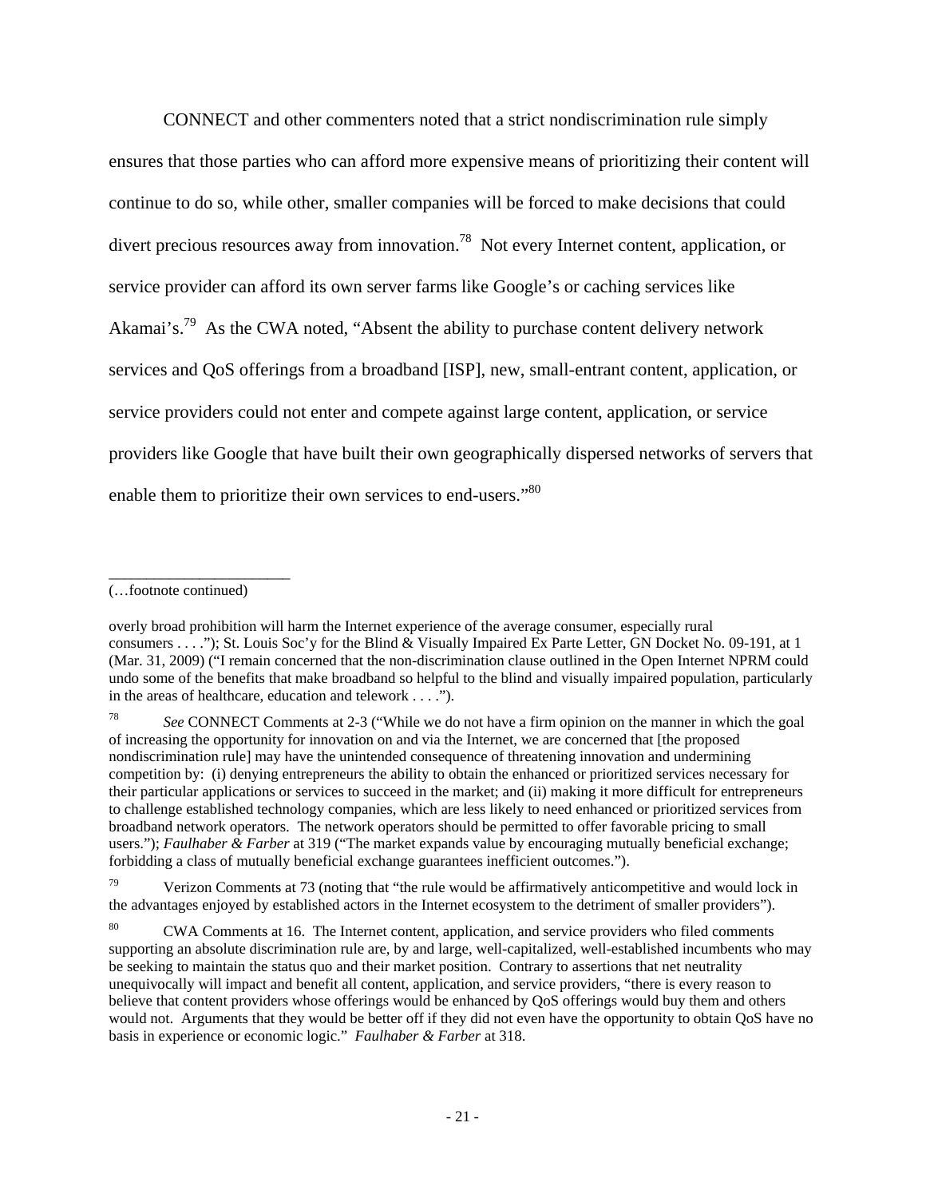CONNECT and other commenters noted that a strict nondiscrimination rule simply ensures that those parties who can afford more expensive means of prioritizing their content will continue to do so, while other, smaller companies will be forced to make decisions that could divert precious resources away from innovation.[78] Not every Internet content, application, or service provider can afford its own server farms like Google's or caching services like Akamai's.[79] As the CWA noted, "Absent the ability to purchase content delivery network services and QoS offerings from a broadband [ISP], new, small-entrant content, application, or service providers could not enter and compete against large content, application, or service providers like Google that have built their own geographically dispersed networks of servers that enable them to prioritize their own services to end-users."[80]

---

(…footnote continued)

overly broad prohibition will harm the Internet experience of the average consumer, especially rural consumers . . . ."); St. Louis Soc'y for the Blind & Visually Impaired Ex Parte Letter, GN Docket No. 09-191, at 1 (Mar. 31, 2009) ("I remain concerned that the non-discrimination clause outlined in the Open Internet NPRM could undo some of the benefits that make broadband so helpful to the blind and visually impaired population, particularly in the areas of healthcare, education and telework . . . .").

[78] *See* CONNECT Comments at 2-3 ("While we do not have a firm opinion on the manner in which the goal of increasing the opportunity for innovation on and via the Internet, we are concerned that [the proposed nondiscrimination rule] may have the unintended consequence of threatening innovation and undermining competition by: (i) denying entrepreneurs the ability to obtain the enhanced or prioritized services necessary for their particular applications or services to succeed in the market; and (ii) making it more difficult for entrepreneurs to challenge established technology companies, which are less likely to need enhanced or prioritized services from broadband network operators. The network operators should be permitted to offer favorable pricing to small users."); *Faulhaber & Farber* at 319 ("The market expands value by encouraging mutually beneficial exchange; forbidding a class of mutually beneficial exchange guarantees inefficient outcomes.").

[79] Verizon Comments at 73 (noting that "the rule would be affirmatively anticompetitive and would lock in the advantages enjoyed by established actors in the Internet ecosystem to the detriment of smaller providers").

[80] CWA Comments at 16. The Internet content, application, and service providers who filed comments supporting an absolute discrimination rule are, by and large, well-capitalized, well-established incumbents who may be seeking to maintain the status quo and their market position. Contrary to assertions that net neutrality unequivocally will impact and benefit all content, application, and service providers, "there is every reason to believe that content providers whose offerings would be enhanced by QoS offerings would buy them and others would not. Arguments that they would be better off if they did not even have the opportunity to obtain QoS have no basis in experience or economic logic." *Faulhaber & Farber* at 318.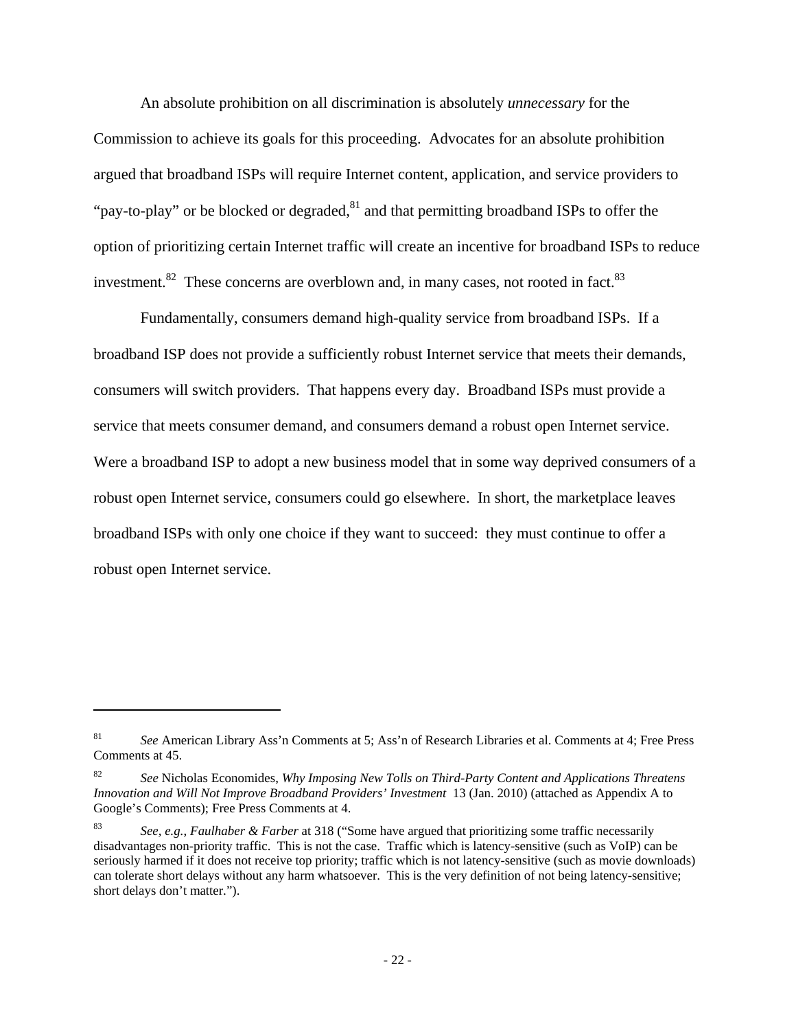An absolute prohibition on all discrimination is absolutely *unnecessary* for the Commission to achieve its goals for this proceeding. Advocates for an absolute prohibition argued that broadband ISPs will require Internet content, application, and service providers to "pay-to-play" or be blocked or degraded,[81] and that permitting broadband ISPs to offer the option of prioritizing certain Internet traffic will create an incentive for broadband ISPs to reduce investment.[82] These concerns are overblown and, in many cases, not rooted in fact.[83]

Fundamentally, consumers demand high-quality service from broadband ISPs. If a broadband ISP does not provide a sufficiently robust Internet service that meets their demands, consumers will switch providers. That happens every day. Broadband ISPs must provide a service that meets consumer demand, and consumers demand a robust open Internet service. Were a broadband ISP to adopt a new business model that in some way deprived consumers of a robust open Internet service, consumers could go elsewhere. In short, the marketplace leaves broadband ISPs with only one choice if they want to succeed: they must continue to offer a robust open Internet service.

---

[81] *See* American Library Ass'n Comments at 5; Ass'n of Research Libraries et al. Comments at 4; Free Press Comments at 45.

[82] *See* Nicholas Economides, *Why Imposing New Tolls on Third-Party Content and Applications Threatens Innovation and Will Not Improve Broadband Providers' Investment* 13 (Jan. 2010) (attached as Appendix A to Google's Comments); Free Press Comments at 4.

[83] *See, e.g.*, *Faulhaber & Farber* at 318 ("Some have argued that prioritizing some traffic necessarily disadvantages non-priority traffic. This is not the case. Traffic which is latency-sensitive (such as VoIP) can be seriously harmed if it does not receive top priority; traffic which is not latency-sensitive (such as movie downloads) can tolerate short delays without any harm whatsoever. This is the very definition of not being latency-sensitive; short delays don't matter.").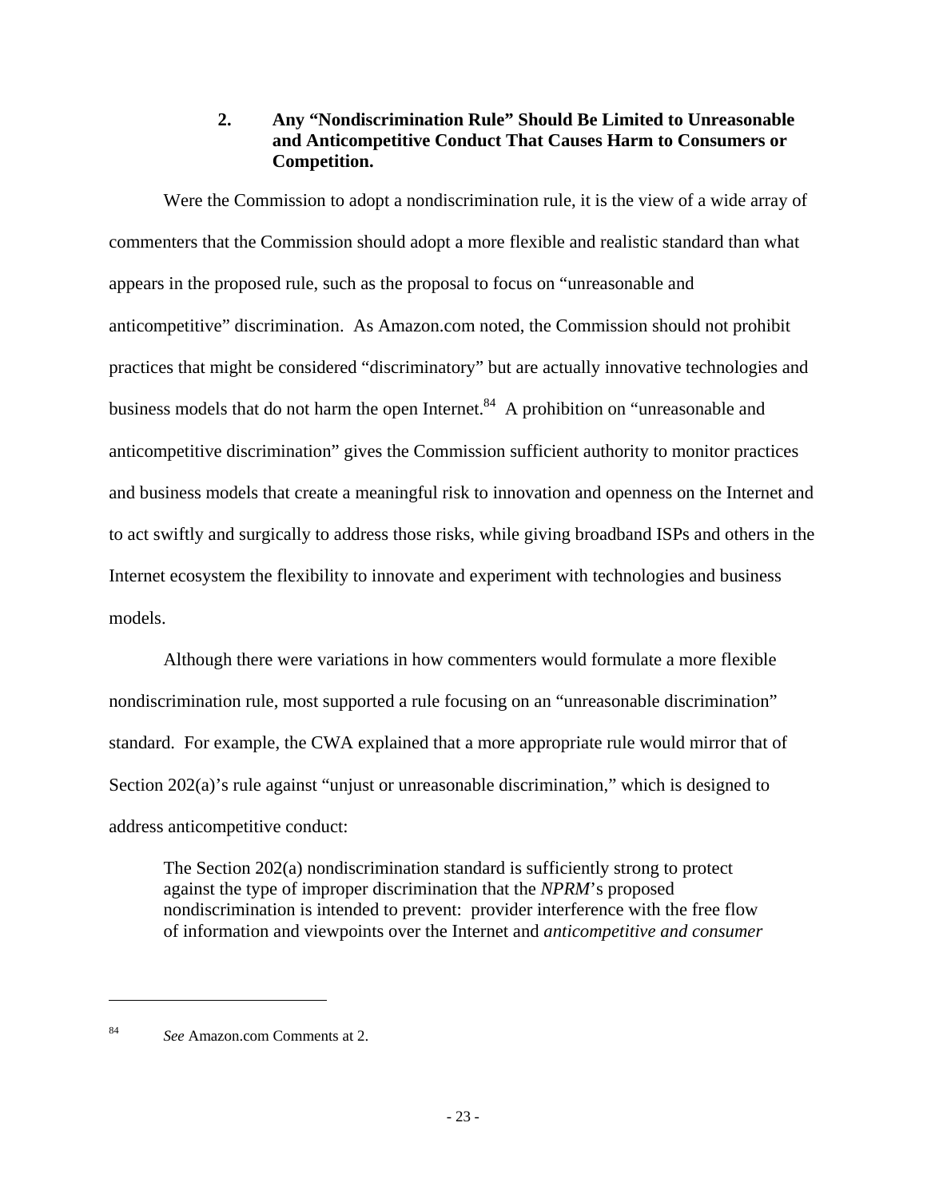### 2. Any "Nondiscrimination Rule" Should Be Limited to Unreasonable and Anticompetitive Conduct That Causes Harm to Consumers or Competition.

Were the Commission to adopt a nondiscrimination rule, it is the view of a wide array of commenters that the Commission should adopt a more flexible and realistic standard than what appears in the proposed rule, such as the proposal to focus on "unreasonable and anticompetitive" discrimination. As Amazon.com noted, the Commission should not prohibit practices that might be considered "discriminatory" but are actually innovative technologies and business models that do not harm the open Internet.[84] A prohibition on "unreasonable and anticompetitive discrimination" gives the Commission sufficient authority to monitor practices and business models that create a meaningful risk to innovation and openness on the Internet and to act swiftly and surgically to address those risks, while giving broadband ISPs and others in the Internet ecosystem the flexibility to innovate and experiment with technologies and business models.

Although there were variations in how commenters would formulate a more flexible nondiscrimination rule, most supported a rule focusing on an "unreasonable discrimination" standard. For example, the CWA explained that a more appropriate rule would mirror that of Section 202(a)'s rule against "unjust or unreasonable discrimination," which is designed to address anticompetitive conduct:

> The Section 202(a) nondiscrimination standard is sufficiently strong to protect against the type of improper discrimination that the *NPRM*'s proposed nondiscrimination is intended to prevent: provider interference with the free flow of information and viewpoints over the Internet and *anticompetitive and consumer*

---

[84] *See* Amazon.com Comments at 2.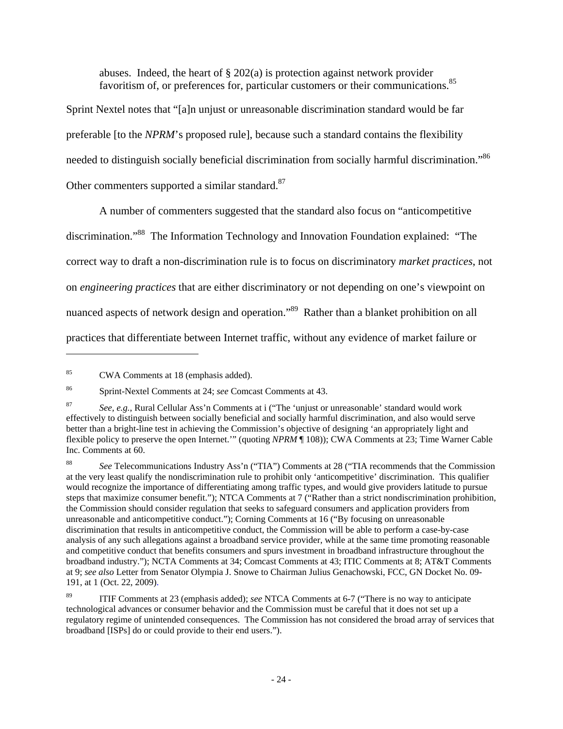> abuses. Indeed, the heart of § 202(a) is protection against network provider favoritism of, or preferences for, particular customers or their communications.[85]

Sprint Nextel notes that "[a]n unjust or unreasonable discrimination standard would be far preferable [to the *NPRM*'s proposed rule], because such a standard contains the flexibility needed to distinguish socially beneficial discrimination from socially harmful discrimination."[86] Other commenters supported a similar standard.[87]

A number of commenters suggested that the standard also focus on "anticompetitive discrimination."[88] The Information Technology and Innovation Foundation explained: "The correct way to draft a non-discrimination rule is to focus on discriminatory *market practices*, not on *engineering practices* that are either discriminatory or not depending on one's viewpoint on nuanced aspects of network design and operation."[89] Rather than a blanket prohibition on all practices that differentiate between Internet traffic, without any evidence of market failure or

---

[85] CWA Comments at 18 (emphasis added).

[86] Sprint-Nextel Comments at 24; *see* Comcast Comments at 43.

[87] *See, e.g.*, Rural Cellular Ass'n Comments at i ("The 'unjust or unreasonable' standard would work effectively to distinguish between socially beneficial and socially harmful discrimination, and also would serve better than a bright-line test in achieving the Commission's objective of designing 'an appropriately light and flexible policy to preserve the open Internet.'" (quoting *NPRM* ¶ 108)); CWA Comments at 23; Time Warner Cable Inc. Comments at 60.

[88] *See* Telecommunications Industry Ass'n ("TIA") Comments at 28 ("TIA recommends that the Commission at the very least qualify the nondiscrimination rule to prohibit only 'anticompetitive' discrimination. This qualifier would recognize the importance of differentiating among traffic types, and would give providers latitude to pursue steps that maximize consumer benefit."); NTCA Comments at 7 ("Rather than a strict nondiscrimination prohibition, the Commission should consider regulation that seeks to safeguard consumers and application providers from unreasonable and anticompetitive conduct."); Corning Comments at 16 ("By focusing on unreasonable discrimination that results in anticompetitive conduct, the Commission will be able to perform a case-by-case analysis of any such allegations against a broadband service provider, while at the same time promoting reasonable and competitive conduct that benefits consumers and spurs investment in broadband infrastructure throughout the broadband industry."); NCTA Comments at 34; Comcast Comments at 43; ITIC Comments at 8; AT&T Comments at 9; *see also* Letter from Senator Olympia J. Snowe to Chairman Julius Genachowski, FCC, GN Docket No. 09-191, at 1 (Oct. 22, 2009).

[89] ITIF Comments at 23 (emphasis added); *see* NTCA Comments at 6-7 ("There is no way to anticipate technological advances or consumer behavior and the Commission must be careful that it does not set up a regulatory regime of unintended consequences. The Commission has not considered the broad array of services that broadband [ISPs] do or could provide to their end users.").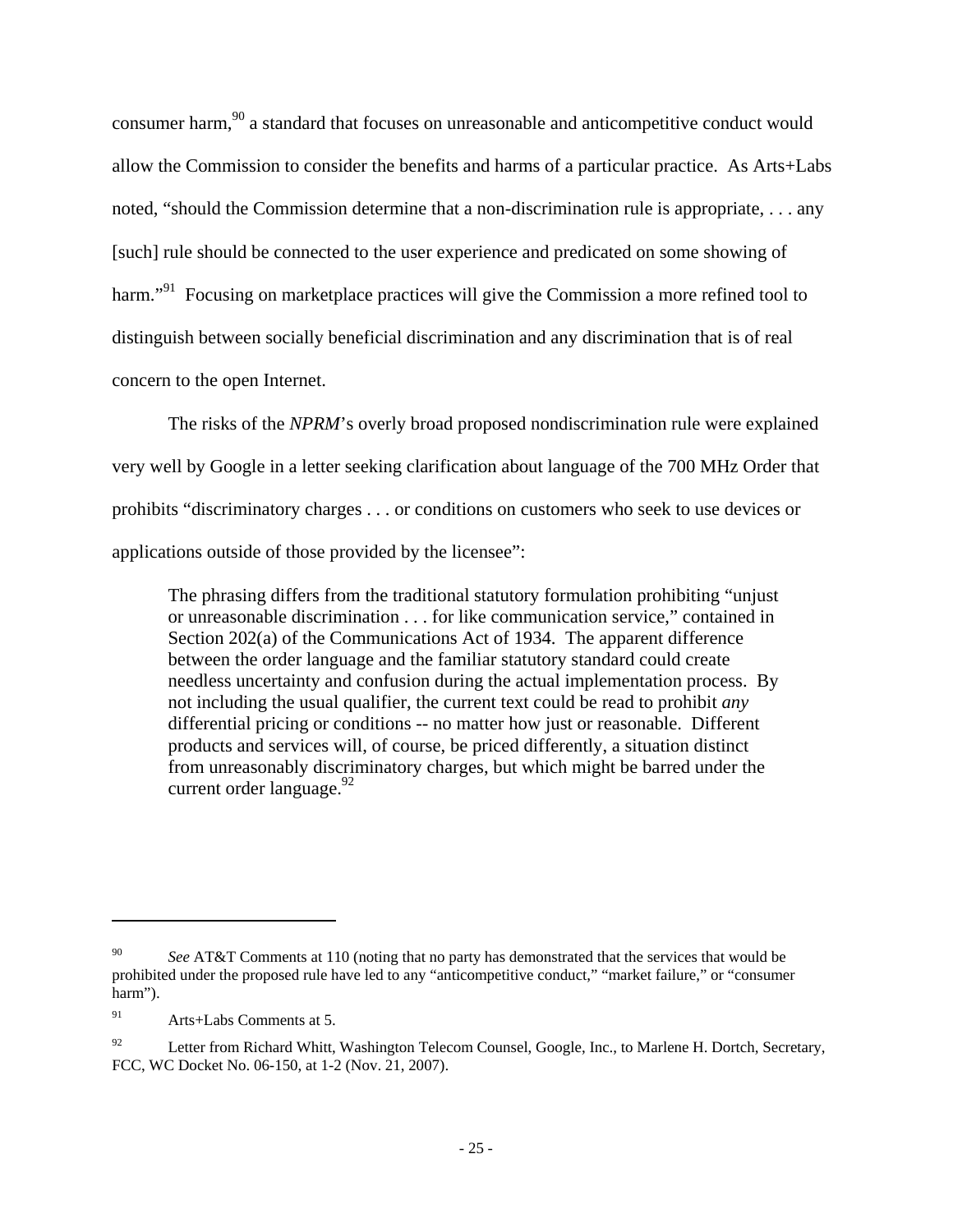consumer harm,[90] a standard that focuses on unreasonable and anticompetitive conduct would allow the Commission to consider the benefits and harms of a particular practice. As Arts+Labs noted, "should the Commission determine that a non-discrimination rule is appropriate, . . . any [such] rule should be connected to the user experience and predicated on some showing of harm."[91] Focusing on marketplace practices will give the Commission a more refined tool to distinguish between socially beneficial discrimination and any discrimination that is of real concern to the open Internet.

The risks of the *NPRM*'s overly broad proposed nondiscrimination rule were explained very well by Google in a letter seeking clarification about language of the 700 MHz Order that prohibits "discriminatory charges . . . or conditions on customers who seek to use devices or applications outside of those provided by the licensee":

> The phrasing differs from the traditional statutory formulation prohibiting "unjust or unreasonable discrimination . . . for like communication service," contained in Section 202(a) of the Communications Act of 1934. The apparent difference between the order language and the familiar statutory standard could create needless uncertainty and confusion during the actual implementation process. By not including the usual qualifier, the current text could be read to prohibit *any* differential pricing or conditions -- no matter how just or reasonable. Different products and services will, of course, be priced differently, a situation distinct from unreasonably discriminatory charges, but which might be barred under the current order language.[92]

---

[90] *See* AT&T Comments at 110 (noting that no party has demonstrated that the services that would be prohibited under the proposed rule have led to any "anticompetitive conduct," "market failure," or "consumer harm").

[91] Arts+Labs Comments at 5.

[92] Letter from Richard Whitt, Washington Telecom Counsel, Google, Inc., to Marlene H. Dortch, Secretary, FCC, WC Docket No. 06-150, at 1-2 (Nov. 21, 2007).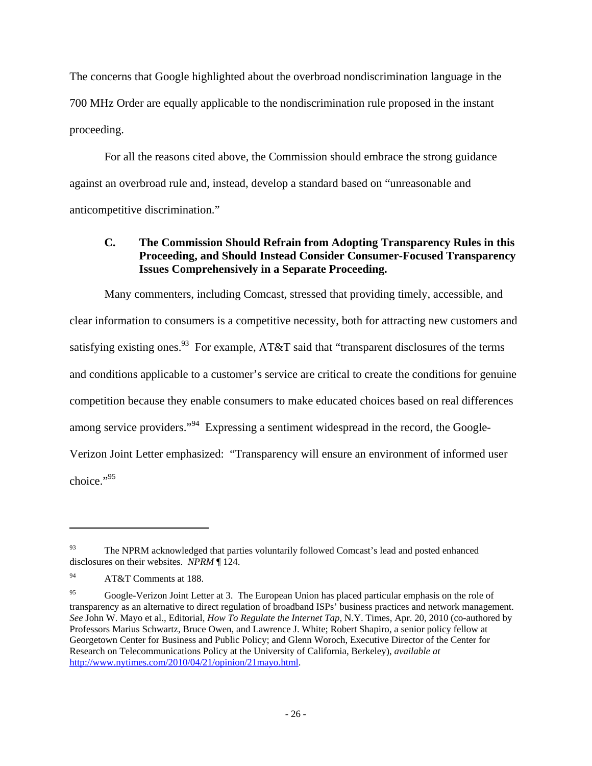The concerns that Google highlighted about the overbroad nondiscrimination language in the 700 MHz Order are equally applicable to the nondiscrimination rule proposed in the instant proceeding.

For all the reasons cited above, the Commission should embrace the strong guidance against an overbroad rule and, instead, develop a standard based on "unreasonable and anticompetitive discrimination."

### C. The Commission Should Refrain from Adopting Transparency Rules in this Proceeding, and Should Instead Consider Consumer-Focused Transparency Issues Comprehensively in a Separate Proceeding.

Many commenters, including Comcast, stressed that providing timely, accessible, and clear information to consumers is a competitive necessity, both for attracting new customers and satisfying existing ones.[93] For example, AT&T said that "transparent disclosures of the terms and conditions applicable to a customer's service are critical to create the conditions for genuine competition because they enable consumers to make educated choices based on real differences among service providers."[94] Expressing a sentiment widespread in the record, the Google-Verizon Joint Letter emphasized: "Transparency will ensure an environment of informed user choice."[95]

---

[93] The NPRM acknowledged that parties voluntarily followed Comcast's lead and posted enhanced disclosures on their websites. *NPRM* ¶ 124.

[94] AT&T Comments at 188.

[95] Google-Verizon Joint Letter at 3. The European Union has placed particular emphasis on the role of transparency as an alternative to direct regulation of broadband ISPs' business practices and network management. *See* John W. Mayo et al., Editorial, *How To Regulate the Internet Tap*, N.Y. Times, Apr. 20, 2010 (co-authored by Professors Marius Schwartz, Bruce Owen, and Lawrence J. White; Robert Shapiro, a senior policy fellow at Georgetown Center for Business and Public Policy; and Glenn Woroch, Executive Director of the Center for Research on Telecommunications Policy at the University of California, Berkeley), *available at* http://www.nytimes.com/2010/04/21/opinion/21mayo.html.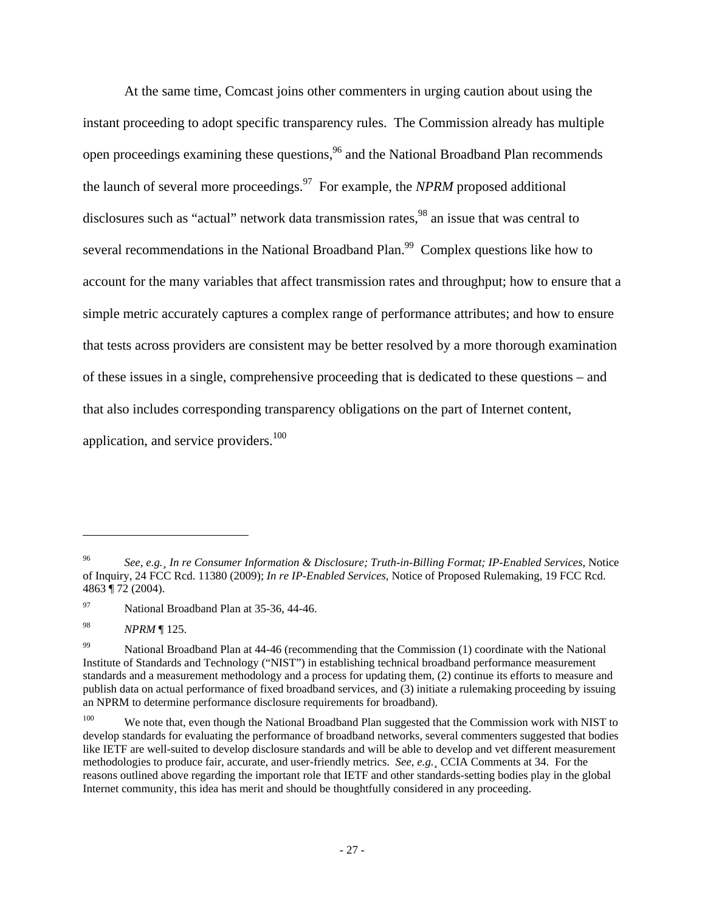At the same time, Comcast joins other commenters in urging caution about using the instant proceeding to adopt specific transparency rules. The Commission already has multiple open proceedings examining these questions,[96] and the National Broadband Plan recommends the launch of several more proceedings.[97] For example, the *NPRM* proposed additional disclosures such as "actual" network data transmission rates,[98] an issue that was central to several recommendations in the National Broadband Plan.[99] Complex questions like how to account for the many variables that affect transmission rates and throughput; how to ensure that a simple metric accurately captures a complex range of performance attributes; and how to ensure that tests across providers are consistent may be better resolved by a more thorough examination of these issues in a single, comprehensive proceeding that is dedicated to these questions – and that also includes corresponding transparency obligations on the part of Internet content, application, and service providers.[100]

---

[96] *See, e.g.¸ In re Consumer Information & Disclosure; Truth-in-Billing Format; IP-Enabled Services*, Notice of Inquiry, 24 FCC Rcd. 11380 (2009); *In re IP-Enabled Services*, Notice of Proposed Rulemaking, 19 FCC Rcd. 4863 ¶ 72 (2004).

[97] National Broadband Plan at 35-36, 44-46.

[98] *NPRM* ¶ 125.

[99] National Broadband Plan at 44-46 (recommending that the Commission (1) coordinate with the National Institute of Standards and Technology ("NIST") in establishing technical broadband performance measurement standards and a measurement methodology and a process for updating them, (2) continue its efforts to measure and publish data on actual performance of fixed broadband services, and (3) initiate a rulemaking proceeding by issuing an NPRM to determine performance disclosure requirements for broadband).

[100] We note that, even though the National Broadband Plan suggested that the Commission work with NIST to develop standards for evaluating the performance of broadband networks, several commenters suggested that bodies like IETF are well-suited to develop disclosure standards and will be able to develop and vet different measurement methodologies to produce fair, accurate, and user-friendly metrics. *See, e.g.¸* CCIA Comments at 34. For the reasons outlined above regarding the important role that IETF and other standards-setting bodies play in the global Internet community, this idea has merit and should be thoughtfully considered in any proceeding.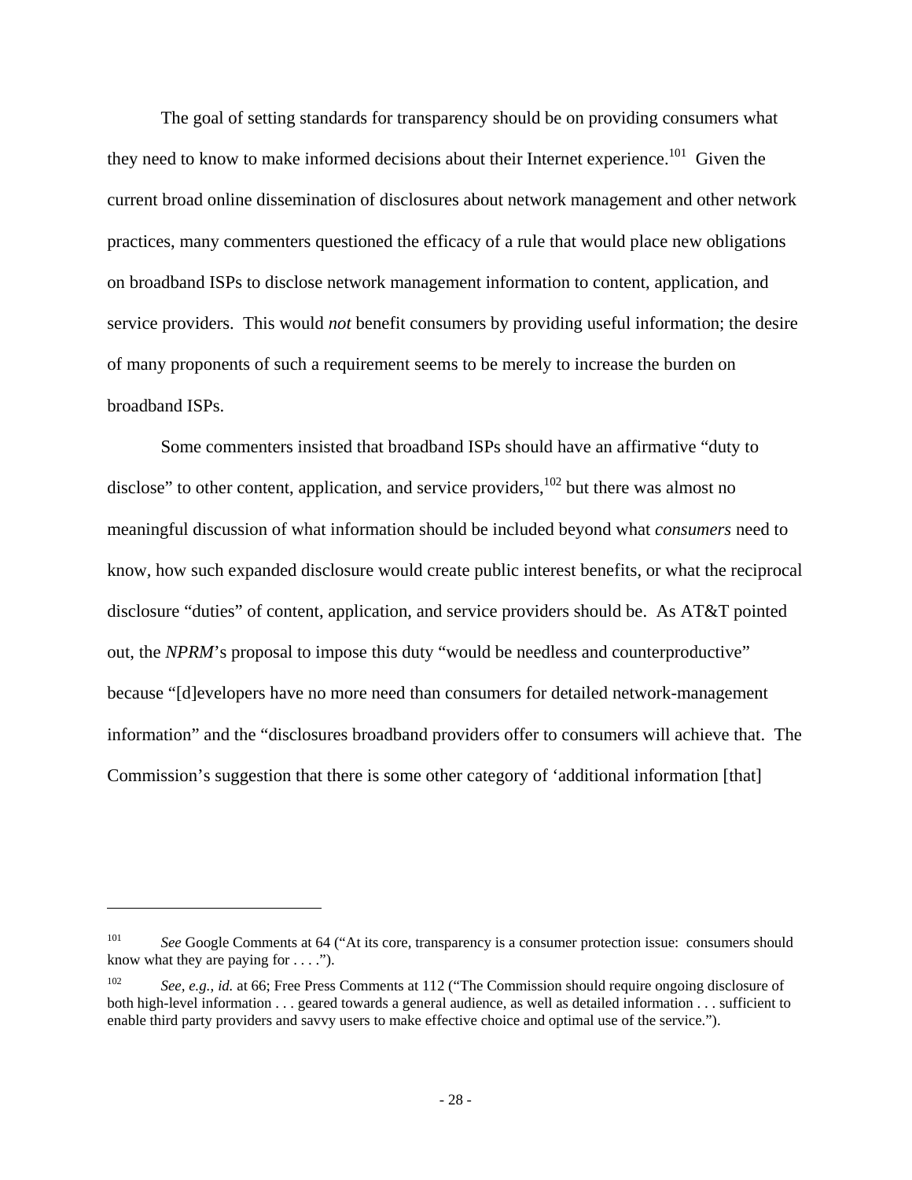The goal of setting standards for transparency should be on providing consumers what they need to know to make informed decisions about their Internet experience.[101] Given the current broad online dissemination of disclosures about network management and other network practices, many commenters questioned the efficacy of a rule that would place new obligations on broadband ISPs to disclose network management information to content, application, and service providers. This would *not* benefit consumers by providing useful information; the desire of many proponents of such a requirement seems to be merely to increase the burden on broadband ISPs.

Some commenters insisted that broadband ISPs should have an affirmative "duty to disclose" to other content, application, and service providers,[102] but there was almost no meaningful discussion of what information should be included beyond what *consumers* need to know, how such expanded disclosure would create public interest benefits, or what the reciprocal disclosure "duties" of content, application, and service providers should be. As AT&T pointed out, the *NPRM*'s proposal to impose this duty "would be needless and counterproductive" because "[d]evelopers have no more need than consumers for detailed network-management information" and the "disclosures broadband providers offer to consumers will achieve that. The Commission's suggestion that there is some other category of 'additional information [that]

---

[101] *See* Google Comments at 64 ("At its core, transparency is a consumer protection issue: consumers should know what they are paying for . . . .").

[102] *See, e.g.*, *id.* at 66; Free Press Comments at 112 ("The Commission should require ongoing disclosure of both high-level information . . . geared towards a general audience, as well as detailed information . . . sufficient to enable third party providers and savvy users to make effective choice and optimal use of the service.").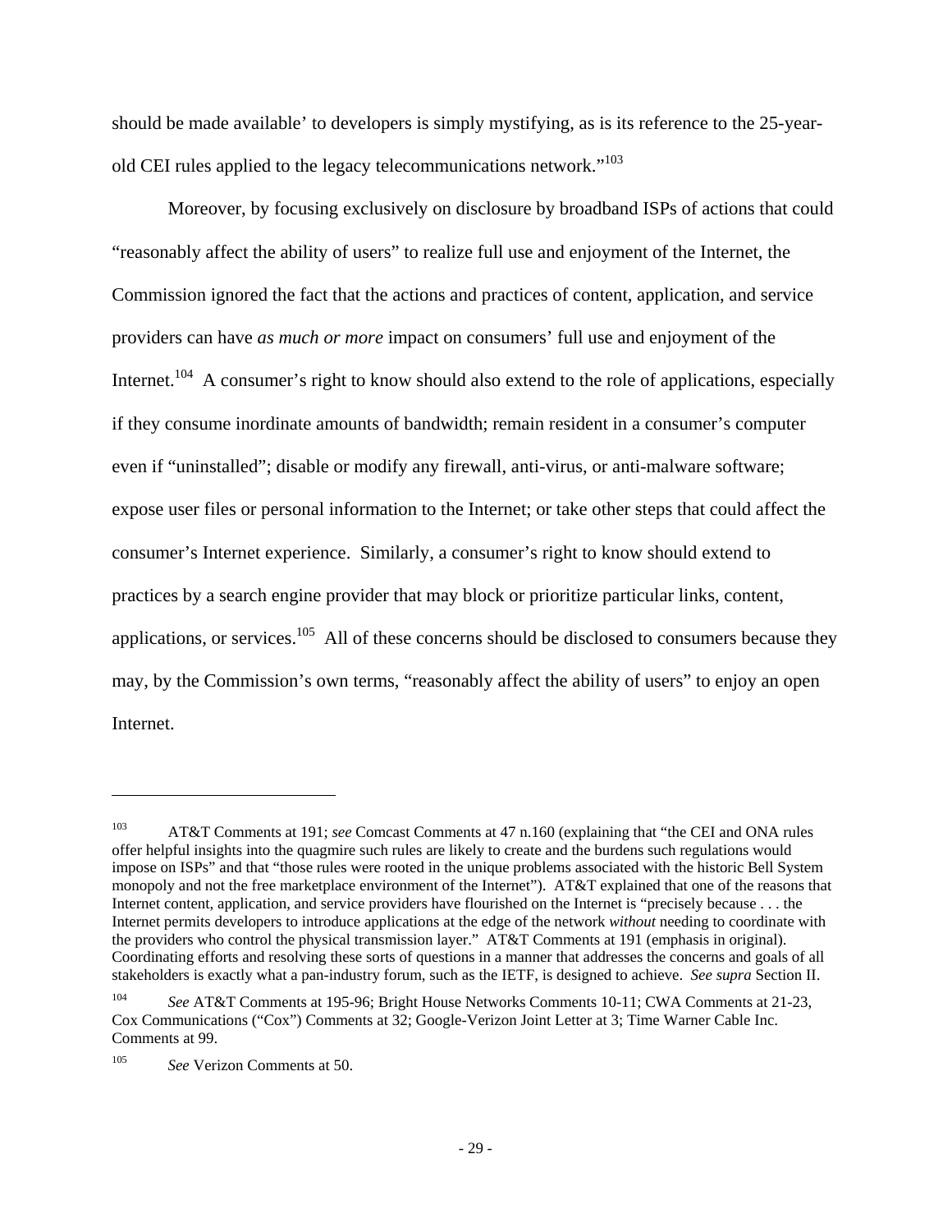should be made available' to developers is simply mystifying, as is its reference to the 25-year-old CEI rules applied to the legacy telecommunications network."[103]

Moreover, by focusing exclusively on disclosure by broadband ISPs of actions that could "reasonably affect the ability of users" to realize full use and enjoyment of the Internet, the Commission ignored the fact that the actions and practices of content, application, and service providers can have *as much or more* impact on consumers' full use and enjoyment of the Internet.[104] A consumer's right to know should also extend to the role of applications, especially if they consume inordinate amounts of bandwidth; remain resident in a consumer's computer even if "uninstalled"; disable or modify any firewall, anti-virus, or anti-malware software; expose user files or personal information to the Internet; or take other steps that could affect the consumer's Internet experience. Similarly, a consumer's right to know should extend to practices by a search engine provider that may block or prioritize particular links, content, applications, or services.[105] All of these concerns should be disclosed to consumers because they may, by the Commission's own terms, "reasonably affect the ability of users" to enjoy an open Internet.

---

[103] AT&T Comments at 191; *see* Comcast Comments at 47 n.160 (explaining that "the CEI and ONA rules offer helpful insights into the quagmire such rules are likely to create and the burdens such regulations would impose on ISPs" and that "those rules were rooted in the unique problems associated with the historic Bell System monopoly and not the free marketplace environment of the Internet"). AT&T explained that one of the reasons that Internet content, application, and service providers have flourished on the Internet is "precisely because . . . the Internet permits developers to introduce applications at the edge of the network *without* needing to coordinate with the providers who control the physical transmission layer." AT&T Comments at 191 (emphasis in original). Coordinating efforts and resolving these sorts of questions in a manner that addresses the concerns and goals of all stakeholders is exactly what a pan-industry forum, such as the IETF, is designed to achieve. *See supra* Section II.

[104] *See* AT&T Comments at 195-96; Bright House Networks Comments 10-11; CWA Comments at 21-23, Cox Communications ("Cox") Comments at 32; Google-Verizon Joint Letter at 3; Time Warner Cable Inc. Comments at 99.

[105] *See* Verizon Comments at 50.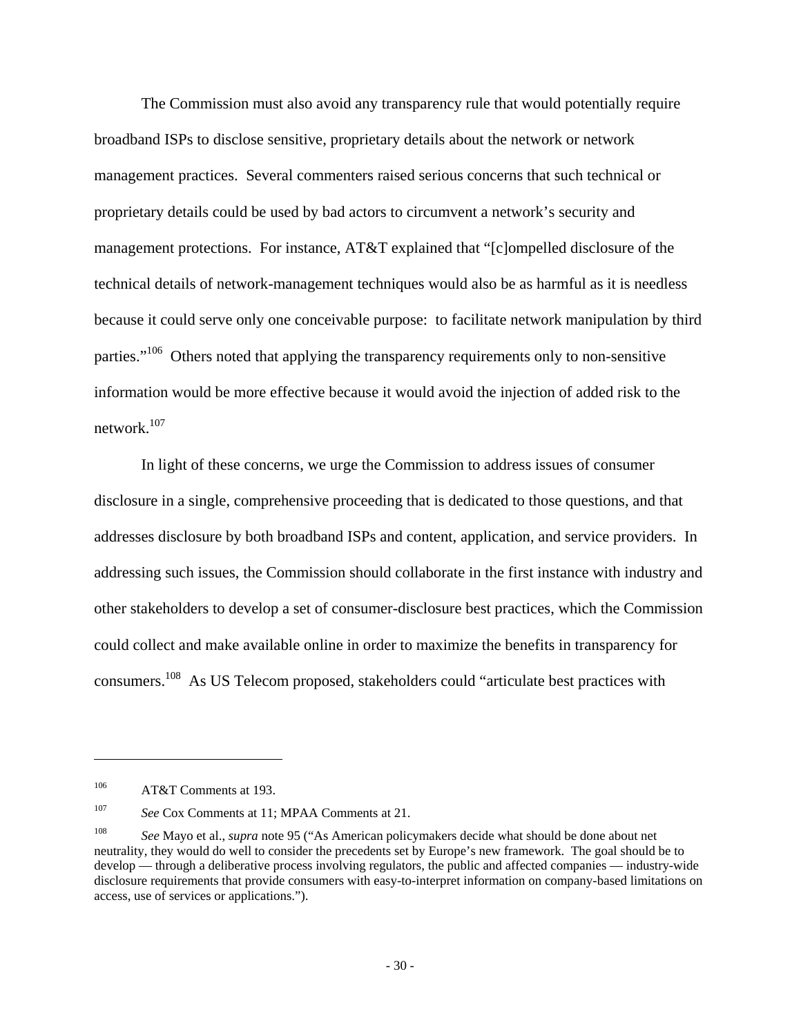The Commission must also avoid any transparency rule that would potentially require broadband ISPs to disclose sensitive, proprietary details about the network or network management practices. Several commenters raised serious concerns that such technical or proprietary details could be used by bad actors to circumvent a network's security and management protections. For instance, AT&T explained that "[c]ompelled disclosure of the technical details of network-management techniques would also be as harmful as it is needless because it could serve only one conceivable purpose: to facilitate network manipulation by third parties."[106] Others noted that applying the transparency requirements only to non-sensitive information would be more effective because it would avoid the injection of added risk to the network.[107]

In light of these concerns, we urge the Commission to address issues of consumer disclosure in a single, comprehensive proceeding that is dedicated to those questions, and that addresses disclosure by both broadband ISPs and content, application, and service providers. In addressing such issues, the Commission should collaborate in the first instance with industry and other stakeholders to develop a set of consumer-disclosure best practices, which the Commission could collect and make available online in order to maximize the benefits in transparency for consumers.[108] As US Telecom proposed, stakeholders could "articulate best practices with

---

[106] AT&T Comments at 193.

[107] *See* Cox Comments at 11; MPAA Comments at 21.

[108] *See* Mayo et al., *supra* note 95 ("As American policymakers decide what should be done about net neutrality, they would do well to consider the precedents set by Europe's new framework. The goal should be to develop — through a deliberative process involving regulators, the public and affected companies — industry-wide disclosure requirements that provide consumers with easy-to-interpret information on company-based limitations on access, use of services or applications.").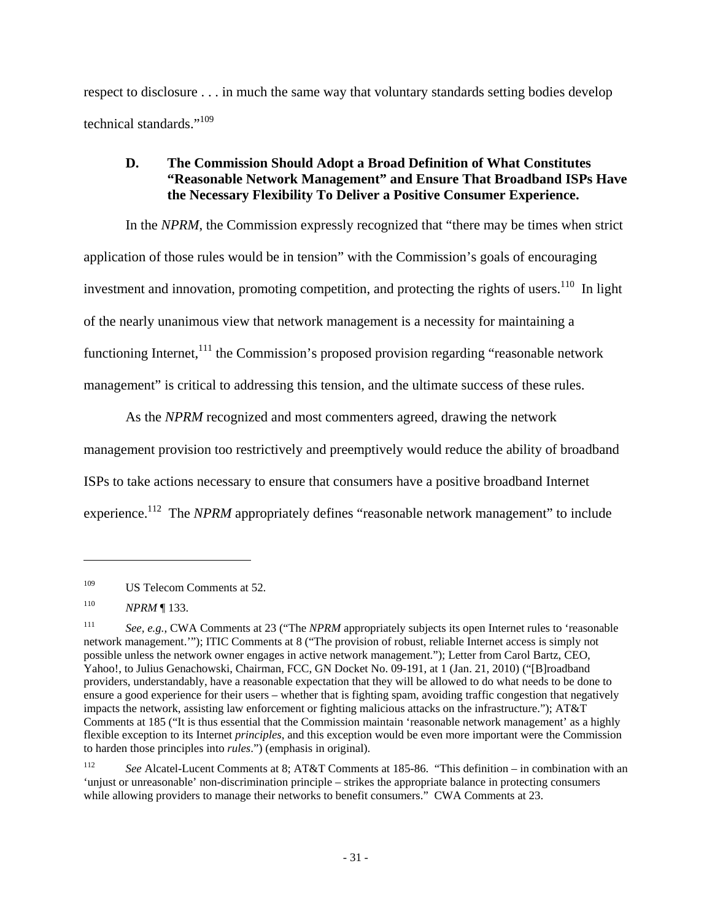respect to disclosure . . . in much the same way that voluntary standards setting bodies develop technical standards."[109]

### D. The Commission Should Adopt a Broad Definition of What Constitutes "Reasonable Network Management" and Ensure That Broadband ISPs Have the Necessary Flexibility To Deliver a Positive Consumer Experience.

In the *NPRM*, the Commission expressly recognized that "there may be times when strict application of those rules would be in tension" with the Commission's goals of encouraging investment and innovation, promoting competition, and protecting the rights of users.[110] In light of the nearly unanimous view that network management is a necessity for maintaining a functioning Internet,[111] the Commission's proposed provision regarding "reasonable network management" is critical to addressing this tension, and the ultimate success of these rules.

As the *NPRM* recognized and most commenters agreed, drawing the network management provision too restrictively and preemptively would reduce the ability of broadband ISPs to take actions necessary to ensure that consumers have a positive broadband Internet experience.[112] The *NPRM* appropriately defines "reasonable network management" to include

---

[109] US Telecom Comments at 52.

[110] *NPRM* ¶ 133.

[111] *See, e.g.*, CWA Comments at 23 ("The *NPRM* appropriately subjects its open Internet rules to 'reasonable network management.'"); ITIC Comments at 8 ("The provision of robust, reliable Internet access is simply not possible unless the network owner engages in active network management."); Letter from Carol Bartz, CEO, Yahoo!, to Julius Genachowski, Chairman, FCC, GN Docket No. 09-191, at 1 (Jan. 21, 2010) ("[B]roadband providers, understandably, have a reasonable expectation that they will be allowed to do what needs to be done to ensure a good experience for their users – whether that is fighting spam, avoiding traffic congestion that negatively impacts the network, assisting law enforcement or fighting malicious attacks on the infrastructure."); AT&T Comments at 185 ("It is thus essential that the Commission maintain 'reasonable network management' as a highly flexible exception to its Internet *principles*, and this exception would be even more important were the Commission to harden those principles into *rules*.") (emphasis in original).

[112] *See* Alcatel-Lucent Comments at 8; AT&T Comments at 185-86. "This definition – in combination with an 'unjust or unreasonable' non-discrimination principle – strikes the appropriate balance in protecting consumers while allowing providers to manage their networks to benefit consumers." CWA Comments at 23.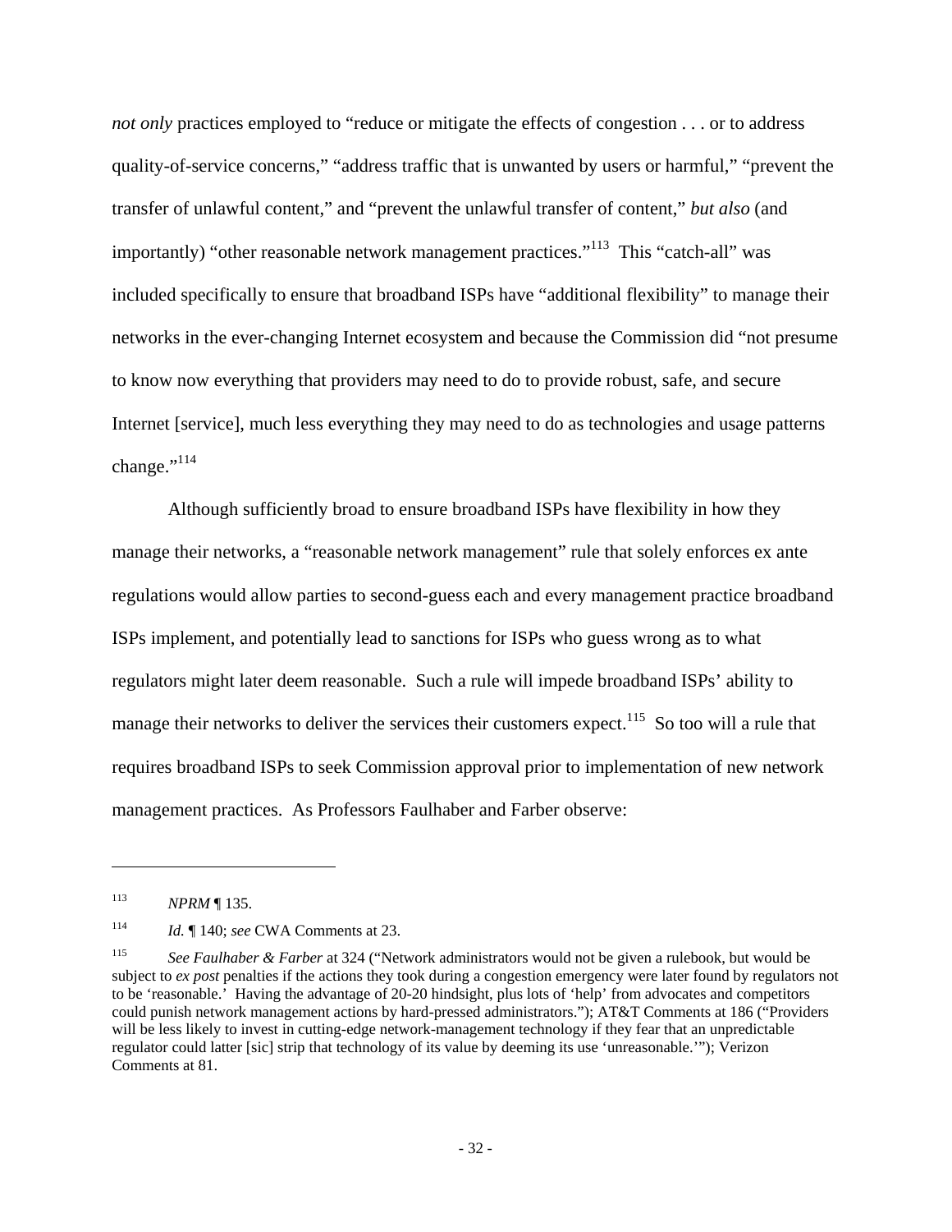*not only* practices employed to "reduce or mitigate the effects of congestion . . . or to address quality-of-service concerns," "address traffic that is unwanted by users or harmful," "prevent the transfer of unlawful content," and "prevent the unlawful transfer of content," *but also* (and importantly) "other reasonable network management practices."[113] This "catch-all" was included specifically to ensure that broadband ISPs have "additional flexibility" to manage their networks in the ever-changing Internet ecosystem and because the Commission did "not presume to know now everything that providers may need to do to provide robust, safe, and secure Internet [service], much less everything they may need to do as technologies and usage patterns change."[114]

Although sufficiently broad to ensure broadband ISPs have flexibility in how they manage their networks, a "reasonable network management" rule that solely enforces ex ante regulations would allow parties to second-guess each and every management practice broadband ISPs implement, and potentially lead to sanctions for ISPs who guess wrong as to what regulators might later deem reasonable. Such a rule will impede broadband ISPs' ability to manage their networks to deliver the services their customers expect.[115] So too will a rule that requires broadband ISPs to seek Commission approval prior to implementation of new network management practices. As Professors Faulhaber and Farber observe:

---

[113] *NPRM* ¶ 135.

[114] *Id.* ¶ 140; *see* CWA Comments at 23.

[115] *See Faulhaber & Farber* at 324 ("Network administrators would not be given a rulebook, but would be subject to *ex post* penalties if the actions they took during a congestion emergency were later found by regulators not to be 'reasonable.' Having the advantage of 20-20 hindsight, plus lots of 'help' from advocates and competitors could punish network management actions by hard-pressed administrators."); AT&T Comments at 186 ("Providers will be less likely to invest in cutting-edge network-management technology if they fear that an unpredictable regulator could latter [sic] strip that technology of its value by deeming its use 'unreasonable.'"); Verizon Comments at 81.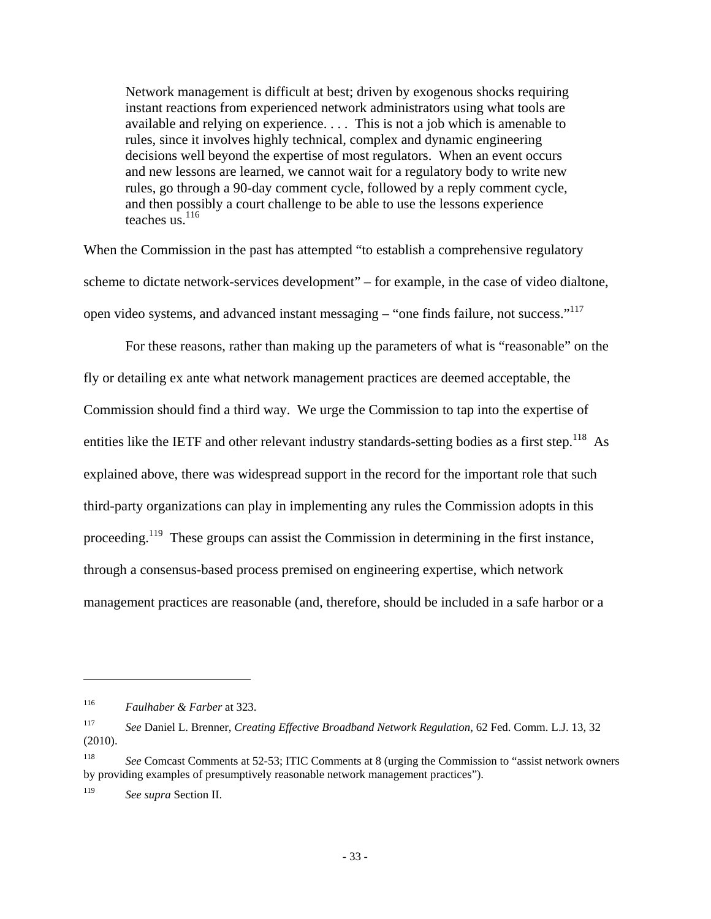> Network management is difficult at best; driven by exogenous shocks requiring instant reactions from experienced network administrators using what tools are available and relying on experience. . . . This is not a job which is amenable to rules, since it involves highly technical, complex and dynamic engineering decisions well beyond the expertise of most regulators. When an event occurs and new lessons are learned, we cannot wait for a regulatory body to write new rules, go through a 90-day comment cycle, followed by a reply comment cycle, and then possibly a court challenge to be able to use the lessons experience teaches us.[116]

When the Commission in the past has attempted "to establish a comprehensive regulatory scheme to dictate network-services development" – for example, in the case of video dialtone, open video systems, and advanced instant messaging – "one finds failure, not success."[117]

For these reasons, rather than making up the parameters of what is "reasonable" on the fly or detailing ex ante what network management practices are deemed acceptable, the Commission should find a third way. We urge the Commission to tap into the expertise of entities like the IETF and other relevant industry standards-setting bodies as a first step.[118] As explained above, there was widespread support in the record for the important role that such third-party organizations can play in implementing any rules the Commission adopts in this proceeding.[119] These groups can assist the Commission in determining in the first instance, through a consensus-based process premised on engineering expertise, which network management practices are reasonable (and, therefore, should be included in a safe harbor or a

---

[116] *Faulhaber & Farber* at 323.

[117] *See* Daniel L. Brenner, *Creating Effective Broadband Network Regulation*, 62 Fed. Comm. L.J. 13, 32 (2010).

[118] *See* Comcast Comments at 52-53; ITIC Comments at 8 (urging the Commission to "assist network owners by providing examples of presumptively reasonable network management practices").

[119] *See supra* Section II.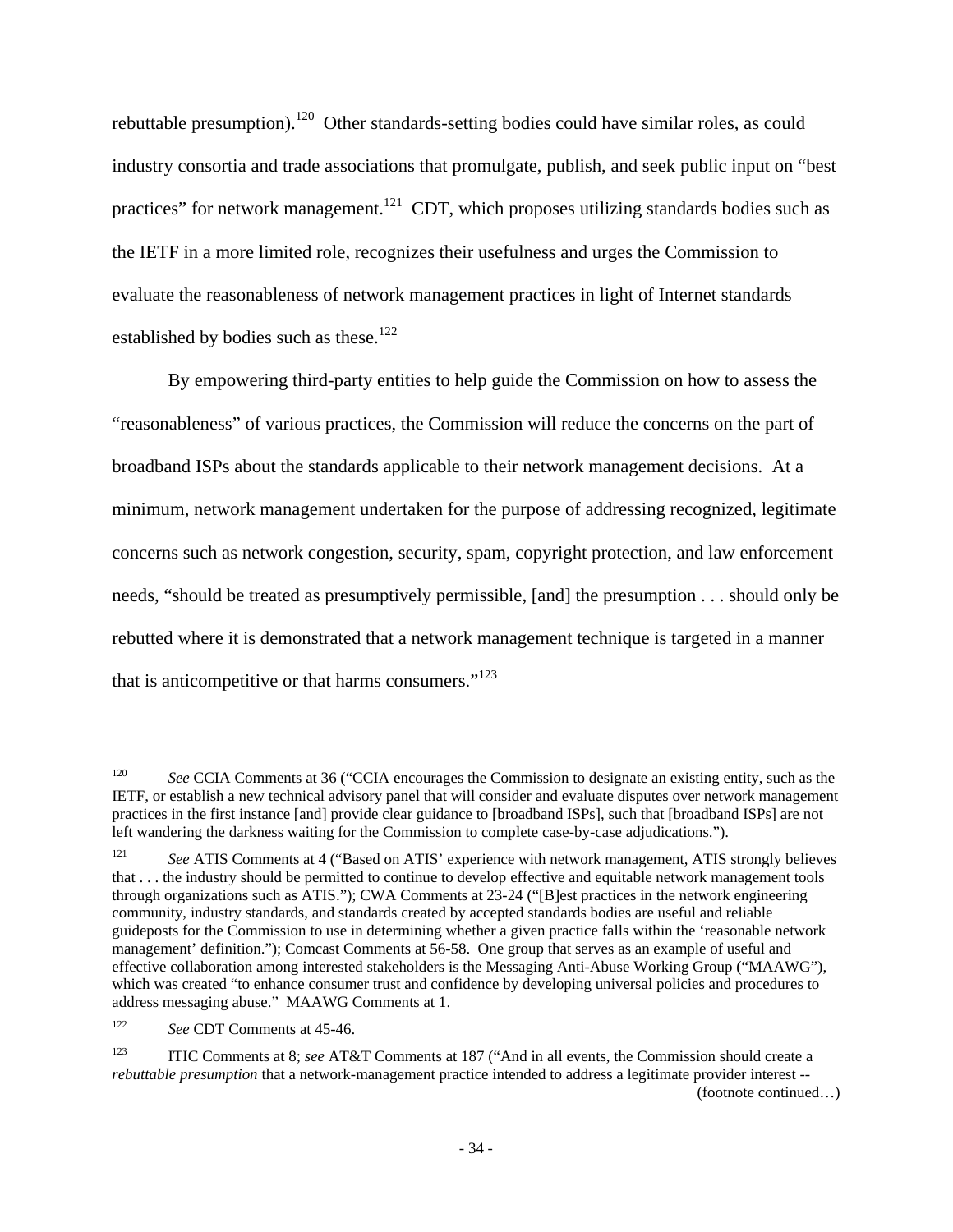rebuttable presumption).[120] Other standards-setting bodies could have similar roles, as could industry consortia and trade associations that promulgate, publish, and seek public input on "best practices" for network management.[121] CDT, which proposes utilizing standards bodies such as the IETF in a more limited role, recognizes their usefulness and urges the Commission to evaluate the reasonableness of network management practices in light of Internet standards established by bodies such as these.[122]

By empowering third-party entities to help guide the Commission on how to assess the "reasonableness" of various practices, the Commission will reduce the concerns on the part of broadband ISPs about the standards applicable to their network management decisions. At a minimum, network management undertaken for the purpose of addressing recognized, legitimate concerns such as network congestion, security, spam, copyright protection, and law enforcement needs, "should be treated as presumptively permissible, [and] the presumption . . . should only be rebutted where it is demonstrated that a network management technique is targeted in a manner that is anticompetitive or that harms consumers."[123]

---

[120] *See* CCIA Comments at 36 ("CCIA encourages the Commission to designate an existing entity, such as the IETF, or establish a new technical advisory panel that will consider and evaluate disputes over network management practices in the first instance [and] provide clear guidance to [broadband ISPs], such that [broadband ISPs] are not left wandering the darkness waiting for the Commission to complete case-by-case adjudications.").

[121] *See* ATIS Comments at 4 ("Based on ATIS' experience with network management, ATIS strongly believes that . . . the industry should be permitted to continue to develop effective and equitable network management tools through organizations such as ATIS."); CWA Comments at 23-24 ("[B]est practices in the network engineering community, industry standards, and standards created by accepted standards bodies are useful and reliable guideposts for the Commission to use in determining whether a given practice falls within the 'reasonable network management' definition."); Comcast Comments at 56-58. One group that serves as an example of useful and effective collaboration among interested stakeholders is the Messaging Anti-Abuse Working Group ("MAAWG"), which was created "to enhance consumer trust and confidence by developing universal policies and procedures to address messaging abuse." MAAWG Comments at 1.

[122] *See* CDT Comments at 45-46.

[123] ITIC Comments at 8; *see* AT&T Comments at 187 ("And in all events, the Commission should create a *rebuttable presumption* that a network-management practice intended to address a legitimate provider interest --

(footnote continued…)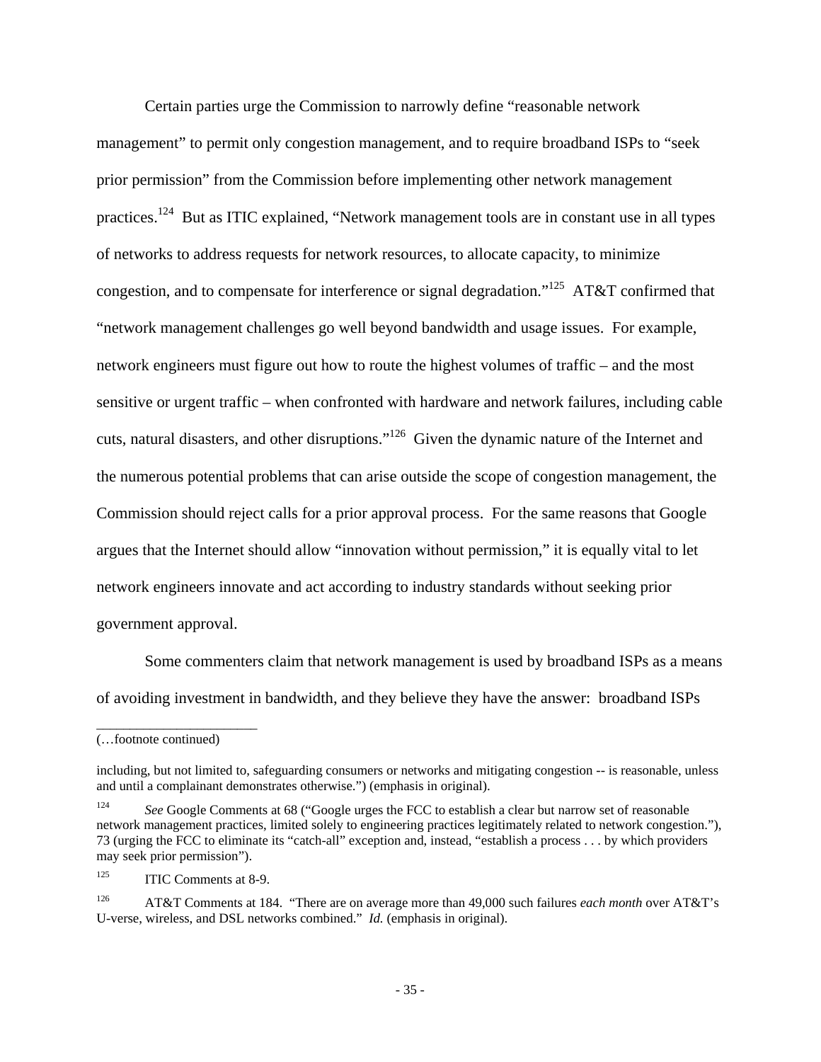Certain parties urge the Commission to narrowly define "reasonable network management" to permit only congestion management, and to require broadband ISPs to "seek prior permission" from the Commission before implementing other network management practices.[124] But as ITIC explained, "Network management tools are in constant use in all types of networks to address requests for network resources, to allocate capacity, to minimize congestion, and to compensate for interference or signal degradation."[125] AT&T confirmed that "network management challenges go well beyond bandwidth and usage issues. For example, network engineers must figure out how to route the highest volumes of traffic – and the most sensitive or urgent traffic – when confronted with hardware and network failures, including cable cuts, natural disasters, and other disruptions."[126] Given the dynamic nature of the Internet and the numerous potential problems that can arise outside the scope of congestion management, the Commission should reject calls for a prior approval process. For the same reasons that Google argues that the Internet should allow "innovation without permission," it is equally vital to let network engineers innovate and act according to industry standards without seeking prior government approval.

Some commenters claim that network management is used by broadband ISPs as a means of avoiding investment in bandwidth, and they believe they have the answer: broadband ISPs

---

(…footnote continued)

including, but not limited to, safeguarding consumers or networks and mitigating congestion -- is reasonable, unless and until a complainant demonstrates otherwise.") (emphasis in original).

[124] *See* Google Comments at 68 ("Google urges the FCC to establish a clear but narrow set of reasonable network management practices, limited solely to engineering practices legitimately related to network congestion."), 73 (urging the FCC to eliminate its "catch-all" exception and, instead, "establish a process . . . by which providers may seek prior permission").

[125] ITIC Comments at 8-9.

[126] AT&T Comments at 184. "There are on average more than 49,000 such failures *each month* over AT&T's U-verse, wireless, and DSL networks combined." *Id.* (emphasis in original).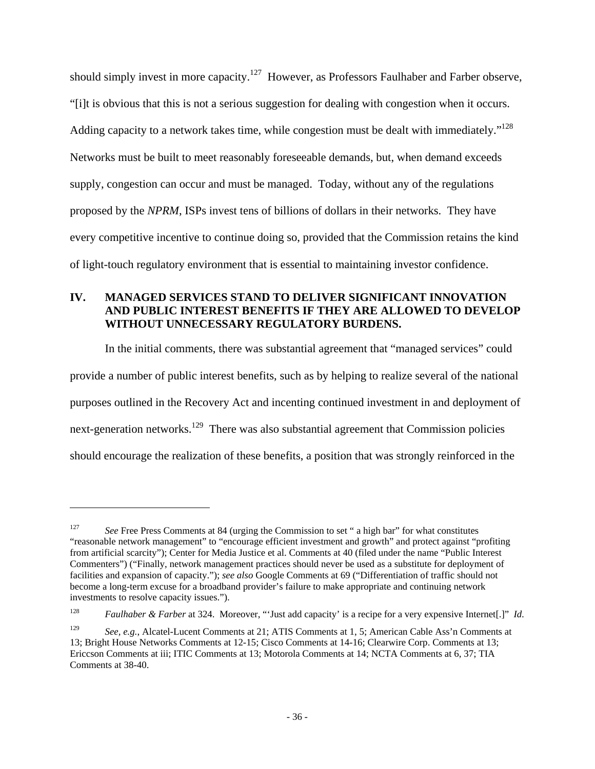should simply invest in more capacity.[127] However, as Professors Faulhaber and Farber observe, "[i]t is obvious that this is not a serious suggestion for dealing with congestion when it occurs. Adding capacity to a network takes time, while congestion must be dealt with immediately."[128] Networks must be built to meet reasonably foreseeable demands, but, when demand exceeds supply, congestion can occur and must be managed. Today, without any of the regulations proposed by the *NPRM*, ISPs invest tens of billions of dollars in their networks. They have every competitive incentive to continue doing so, provided that the Commission retains the kind of light-touch regulatory environment that is essential to maintaining investor confidence.

## IV. MANAGED SERVICES STAND TO DELIVER SIGNIFICANT INNOVATION AND PUBLIC INTEREST BENEFITS IF THEY ARE ALLOWED TO DEVELOP WITHOUT UNNECESSARY REGULATORY BURDENS.

In the initial comments, there was substantial agreement that "managed services" could provide a number of public interest benefits, such as by helping to realize several of the national purposes outlined in the Recovery Act and incenting continued investment in and deployment of next-generation networks.[129] There was also substantial agreement that Commission policies should encourage the realization of these benefits, a position that was strongly reinforced in the

---

[127] *See* Free Press Comments at 84 (urging the Commission to set " a high bar" for what constitutes "reasonable network management" to "encourage efficient investment and growth" and protect against "profiting from artificial scarcity"); Center for Media Justice et al. Comments at 40 (filed under the name "Public Interest Commenters") ("Finally, network management practices should never be used as a substitute for deployment of facilities and expansion of capacity."); *see also* Google Comments at 69 ("Differentiation of traffic should not become a long-term excuse for a broadband provider's failure to make appropriate and continuing network investments to resolve capacity issues.").

[128] *Faulhaber & Farber* at 324. Moreover, "'Just add capacity' is a recipe for a very expensive Internet[.]" *Id*.

[129] *See, e.g.*, Alcatel-Lucent Comments at 21; ATIS Comments at 1, 5; American Cable Ass'n Comments at 13; Bright House Networks Comments at 12-15; Cisco Comments at 14-16; Clearwire Corp. Comments at 13; Ericcson Comments at iii; ITIC Comments at 13; Motorola Comments at 14; NCTA Comments at 6, 37; TIA Comments at 38-40.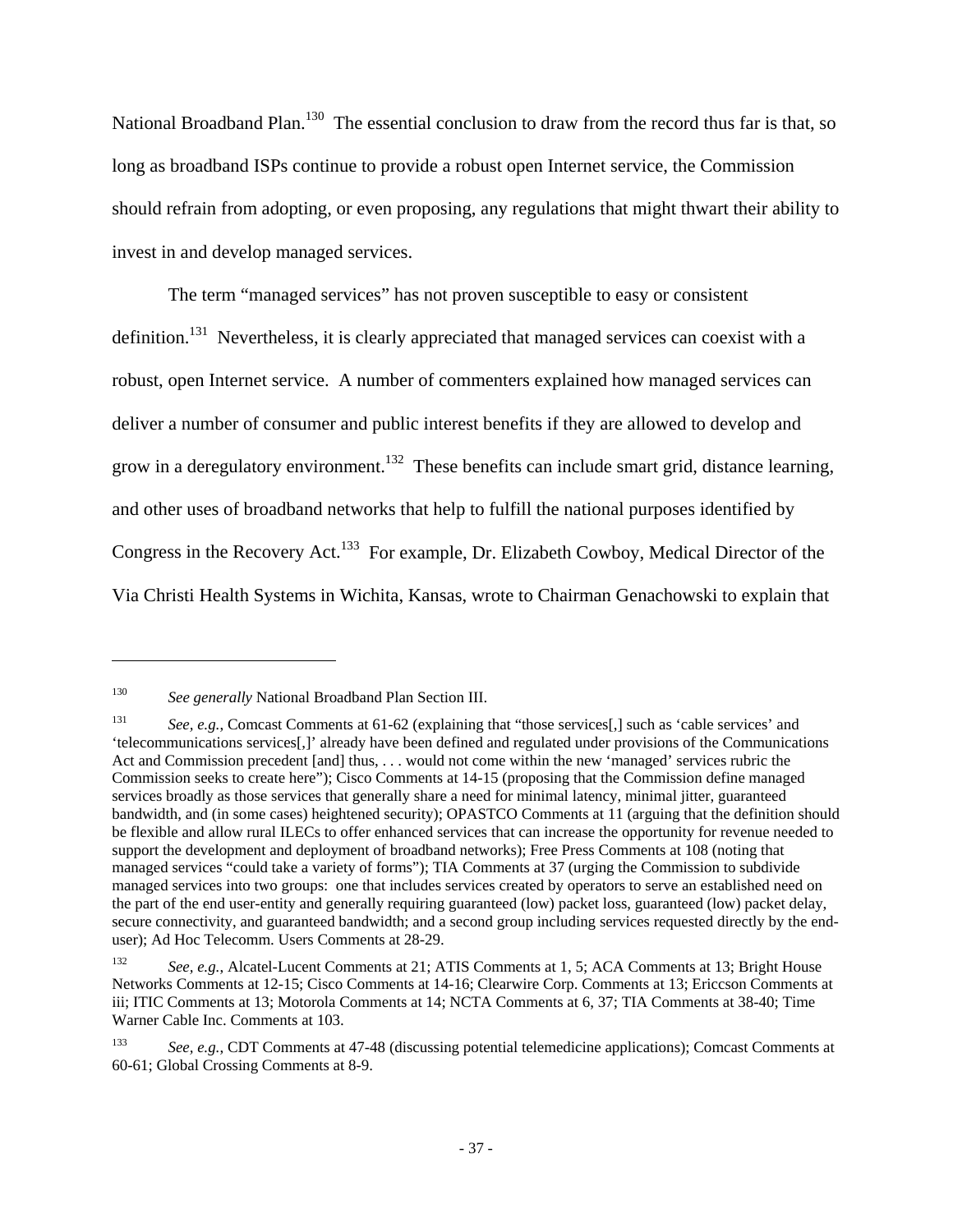National Broadband Plan.[130] The essential conclusion to draw from the record thus far is that, so long as broadband ISPs continue to provide a robust open Internet service, the Commission should refrain from adopting, or even proposing, any regulations that might thwart their ability to invest in and develop managed services.

The term "managed services" has not proven susceptible to easy or consistent definition.[131] Nevertheless, it is clearly appreciated that managed services can coexist with a robust, open Internet service. A number of commenters explained how managed services can deliver a number of consumer and public interest benefits if they are allowed to develop and grow in a deregulatory environment.[132] These benefits can include smart grid, distance learning, and other uses of broadband networks that help to fulfill the national purposes identified by Congress in the Recovery Act.[133] For example, Dr. Elizabeth Cowboy, Medical Director of the Via Christi Health Systems in Wichita, Kansas, wrote to Chairman Genachowski to explain that

---

[130] *See generally* National Broadband Plan Section III.

[131] *See, e.g.*, Comcast Comments at 61-62 (explaining that "those services[,] such as 'cable services' and 'telecommunications services[,]' already have been defined and regulated under provisions of the Communications Act and Commission precedent [and] thus, . . . would not come within the new 'managed' services rubric the Commission seeks to create here"); Cisco Comments at 14-15 (proposing that the Commission define managed services broadly as those services that generally share a need for minimal latency, minimal jitter, guaranteed bandwidth, and (in some cases) heightened security); OPASTCO Comments at 11 (arguing that the definition should be flexible and allow rural ILECs to offer enhanced services that can increase the opportunity for revenue needed to support the development and deployment of broadband networks); Free Press Comments at 108 (noting that managed services "could take a variety of forms"); TIA Comments at 37 (urging the Commission to subdivide managed services into two groups: one that includes services created by operators to serve an established need on the part of the end user-entity and generally requiring guaranteed (low) packet loss, guaranteed (low) packet delay, secure connectivity, and guaranteed bandwidth; and a second group including services requested directly by the end-user); Ad Hoc Telecomm. Users Comments at 28-29.

[132] *See, e.g.*, Alcatel-Lucent Comments at 21; ATIS Comments at 1, 5; ACA Comments at 13; Bright House Networks Comments at 12-15; Cisco Comments at 14-16; Clearwire Corp. Comments at 13; Ericcson Comments at iii; ITIC Comments at 13; Motorola Comments at 14; NCTA Comments at 6, 37; TIA Comments at 38-40; Time Warner Cable Inc. Comments at 103.

[133] *See, e.g.*, CDT Comments at 47-48 (discussing potential telemedicine applications); Comcast Comments at 60-61; Global Crossing Comments at 8-9.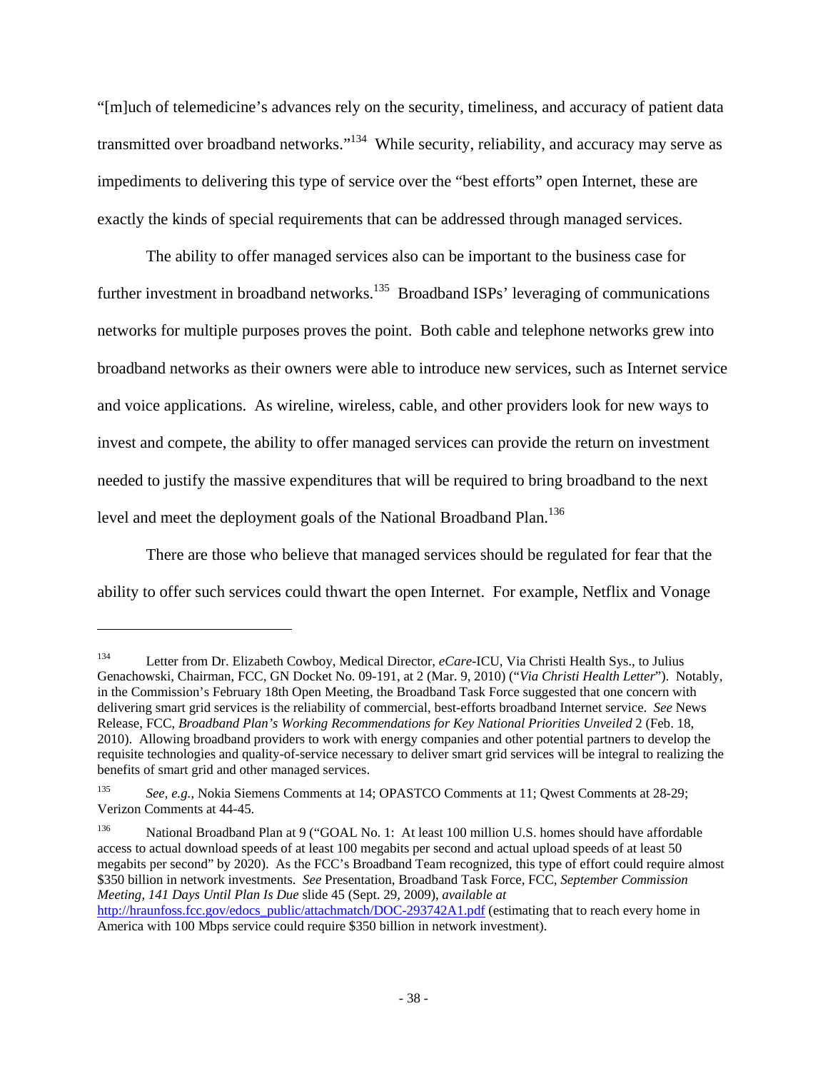"[m]uch of telemedicine's advances rely on the security, timeliness, and accuracy of patient data transmitted over broadband networks."[134] While security, reliability, and accuracy may serve as impediments to delivering this type of service over the "best efforts" open Internet, these are exactly the kinds of special requirements that can be addressed through managed services.

The ability to offer managed services also can be important to the business case for further investment in broadband networks.[135] Broadband ISPs' leveraging of communications networks for multiple purposes proves the point. Both cable and telephone networks grew into broadband networks as their owners were able to introduce new services, such as Internet service and voice applications. As wireline, wireless, cable, and other providers look for new ways to invest and compete, the ability to offer managed services can provide the return on investment needed to justify the massive expenditures that will be required to bring broadband to the next level and meet the deployment goals of the National Broadband Plan.[136]

There are those who believe that managed services should be regulated for fear that the ability to offer such services could thwart the open Internet. For example, Netflix and Vonage

---

[134] Letter from Dr. Elizabeth Cowboy, Medical Director, *eCare*-ICU, Via Christi Health Sys., to Julius Genachowski, Chairman, FCC, GN Docket No. 09-191, at 2 (Mar. 9, 2010) ("*Via Christi Health Letter*"). Notably, in the Commission's February 18th Open Meeting, the Broadband Task Force suggested that one concern with delivering smart grid services is the reliability of commercial, best-efforts broadband Internet service. *See* News Release, FCC, *Broadband Plan's Working Recommendations for Key National Priorities Unveiled* 2 (Feb. 18, 2010). Allowing broadband providers to work with energy companies and other potential partners to develop the requisite technologies and quality-of-service necessary to deliver smart grid services will be integral to realizing the benefits of smart grid and other managed services.

[135] *See, e.g.*, Nokia Siemens Comments at 14; OPASTCO Comments at 11; Qwest Comments at 28-29; Verizon Comments at 44-45.

[136] National Broadband Plan at 9 ("GOAL No. 1: At least 100 million U.S. homes should have affordable access to actual download speeds of at least 100 megabits per second and actual upload speeds of at least 50 megabits per second" by 2020). As the FCC's Broadband Team recognized, this type of effort could require almost $350 billion in network investments. *See* Presentation, Broadband Task Force, FCC, *September Commission Meeting, 141 Days Until Plan Is Due* slide 45 (Sept. 29, 2009), *available at* http://hraunfoss.fcc.gov/edocs_public/attachmatch/DOC-293742A1.pdf (estimating that to reach every home in America with 100 Mbps service could require $350 billion in network investment).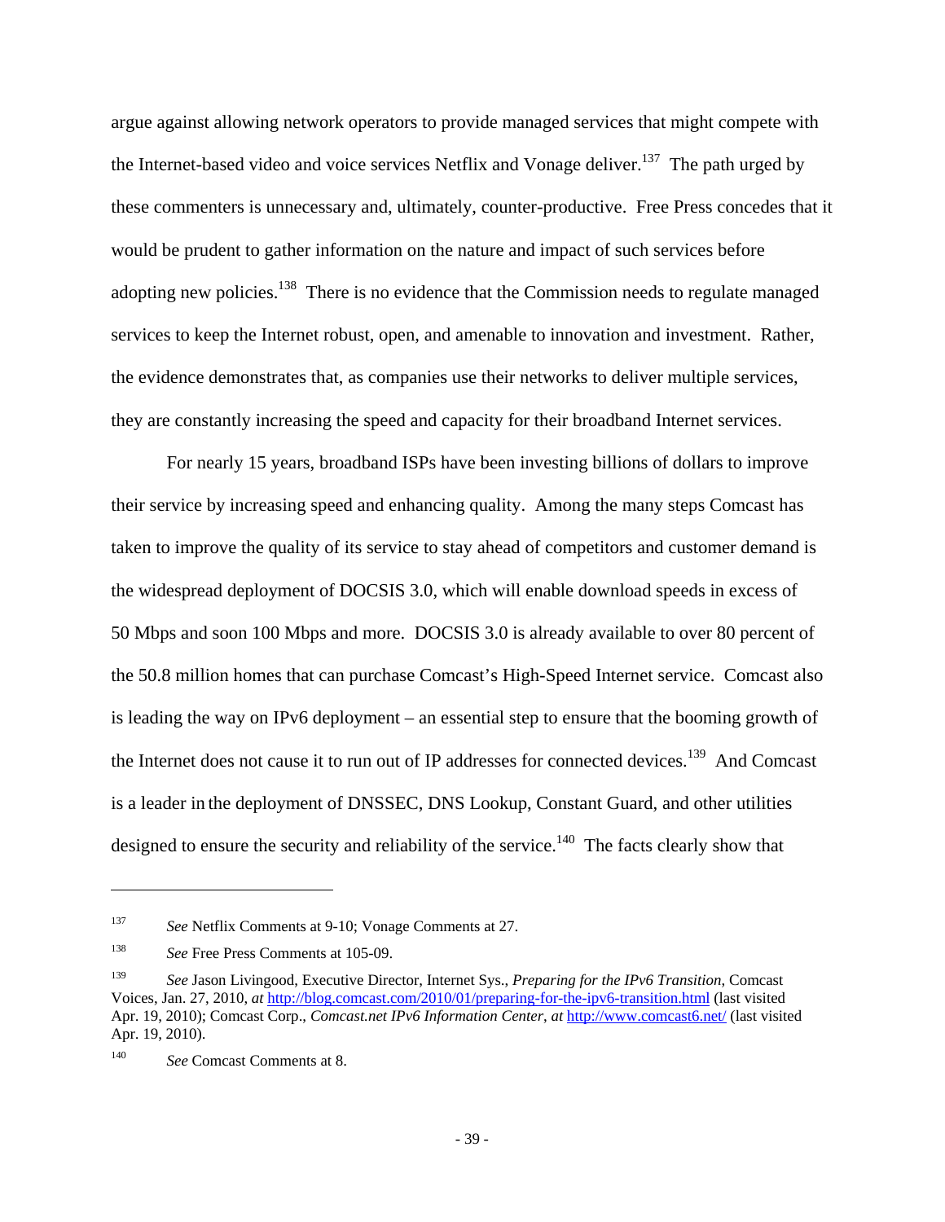argue against allowing network operators to provide managed services that might compete with the Internet-based video and voice services Netflix and Vonage deliver.[137] The path urged by these commenters is unnecessary and, ultimately, counter-productive. Free Press concedes that it would be prudent to gather information on the nature and impact of such services before adopting new policies.[138] There is no evidence that the Commission needs to regulate managed services to keep the Internet robust, open, and amenable to innovation and investment. Rather, the evidence demonstrates that, as companies use their networks to deliver multiple services, they are constantly increasing the speed and capacity for their broadband Internet services.

For nearly 15 years, broadband ISPs have been investing billions of dollars to improve their service by increasing speed and enhancing quality. Among the many steps Comcast has taken to improve the quality of its service to stay ahead of competitors and customer demand is the widespread deployment of DOCSIS 3.0, which will enable download speeds in excess of 50 Mbps and soon 100 Mbps and more. DOCSIS 3.0 is already available to over 80 percent of the 50.8 million homes that can purchase Comcast's High-Speed Internet service. Comcast also is leading the way on IPv6 deployment – an essential step to ensure that the booming growth of the Internet does not cause it to run out of IP addresses for connected devices.[139] And Comcast is a leader in the deployment of DNSSEC, DNS Lookup, Constant Guard, and other utilities designed to ensure the security and reliability of the service.[140] The facts clearly show that

---

[137] *See* Netflix Comments at 9-10; Vonage Comments at 27.

[138] *See* Free Press Comments at 105-09.

[139] *See* Jason Livingood, Executive Director, Internet Sys., *Preparing for the IPv6 Transition*, Comcast Voices, Jan. 27, 2010, *at* http://blog.comcast.com/2010/01/preparing-for-the-ipv6-transition.html (last visited Apr. 19, 2010); Comcast Corp., *Comcast.net IPv6 Information Center*, *at* http://www.comcast6.net/ (last visited Apr. 19, 2010).

[140] *See* Comcast Comments at 8.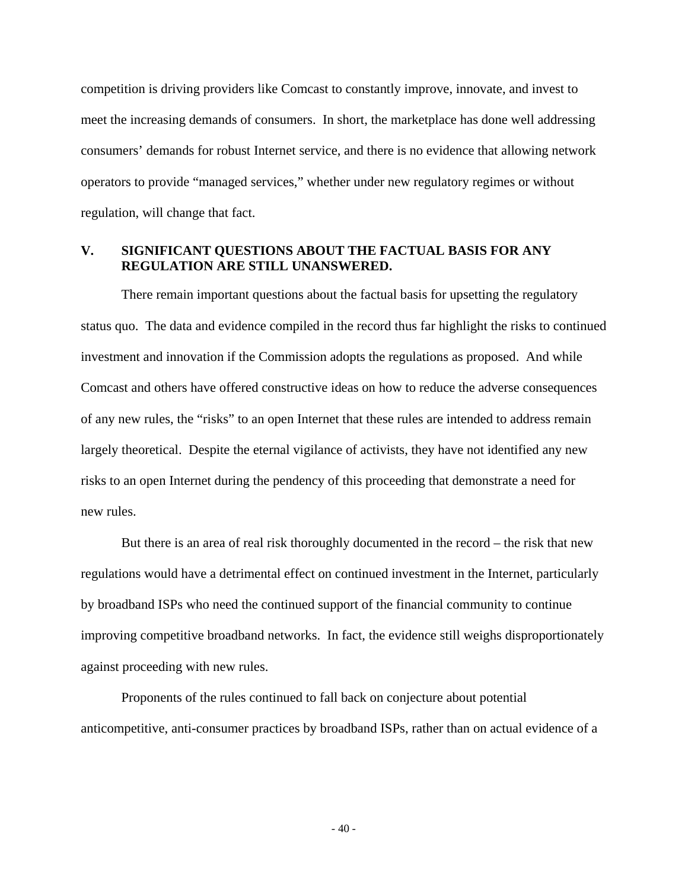competition is driving providers like Comcast to constantly improve, innovate, and invest to meet the increasing demands of consumers. In short, the marketplace has done well addressing consumers' demands for robust Internet service, and there is no evidence that allowing network operators to provide "managed services," whether under new regulatory regimes or without regulation, will change that fact.

## V. SIGNIFICANT QUESTIONS ABOUT THE FACTUAL BASIS FOR ANY REGULATION ARE STILL UNANSWERED.

There remain important questions about the factual basis for upsetting the regulatory status quo. The data and evidence compiled in the record thus far highlight the risks to continued investment and innovation if the Commission adopts the regulations as proposed. And while Comcast and others have offered constructive ideas on how to reduce the adverse consequences of any new rules, the "risks" to an open Internet that these rules are intended to address remain largely theoretical. Despite the eternal vigilance of activists, they have not identified any new risks to an open Internet during the pendency of this proceeding that demonstrate a need for new rules.

But there is an area of real risk thoroughly documented in the record – the risk that new regulations would have a detrimental effect on continued investment in the Internet, particularly by broadband ISPs who need the continued support of the financial community to continue improving competitive broadband networks. In fact, the evidence still weighs disproportionately against proceeding with new rules.

Proponents of the rules continued to fall back on conjecture about potential anticompetitive, anti-consumer practices by broadband ISPs, rather than on actual evidence of a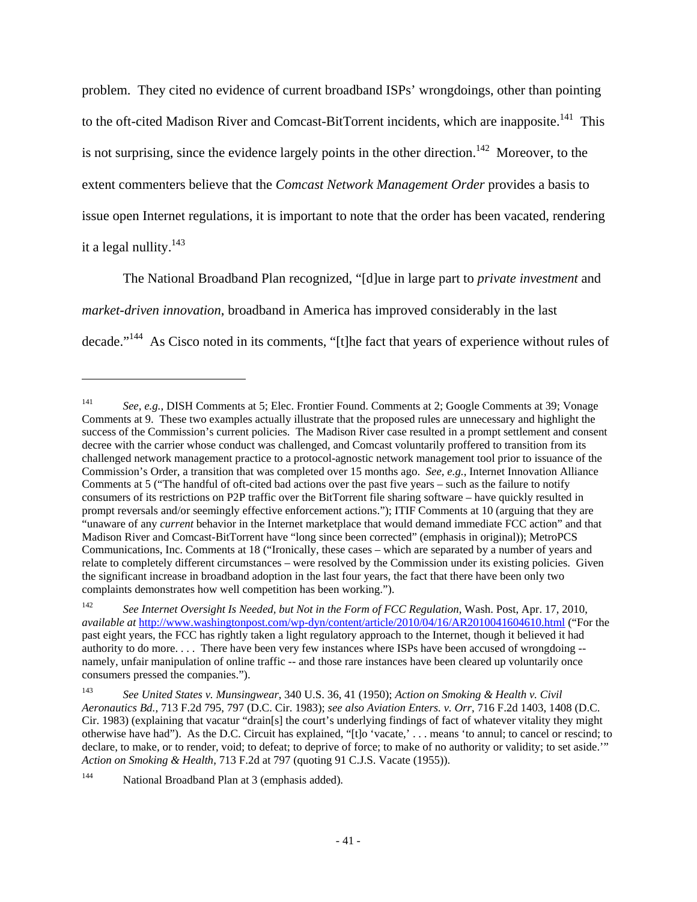problem. They cited no evidence of current broadband ISPs' wrongdoings, other than pointing to the oft-cited Madison River and Comcast-BitTorrent incidents, which are inapposite.[141] This is not surprising, since the evidence largely points in the other direction.[142] Moreover, to the extent commenters believe that the *Comcast Network Management Order* provides a basis to issue open Internet regulations, it is important to note that the order has been vacated, rendering it a legal nullity.[143]

The National Broadband Plan recognized, "[d]ue in large part to *private investment* and *market-driven innovation*, broadband in America has improved considerably in the last decade."[144] As Cisco noted in its comments, "[t]he fact that years of experience without rules of

---

[141] *See, e.g.*, DISH Comments at 5; Elec. Frontier Found. Comments at 2; Google Comments at 39; Vonage Comments at 9. These two examples actually illustrate that the proposed rules are unnecessary and highlight the success of the Commission's current policies. The Madison River case resulted in a prompt settlement and consent decree with the carrier whose conduct was challenged, and Comcast voluntarily proffered to transition from its challenged network management practice to a protocol-agnostic network management tool prior to issuance of the Commission's Order, a transition that was completed over 15 months ago. *See, e.g.*, Internet Innovation Alliance Comments at 5 ("The handful of oft-cited bad actions over the past five years – such as the failure to notify consumers of its restrictions on P2P traffic over the BitTorrent file sharing software – have quickly resulted in prompt reversals and/or seemingly effective enforcement actions."); ITIF Comments at 10 (arguing that they are "unaware of any *current* behavior in the Internet marketplace that would demand immediate FCC action" and that Madison River and Comcast-BitTorrent have "long since been corrected" (emphasis in original)); MetroPCS Communications, Inc. Comments at 18 ("Ironically, these cases – which are separated by a number of years and relate to completely different circumstances – were resolved by the Commission under its existing policies. Given the significant increase in broadband adoption in the last four years, the fact that there have been only two complaints demonstrates how well competition has been working.").

[142] *See Internet Oversight Is Needed, but Not in the Form of FCC Regulation*, Wash. Post, Apr. 17, 2010, *available at* http://www.washingtonpost.com/wp-dyn/content/article/2010/04/16/AR2010041604610.html ("For the past eight years, the FCC has rightly taken a light regulatory approach to the Internet, though it believed it had authority to do more. . . . There have been very few instances where ISPs have been accused of wrongdoing -- namely, unfair manipulation of online traffic -- and those rare instances have been cleared up voluntarily once consumers pressed the companies.").

[143] *See United States v. Munsingwear*, 340 U.S. 36, 41 (1950); *Action on Smoking & Health v. Civil Aeronautics Bd.*, 713 F.2d 795, 797 (D.C. Cir. 1983); *see also Aviation Enters. v. Orr*, 716 F.2d 1403, 1408 (D.C. Cir. 1983) (explaining that vacatur "drain[s] the court's underlying findings of fact of whatever vitality they might otherwise have had"). As the D.C. Circuit has explained, "[t]o 'vacate,' . . . means 'to annul; to cancel or rescind; to declare, to make, or to render, void; to defeat; to deprive of force; to make of no authority or validity; to set aside.'" *Action on Smoking & Health*, 713 F.2d at 797 (quoting 91 C.J.S. Vacate (1955)).

[144] National Broadband Plan at 3 (emphasis added).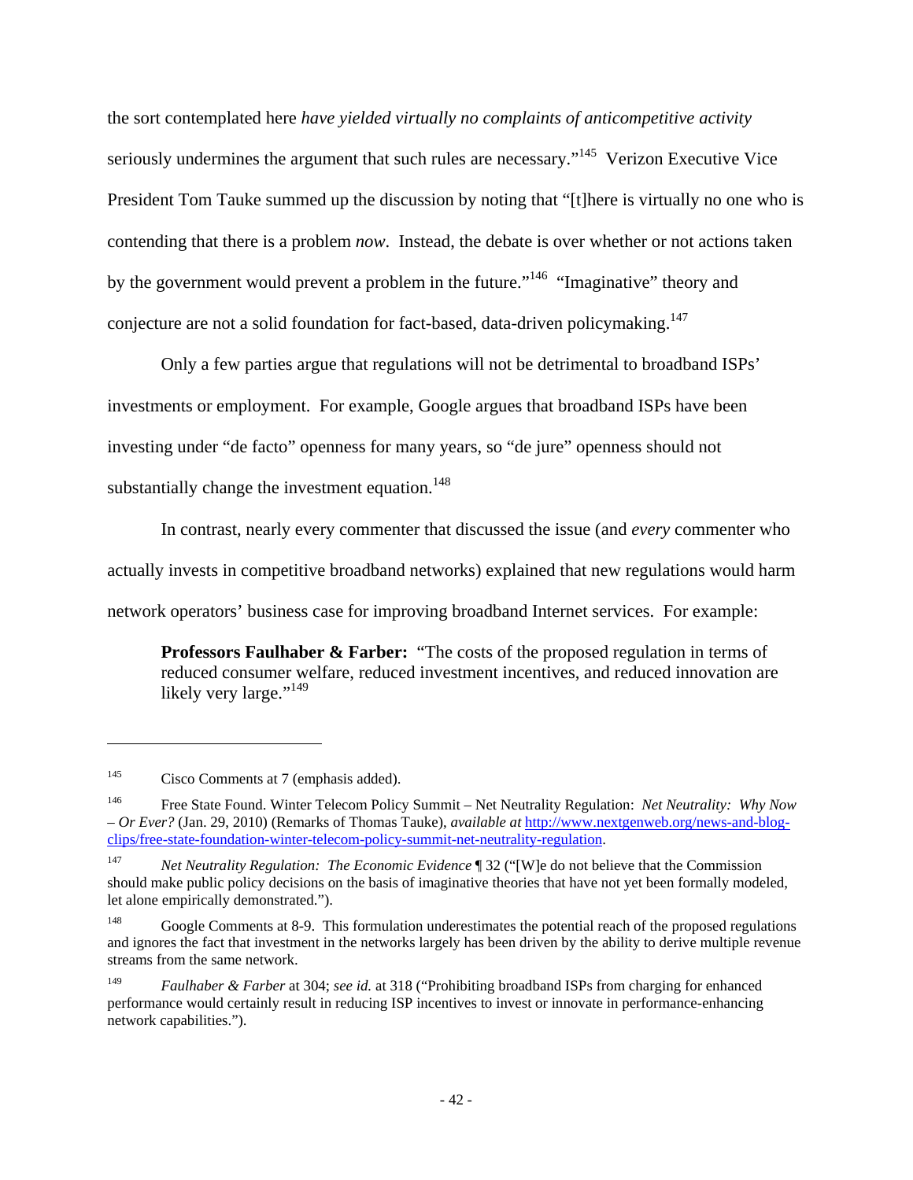the sort contemplated here *have yielded virtually no complaints of anticompetitive activity* seriously undermines the argument that such rules are necessary."[145] Verizon Executive Vice President Tom Tauke summed up the discussion by noting that "[t]here is virtually no one who is contending that there is a problem *now*. Instead, the debate is over whether or not actions taken by the government would prevent a problem in the future."[146] "Imaginative" theory and conjecture are not a solid foundation for fact-based, data-driven policymaking.[147]

Only a few parties argue that regulations will not be detrimental to broadband ISPs' investments or employment. For example, Google argues that broadband ISPs have been investing under "de facto" openness for many years, so "de jure" openness should not substantially change the investment equation.[148]

In contrast, nearly every commenter that discussed the issue (and *every* commenter who actually invests in competitive broadband networks) explained that new regulations would harm network operators' business case for improving broadband Internet services. For example:

> **Professors Faulhaber & Farber:** "The costs of the proposed regulation in terms of reduced consumer welfare, reduced investment incentives, and reduced innovation are likely very large."[149]

---

[145] Cisco Comments at 7 (emphasis added).

[146] Free State Found. Winter Telecom Policy Summit – Net Neutrality Regulation: *Net Neutrality: Why Now – Or Ever?* (Jan. 29, 2010) (Remarks of Thomas Tauke), *available at* http://www.nextgenweb.org/news-and-blog-clips/free-state-foundation-winter-telecom-policy-summit-net-neutrality-regulation.

[147] *Net Neutrality Regulation: The Economic Evidence* ¶ 32 ("[W]e do not believe that the Commission should make public policy decisions on the basis of imaginative theories that have not yet been formally modeled, let alone empirically demonstrated.").

[148] Google Comments at 8-9. This formulation underestimates the potential reach of the proposed regulations and ignores the fact that investment in the networks largely has been driven by the ability to derive multiple revenue streams from the same network.

[149] *Faulhaber & Farber* at 304; *see id.* at 318 ("Prohibiting broadband ISPs from charging for enhanced performance would certainly result in reducing ISP incentives to invest or innovate in performance-enhancing network capabilities.").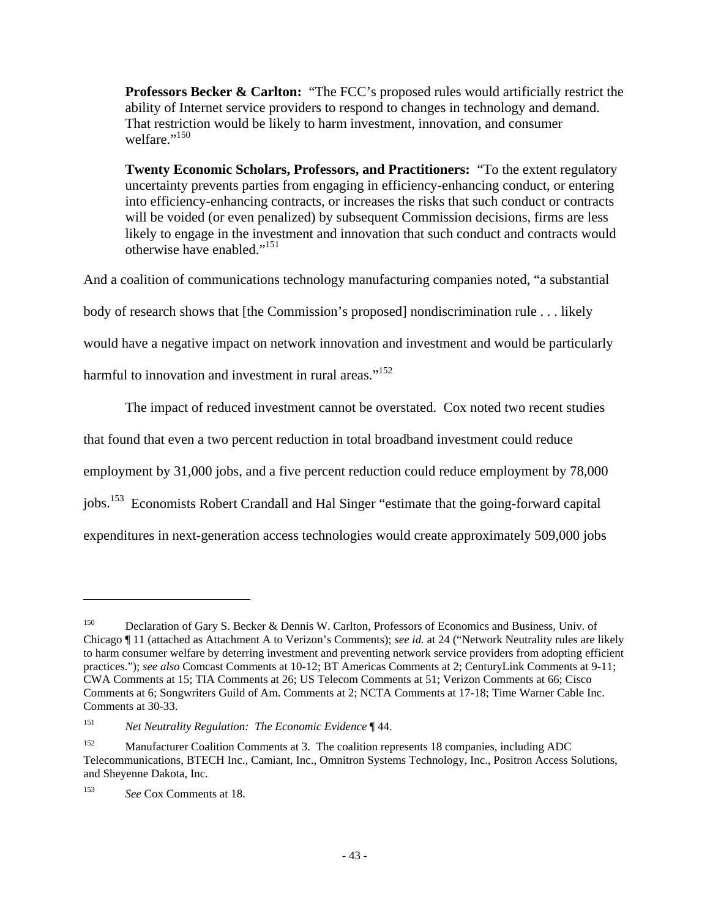> **Professors Becker & Carlton:** "The FCC's proposed rules would artificially restrict the ability of Internet service providers to respond to changes in technology and demand. That restriction would be likely to harm investment, innovation, and consumer welfare."[150]
>
> **Twenty Economic Scholars, Professors, and Practitioners:** "To the extent regulatory uncertainty prevents parties from engaging in efficiency-enhancing conduct, or entering into efficiency-enhancing contracts, or increases the risks that such conduct or contracts will be voided (or even penalized) by subsequent Commission decisions, firms are less likely to engage in the investment and innovation that such conduct and contracts would otherwise have enabled."[151]

And a coalition of communications technology manufacturing companies noted, "a substantial body of research shows that [the Commission's proposed] nondiscrimination rule . . . likely would have a negative impact on network innovation and investment and would be particularly harmful to innovation and investment in rural areas."[152]

The impact of reduced investment cannot be overstated. Cox noted two recent studies that found that even a two percent reduction in total broadband investment could reduce employment by 31,000 jobs, and a five percent reduction could reduce employment by 78,000 jobs.[153] Economists Robert Crandall and Hal Singer "estimate that the going-forward capital expenditures in next-generation access technologies would create approximately 509,000 jobs

---

[150] Declaration of Gary S. Becker & Dennis W. Carlton, Professors of Economics and Business, Univ. of Chicago ¶ 11 (attached as Attachment A to Verizon's Comments); *see id.* at 24 ("Network Neutrality rules are likely to harm consumer welfare by deterring investment and preventing network service providers from adopting efficient practices."); *see also* Comcast Comments at 10-12; BT Americas Comments at 2; CenturyLink Comments at 9-11; CWA Comments at 15; TIA Comments at 26; US Telecom Comments at 51; Verizon Comments at 66; Cisco Comments at 6; Songwriters Guild of Am. Comments at 2; NCTA Comments at 17-18; Time Warner Cable Inc. Comments at 30-33.

[151] *Net Neutrality Regulation: The Economic Evidence* ¶ 44.

[152] Manufacturer Coalition Comments at 3. The coalition represents 18 companies, including ADC Telecommunications, BTECH Inc., Camiant, Inc., Omnitron Systems Technology, Inc., Positron Access Solutions, and Sheyenne Dakota, Inc.

[153] *See* Cox Comments at 18.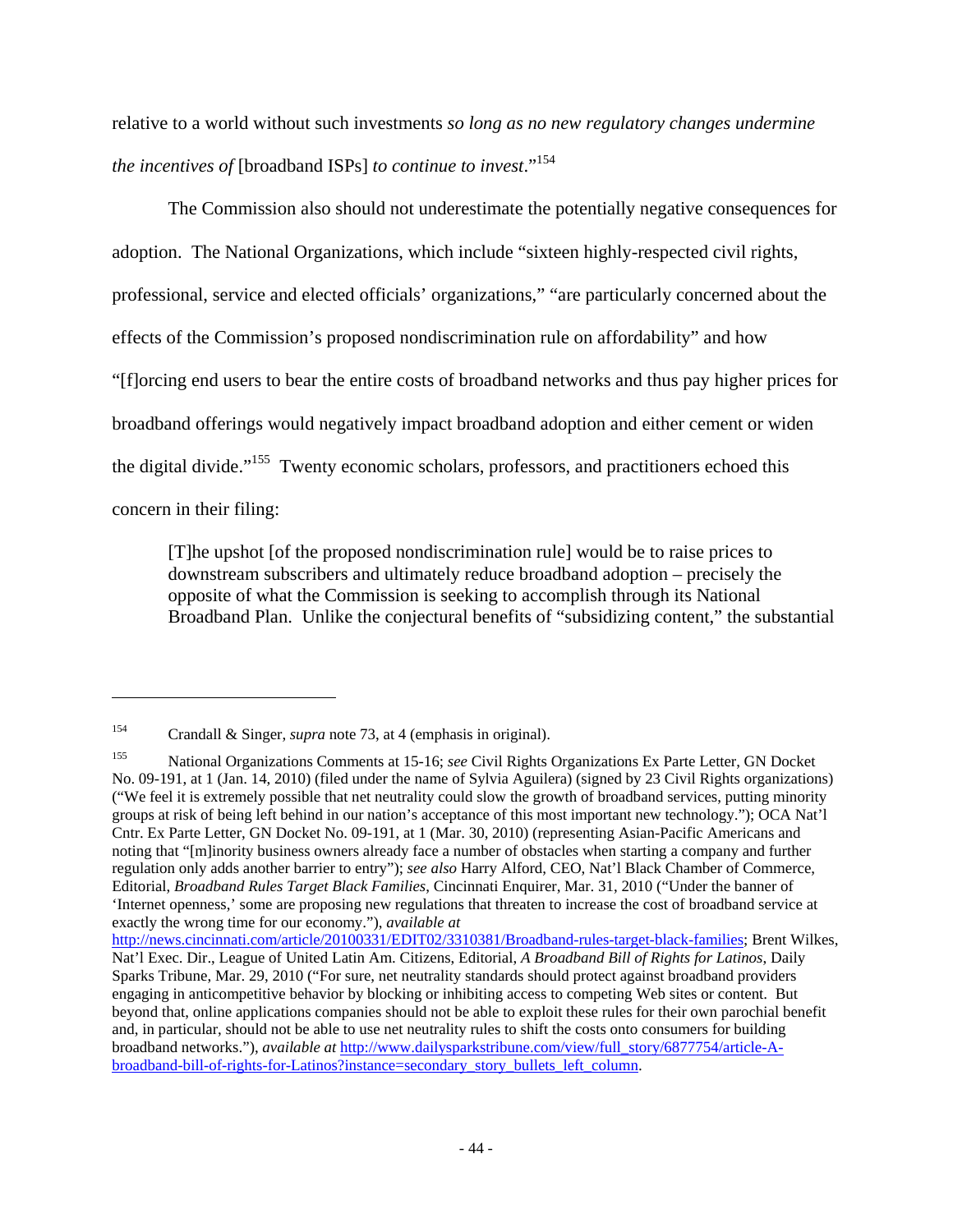relative to a world without such investments *so long as no new regulatory changes undermine the incentives of* [broadband ISPs] *to continue to invest*."[154]

The Commission also should not underestimate the potentially negative consequences for adoption. The National Organizations, which include "sixteen highly-respected civil rights, professional, service and elected officials' organizations," "are particularly concerned about the effects of the Commission's proposed nondiscrimination rule on affordability" and how "[f]orcing end users to bear the entire costs of broadband networks and thus pay higher prices for broadband offerings would negatively impact broadband adoption and either cement or widen the digital divide."[155] Twenty economic scholars, professors, and practitioners echoed this concern in their filing:

> [T]he upshot [of the proposed nondiscrimination rule] would be to raise prices to downstream subscribers and ultimately reduce broadband adoption – precisely the opposite of what the Commission is seeking to accomplish through its National Broadband Plan. Unlike the conjectural benefits of "subsidizing content," the substantial

---

[154] Crandall & Singer, *supra* note 73, at 4 (emphasis in original).

[155] National Organizations Comments at 15-16; *see* Civil Rights Organizations Ex Parte Letter, GN Docket No. 09-191, at 1 (Jan. 14, 2010) (filed under the name of Sylvia Aguilera) (signed by 23 Civil Rights organizations) ("We feel it is extremely possible that net neutrality could slow the growth of broadband services, putting minority groups at risk of being left behind in our nation's acceptance of this most important new technology."); OCA Nat'l Cntr. Ex Parte Letter, GN Docket No. 09-191, at 1 (Mar. 30, 2010) (representing Asian-Pacific Americans and noting that "[m]inority business owners already face a number of obstacles when starting a company and further regulation only adds another barrier to entry"); *see also* Harry Alford, CEO, Nat'l Black Chamber of Commerce, Editorial, *Broadband Rules Target Black Families*, Cincinnati Enquirer, Mar. 31, 2010 ("Under the banner of 'Internet openness,' some are proposing new regulations that threaten to increase the cost of broadband service at exactly the wrong time for our economy."), *available at* http://news.cincinnati.com/article/20100331/EDIT02/3310381/Broadband-rules-target-black-families; Brent Wilkes, Nat'l Exec. Dir., League of United Latin Am. Citizens, Editorial, *A Broadband Bill of Rights for Latinos*, Daily Sparks Tribune, Mar. 29, 2010 ("For sure, net neutrality standards should protect against broadband providers engaging in anticompetitive behavior by blocking or inhibiting access to competing Web sites or content. But beyond that, online applications companies should not be able to exploit these rules for their own parochial benefit and, in particular, should not be able to use net neutrality rules to shift the costs onto consumers for building broadband networks."), *available at* http://www.dailysparkstribune.com/view/full_story/6877754/article-A-broadband-bill-of-rights-for-Latinos?instance=secondary_story_bullets_left_column.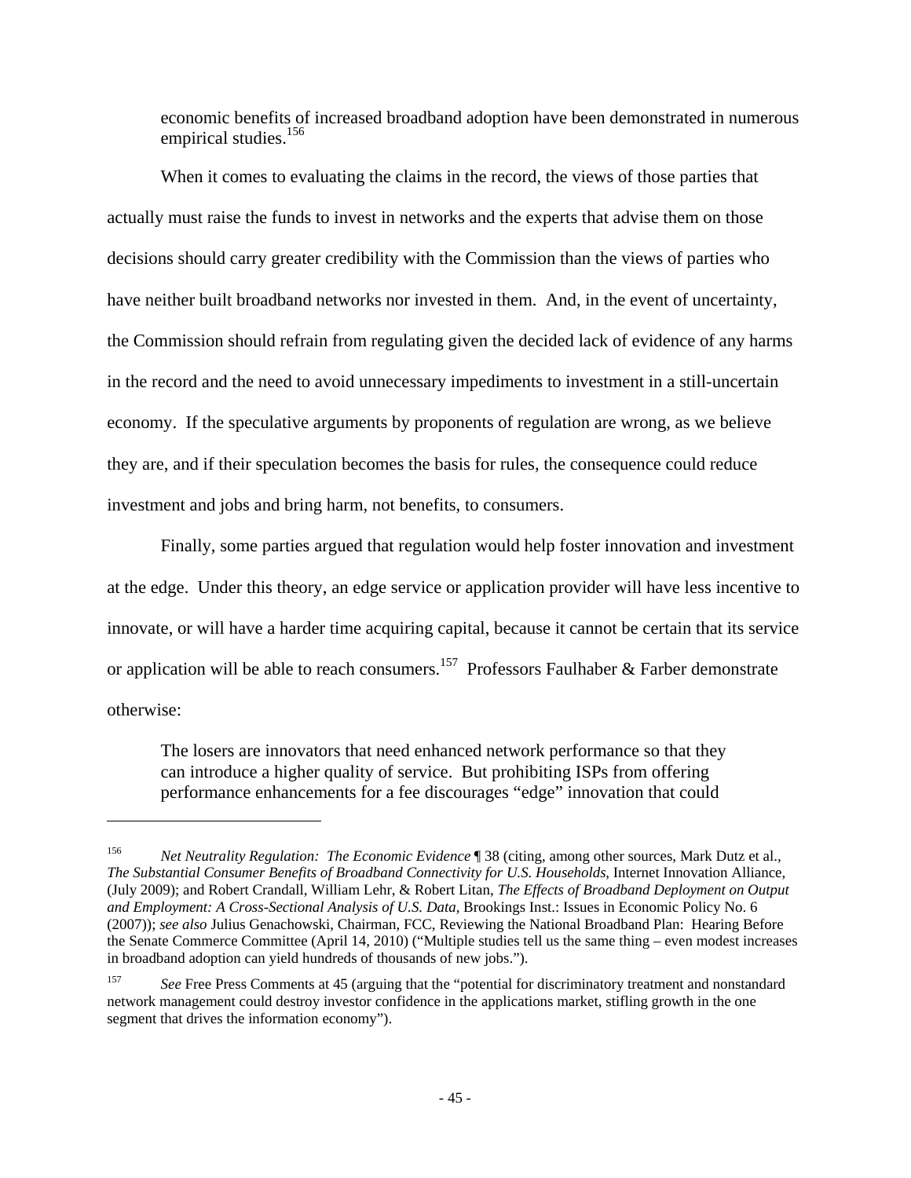> economic benefits of increased broadband adoption have been demonstrated in numerous empirical studies.[156]

When it comes to evaluating the claims in the record, the views of those parties that actually must raise the funds to invest in networks and the experts that advise them on those decisions should carry greater credibility with the Commission than the views of parties who have neither built broadband networks nor invested in them. And, in the event of uncertainty, the Commission should refrain from regulating given the decided lack of evidence of any harms in the record and the need to avoid unnecessary impediments to investment in a still-uncertain economy. If the speculative arguments by proponents of regulation are wrong, as we believe they are, and if their speculation becomes the basis for rules, the consequence could reduce investment and jobs and bring harm, not benefits, to consumers.

Finally, some parties argued that regulation would help foster innovation and investment at the edge. Under this theory, an edge service or application provider will have less incentive to innovate, or will have a harder time acquiring capital, because it cannot be certain that its service or application will be able to reach consumers.[157] Professors Faulhaber & Farber demonstrate otherwise:

> The losers are innovators that need enhanced network performance so that they can introduce a higher quality of service. But prohibiting ISPs from offering performance enhancements for a fee discourages "edge" innovation that could

---

[156] *Net Neutrality Regulation: The Economic Evidence* ¶ 38 (citing, among other sources, Mark Dutz et al., *The Substantial Consumer Benefits of Broadband Connectivity for U.S. Households*, Internet Innovation Alliance, (July 2009); and Robert Crandall, William Lehr, & Robert Litan, *The Effects of Broadband Deployment on Output and Employment: A Cross-Sectional Analysis of U.S. Data*, Brookings Inst.: Issues in Economic Policy No. 6 (2007)); *see also* Julius Genachowski, Chairman, FCC, Reviewing the National Broadband Plan: Hearing Before the Senate Commerce Committee (April 14, 2010) ("Multiple studies tell us the same thing – even modest increases in broadband adoption can yield hundreds of thousands of new jobs.").

[157] *See* Free Press Comments at 45 (arguing that the "potential for discriminatory treatment and nonstandard network management could destroy investor confidence in the applications market, stifling growth in the one segment that drives the information economy").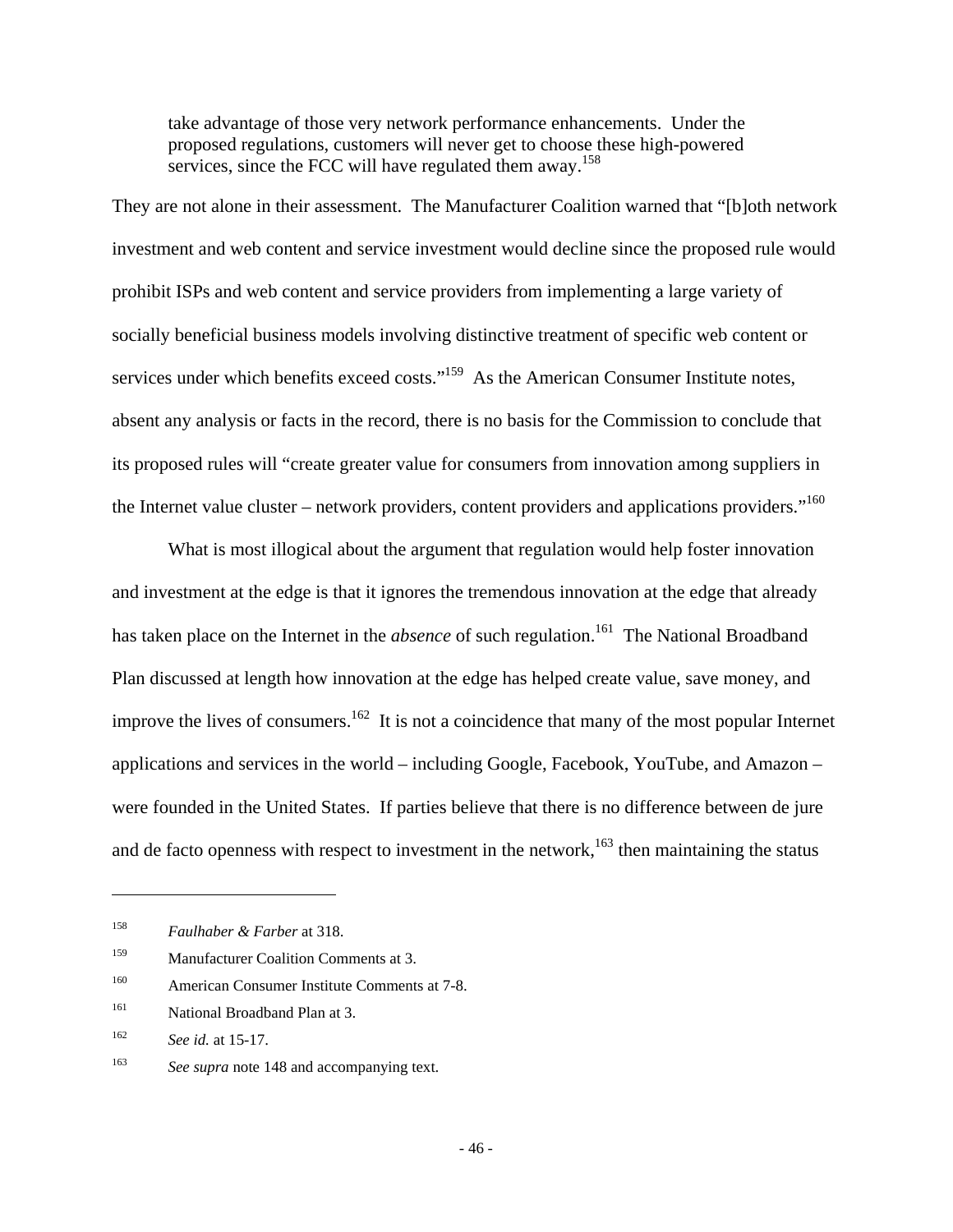> take advantage of those very network performance enhancements. Under the proposed regulations, customers will never get to choose these high-powered services, since the FCC will have regulated them away.[158]

They are not alone in their assessment. The Manufacturer Coalition warned that "[b]oth network investment and web content and service investment would decline since the proposed rule would prohibit ISPs and web content and service providers from implementing a large variety of socially beneficial business models involving distinctive treatment of specific web content or services under which benefits exceed costs."[159] As the American Consumer Institute notes, absent any analysis or facts in the record, there is no basis for the Commission to conclude that its proposed rules will "create greater value for consumers from innovation among suppliers in the Internet value cluster – network providers, content providers and applications providers."[160]

What is most illogical about the argument that regulation would help foster innovation and investment at the edge is that it ignores the tremendous innovation at the edge that already has taken place on the Internet in the *absence* of such regulation.[161] The National Broadband Plan discussed at length how innovation at the edge has helped create value, save money, and improve the lives of consumers.[162] It is not a coincidence that many of the most popular Internet applications and services in the world – including Google, Facebook, YouTube, and Amazon – were founded in the United States. If parties believe that there is no difference between de jure and de facto openness with respect to investment in the network,[163] then maintaining the status

---

[158] *Faulhaber & Farber* at 318.

[159] Manufacturer Coalition Comments at 3.

[160] American Consumer Institute Comments at 7-8.

[161] National Broadband Plan at 3.

[162] *See id.* at 15-17.

[163] *See supra* note 148 and accompanying text.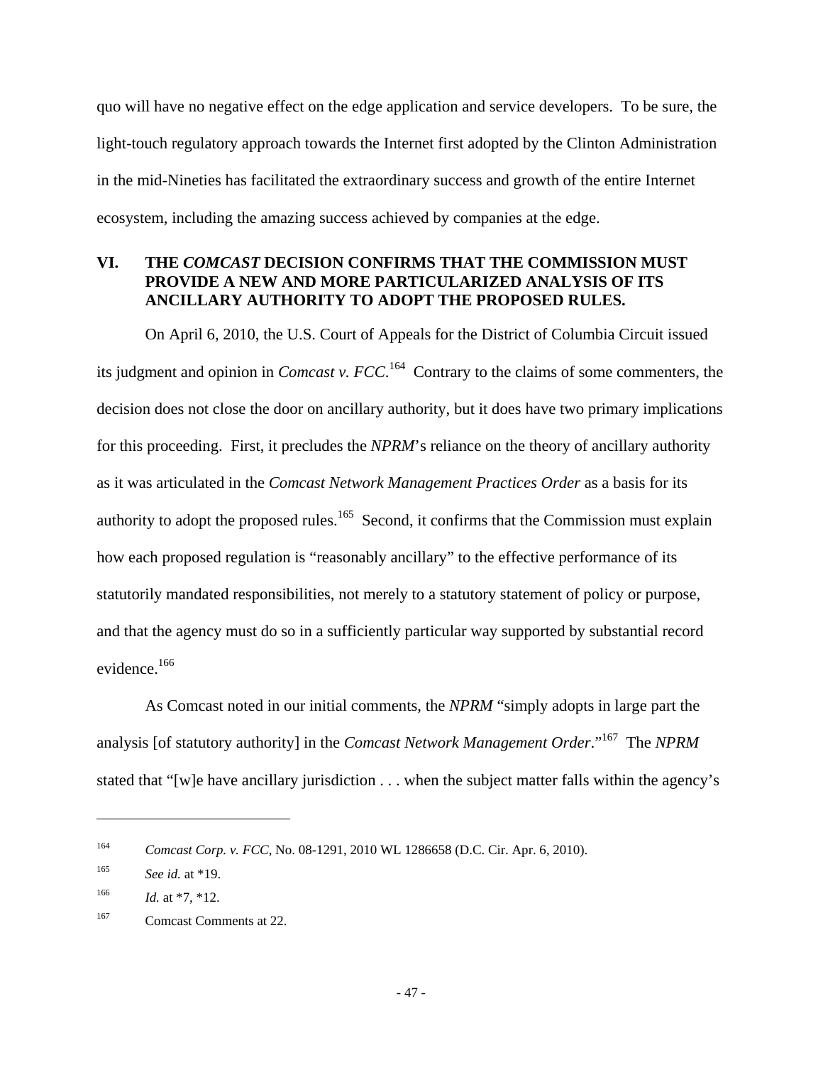quo will have no negative effect on the edge application and service developers. To be sure, the light-touch regulatory approach towards the Internet first adopted by the Clinton Administration in the mid-Nineties has facilitated the extraordinary success and growth of the entire Internet ecosystem, including the amazing success achieved by companies at the edge.

## VI. THE *COMCAST* DECISION CONFIRMS THAT THE COMMISSION MUST PROVIDE A NEW AND MORE PARTICULARIZED ANALYSIS OF ITS ANCILLARY AUTHORITY TO ADOPT THE PROPOSED RULES.

On April 6, 2010, the U.S. Court of Appeals for the District of Columbia Circuit issued its judgment and opinion in *Comcast v. FCC*.[164] Contrary to the claims of some commenters, the decision does not close the door on ancillary authority, but it does have two primary implications for this proceeding. First, it precludes the *NPRM*'s reliance on the theory of ancillary authority as it was articulated in the *Comcast Network Management Practices Order* as a basis for its authority to adopt the proposed rules.[165] Second, it confirms that the Commission must explain how each proposed regulation is "reasonably ancillary" to the effective performance of its statutorily mandated responsibilities, not merely to a statutory statement of policy or purpose, and that the agency must do so in a sufficiently particular way supported by substantial record evidence.[166]

As Comcast noted in our initial comments, the *NPRM* "simply adopts in large part the analysis [of statutory authority] in the *Comcast Network Management Order*."[167] The *NPRM* stated that "[w]e have ancillary jurisdiction . . . when the subject matter falls within the agency's

---

[164] *Comcast Corp. v. FCC*, No. 08-1291, 2010 WL 1286658 (D.C. Cir. Apr. 6, 2010).

[165] *See id.* at *19.

[166] *Id.* at *7, *12.

[167] Comcast Comments at 22.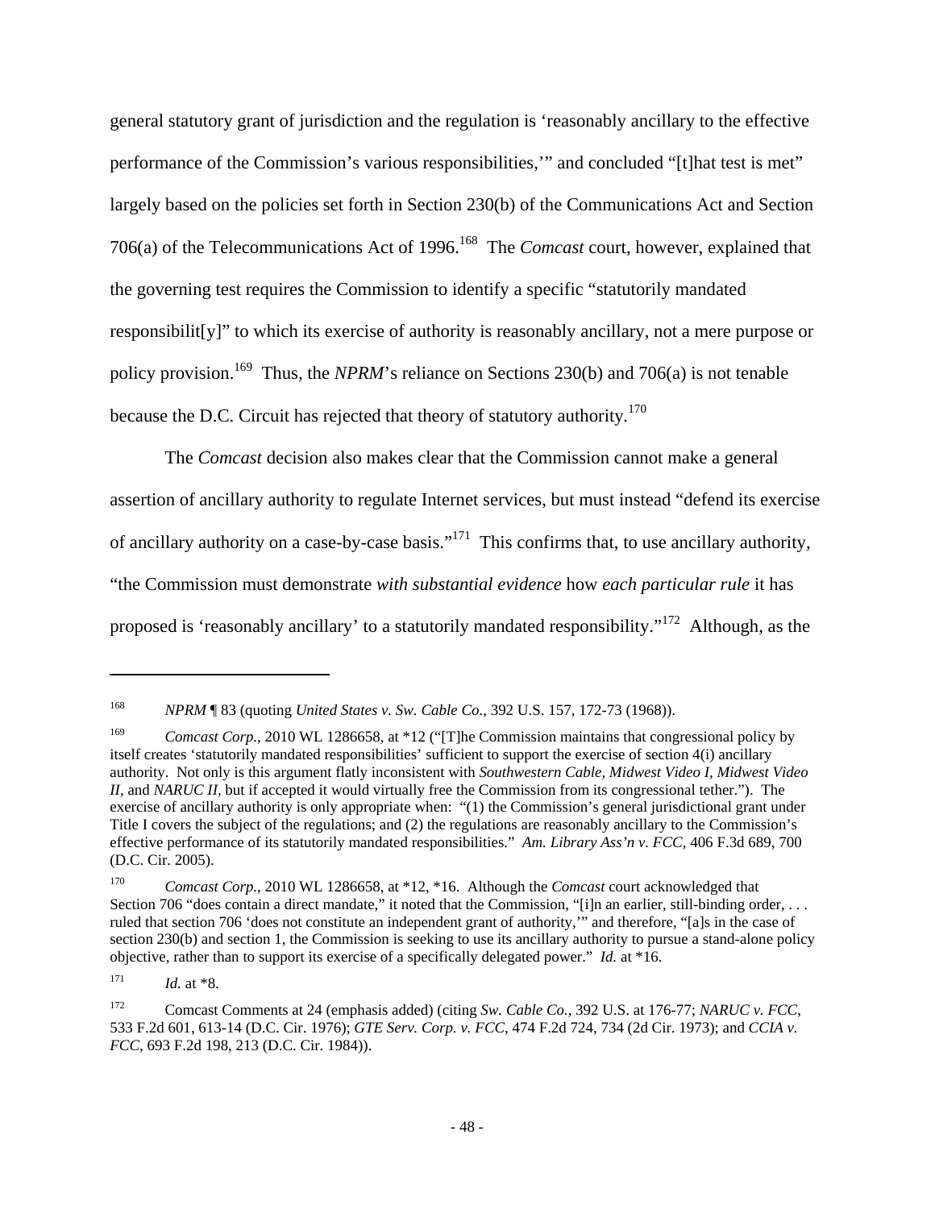general statutory grant of jurisdiction and the regulation is 'reasonably ancillary to the effective performance of the Commission's various responsibilities,'" and concluded "[t]hat test is met" largely based on the policies set forth in Section 230(b) of the Communications Act and Section 706(a) of the Telecommunications Act of 1996.[168] The *Comcast* court, however, explained that the governing test requires the Commission to identify a specific "statutorily mandated responsibilit[y]" to which its exercise of authority is reasonably ancillary, not a mere purpose or policy provision.[169] Thus, the *NPRM*'s reliance on Sections 230(b) and 706(a) is not tenable because the D.C. Circuit has rejected that theory of statutory authority.[170]

The *Comcast* decision also makes clear that the Commission cannot make a general assertion of ancillary authority to regulate Internet services, but must instead "defend its exercise of ancillary authority on a case-by-case basis."[171] This confirms that, to use ancillary authority, "the Commission must demonstrate *with substantial evidence* how *each particular rule* it has proposed is 'reasonably ancillary' to a statutorily mandated responsibility."[172] Although, as the

---

[168] *NPRM* ¶ 83 (quoting *United States v. Sw. Cable Co.*, 392 U.S. 157, 172-73 (1968)).

[169] *Comcast Corp.*, 2010 WL 1286658, at *12 ("[T]he Commission maintains that congressional policy by itself creates 'statutorily mandated responsibilities' sufficient to support the exercise of section 4(i) ancillary authority. Not only is this argument flatly inconsistent with *Southwestern Cable, Midwest Video I, Midwest Video II,* and *NARUC II,* but if accepted it would virtually free the Commission from its congressional tether."). The exercise of ancillary authority is only appropriate when: "(1) the Commission's general jurisdictional grant under Title I covers the subject of the regulations; and (2) the regulations are reasonably ancillary to the Commission's effective performance of its statutorily mandated responsibilities." *Am. Library Ass'n v. FCC*, 406 F.3d 689, 700 (D.C. Cir. 2005).

[170] *Comcast Corp.*, 2010 WL 1286658, at *12, *16. Although the *Comcast* court acknowledged that Section 706 "does contain a direct mandate," it noted that the Commission, "[i]n an earlier, still-binding order, . . . ruled that section 706 'does not constitute an independent grant of authority,'" and therefore, "[a]s in the case of section 230(b) and section 1, the Commission is seeking to use its ancillary authority to pursue a stand-alone policy objective, rather than to support its exercise of a specifically delegated power." *Id.* at *16.

[171] *Id.* at *8.

[172] Comcast Comments at 24 (emphasis added) (citing *Sw. Cable Co.*, 392 U.S. at 176-77; *NARUC v. FCC*, 533 F.2d 601, 613-14 (D.C. Cir. 1976); *GTE Serv. Corp. v. FCC*, 474 F.2d 724, 734 (2d Cir. 1973); and *CCIA v. FCC*, 693 F.2d 198, 213 (D.C. Cir. 1984)).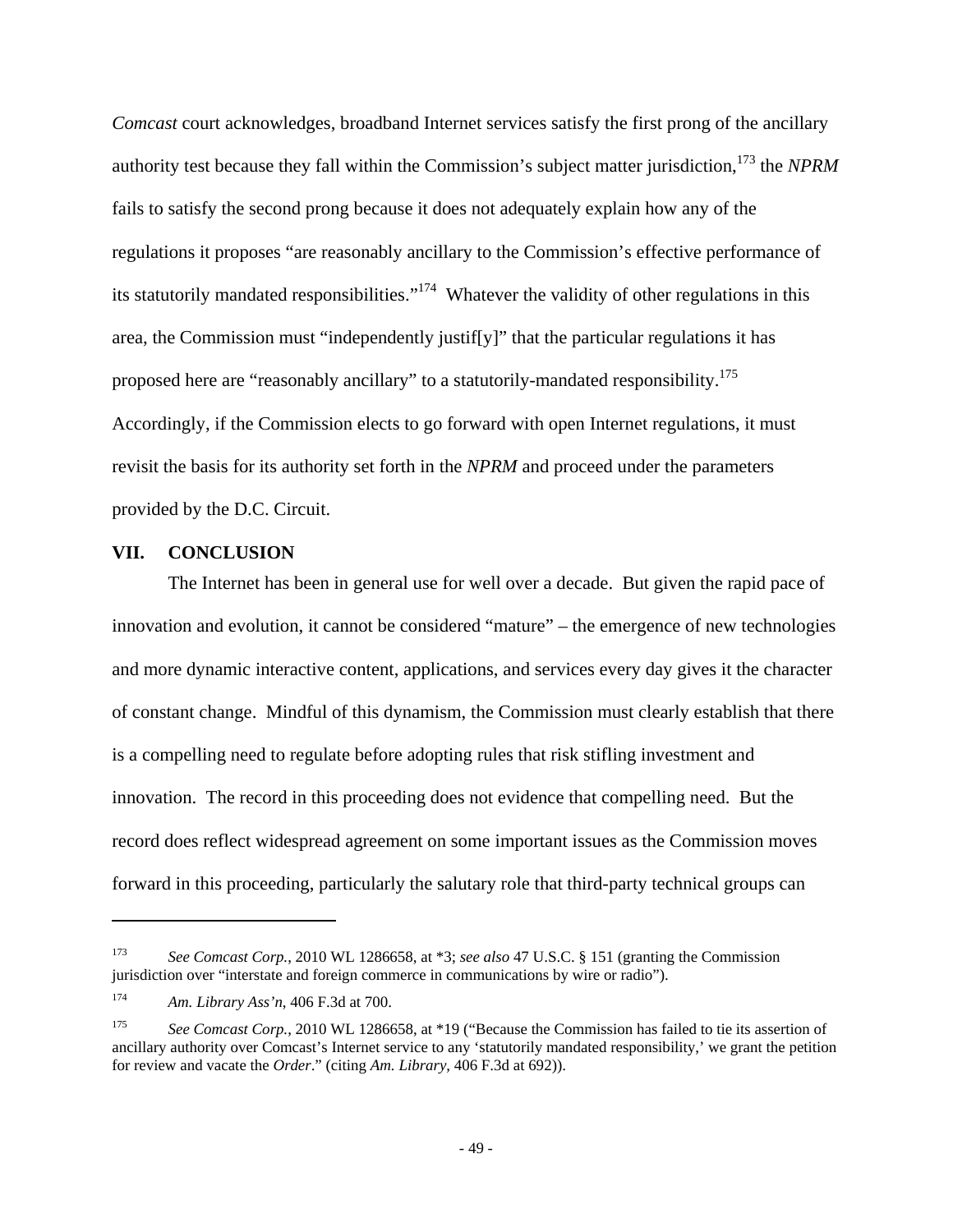*Comcast* court acknowledges, broadband Internet services satisfy the first prong of the ancillary authority test because they fall within the Commission's subject matter jurisdiction,[173] the *NPRM* fails to satisfy the second prong because it does not adequately explain how any of the regulations it proposes "are reasonably ancillary to the Commission's effective performance of its statutorily mandated responsibilities."[174] Whatever the validity of other regulations in this area, the Commission must "independently justif[y]" that the particular regulations it has proposed here are "reasonably ancillary" to a statutorily-mandated responsibility.[175] Accordingly, if the Commission elects to go forward with open Internet regulations, it must revisit the basis for its authority set forth in the *NPRM* and proceed under the parameters provided by the D.C. Circuit.

## VII. CONCLUSION

The Internet has been in general use for well over a decade. But given the rapid pace of innovation and evolution, it cannot be considered "mature" – the emergence of new technologies and more dynamic interactive content, applications, and services every day gives it the character of constant change. Mindful of this dynamism, the Commission must clearly establish that there is a compelling need to regulate before adopting rules that risk stifling investment and innovation. The record in this proceeding does not evidence that compelling need. But the record does reflect widespread agreement on some important issues as the Commission moves forward in this proceeding, particularly the salutary role that third-party technical groups can

---

[173] *See Comcast Corp.*, 2010 WL 1286658, at *3; *see also* 47 U.S.C. § 151 (granting the Commission jurisdiction over "interstate and foreign commerce in communications by wire or radio").

[174] *Am. Library Ass'n*, 406 F.3d at 700.

[175] *See Comcast Corp.*, 2010 WL 1286658, at *19 ("Because the Commission has failed to tie its assertion of ancillary authority over Comcast's Internet service to any 'statutorily mandated responsibility,' we grant the petition for review and vacate the *Order*." (citing *Am. Library*, 406 F.3d at 692)).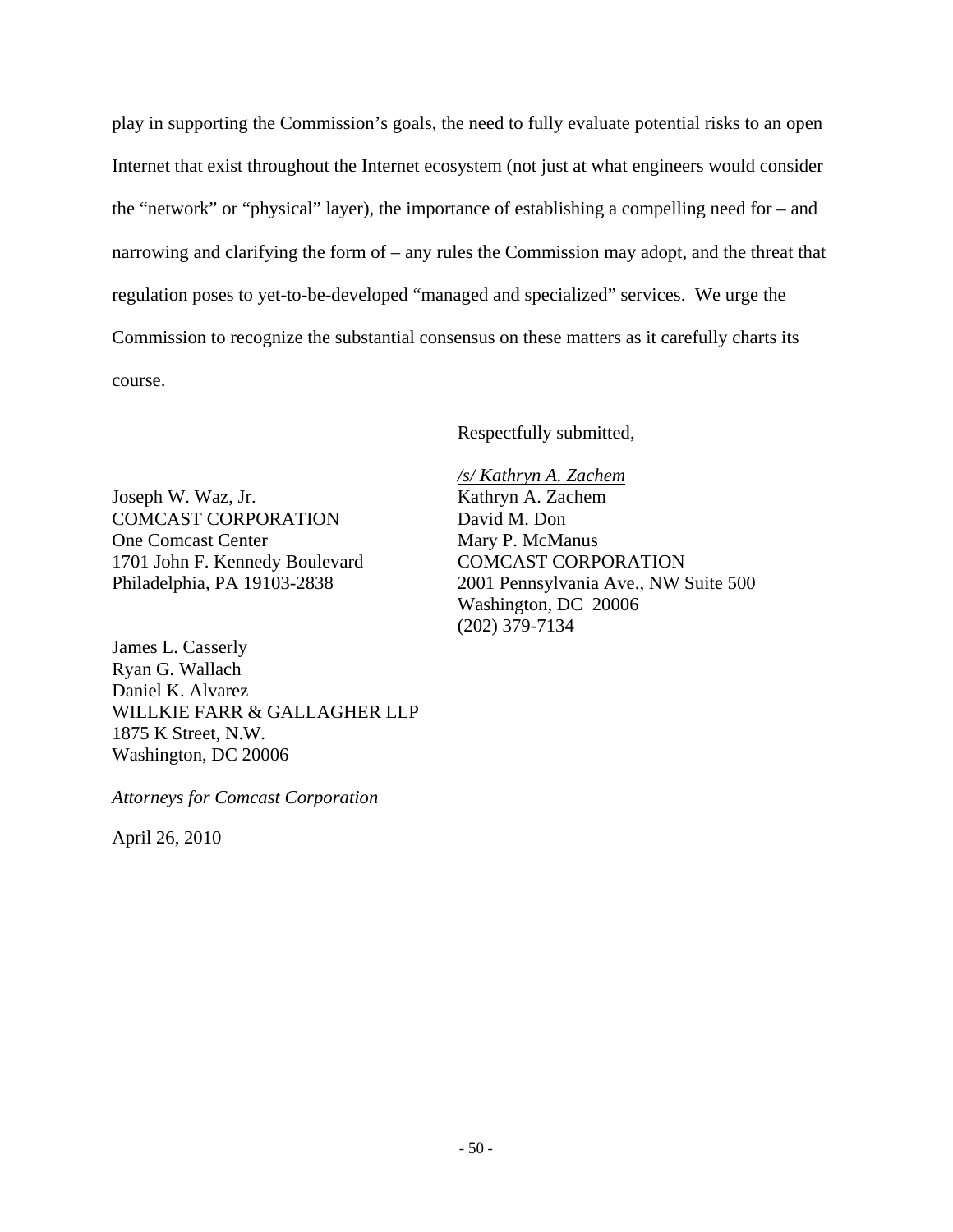play in supporting the Commission's goals, the need to fully evaluate potential risks to an open Internet that exist throughout the Internet ecosystem (not just at what engineers would consider the "network" or "physical" layer), the importance of establishing a compelling need for – and narrowing and clarifying the form of – any rules the Commission may adopt, and the threat that regulation poses to yet-to-be-developed "managed and specialized" services. We urge the Commission to recognize the substantial consensus on these matters as it carefully charts its course.

Respectfully submitted,

*/s/ Kathryn A. Zachem*
Kathryn A. Zachem
David M. Don
Mary P. McManus
COMCAST CORPORATION
2001 Pennsylvania Ave., NW Suite 500
Washington, DC 20006
(202) 379-7134

Joseph W. Waz, Jr.
COMCAST CORPORATION
One Comcast Center
1701 John F. Kennedy Boulevard
Philadelphia, PA 19103-2838

James L. Casserly
Ryan G. Wallach
Daniel K. Alvarez
WILLKIE FARR & GALLAGHER LLP
1875 K Street, N.W.
Washington, DC 20006

*Attorneys for Comcast Corporation*

April 26, 2010